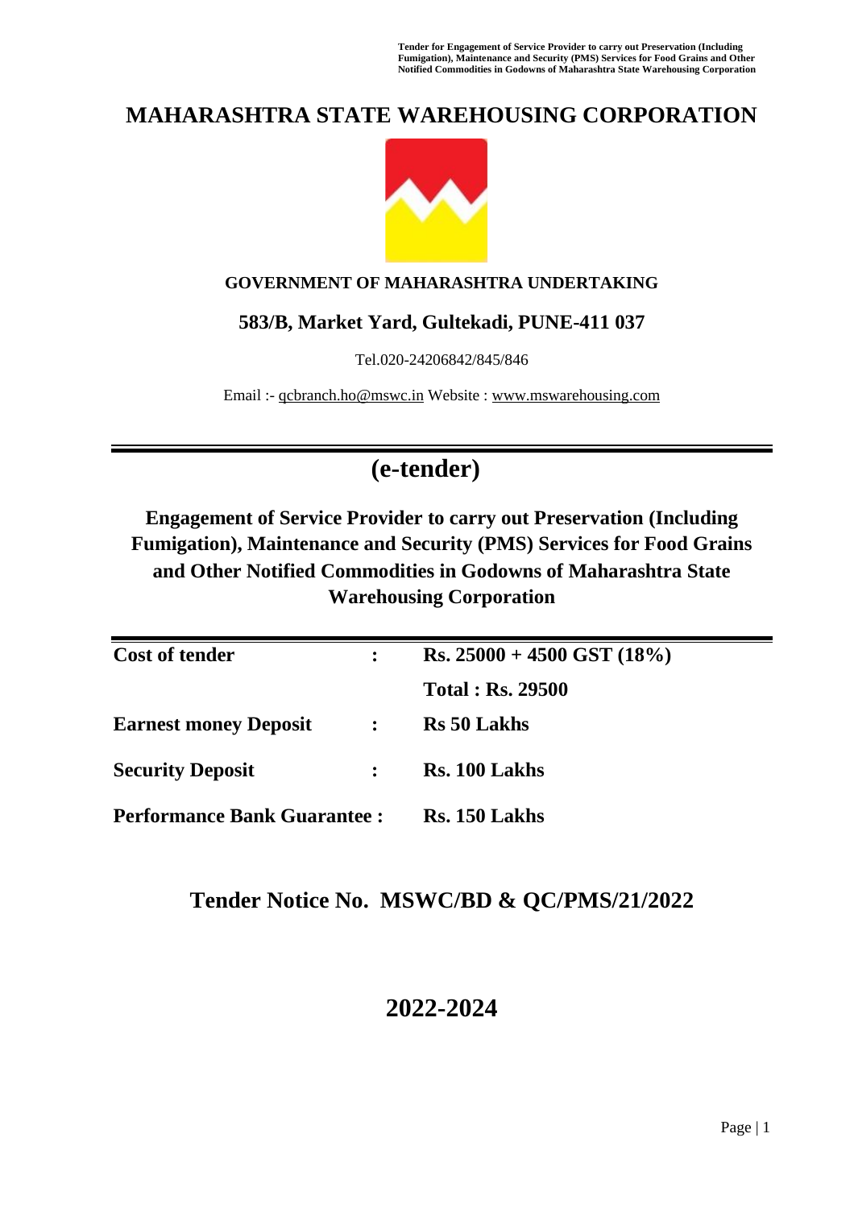# MAHARASHTRA STATE WAREHOUSING CORPORATION

**GOVERNMENT OF MAHARASHTRA UNDERTAKING**

**583/B, Market Yard, Gultekadi, PUNE-411 037**

Tel.020-24206842/845/846

Email :- qcbranch.ho@mswc.in Website : www.mswarehousing.com

# (e-tender)

## Engagement of Service Provider to carry out Preservation (Including Fumigation), Maintenance and Security (PMS) Services for Food Grains and Other Notified Commodities in Godowns of Maharashtra State Warehousing Corporation

| | | |
|---|---|---|
| **Cost of tender** | **:** | **Rs. 25000 + 4500 GST (18%)** |
| | | **Total : Rs. 29500** |
| **Earnest money Deposit** | **:** | **Rs 50 Lakhs** |
| **Security Deposit** | **:** | **Rs. 100 Lakhs** |
| **Performance Bank Guarantee :** | | **Rs. 150 Lakhs** |

## Tender Notice No. MSWC/BD & QC/PMS/21/2022

## 2022-2024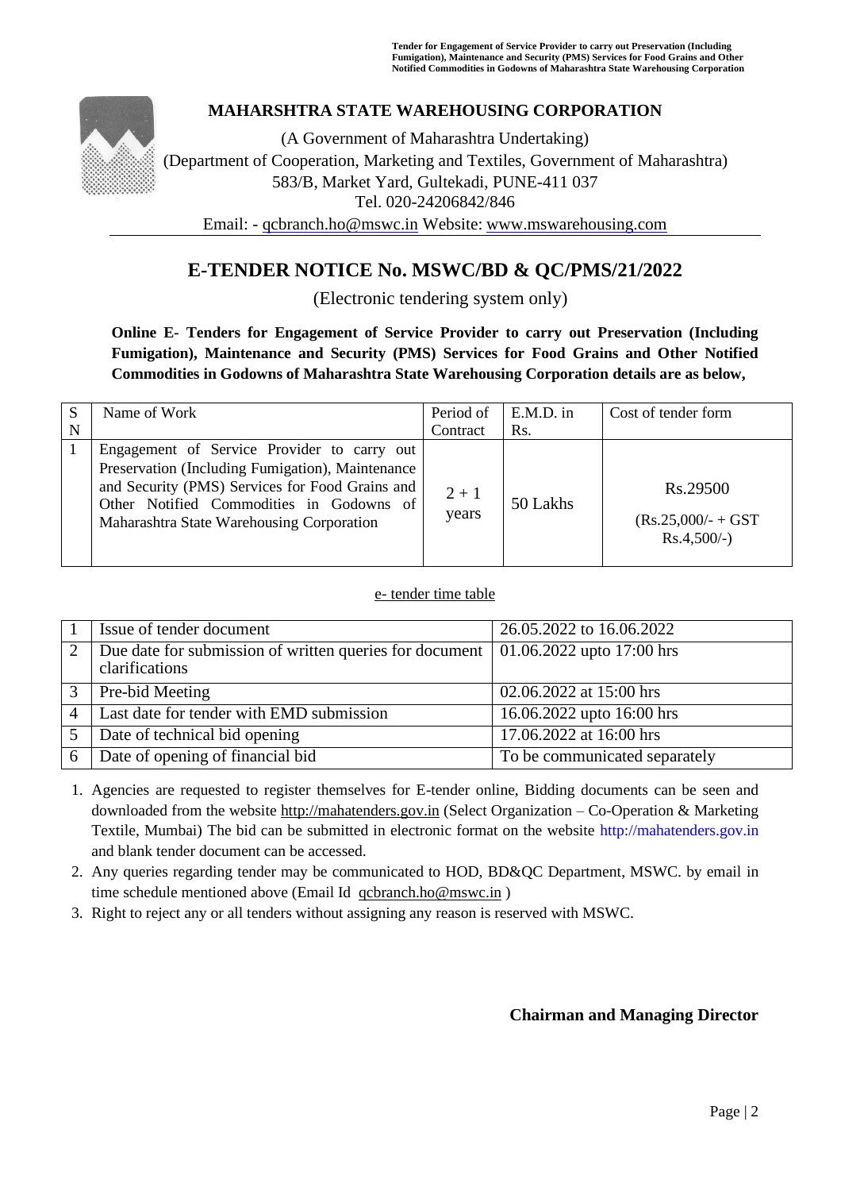## MAHARSHTRA STATE WAREHOUSING CORPORATION

(A Government of Maharashtra Undertaking)
(Department of Cooperation, Marketing and Textiles, Government of Maharashtra)
583/B, Market Yard, Gultekadi, PUNE-411 037
Tel. 020-24206842/846
Email: - qcbranch.ho@mswc.in Website: www.mswarehousing.com

# E-TENDER NOTICE No. MSWC/BD & QC/PMS/21/2022

(Electronic tendering system only)

**Online E- Tenders for Engagement of Service Provider to carry out Preservation (Including Fumigation), Maintenance and Security (PMS) Services for Food Grains and Other Notified Commodities in Godowns of Maharashtra State Warehousing Corporation details are as below,**

| S N | Name of Work | Period of Contract | E.M.D. in Rs. | Cost of tender form |
|---|---|---|---|---|
| 1 | Engagement of Service Provider to carry out Preservation (Including Fumigation), Maintenance and Security (PMS) Services for Food Grains and Other Notified Commodities in Godowns of Maharashtra State Warehousing Corporation | 2 + 1 years | 50 Lakhs | Rs.29500 (Rs.25,000/- + GST Rs.4,500/-) |

e- tender time table

| | | |
|---|---|---|
| 1 | Issue of tender document | 26.05.2022 to 16.06.2022 |
| 2 | Due date for submission of written queries for document clarifications | 01.06.2022 upto 17:00 hrs |
| 3 | Pre-bid Meeting | 02.06.2022 at 15:00 hrs |
| 4 | Last date for tender with EMD submission | 16.06.2022 upto 16:00 hrs |
| 5 | Date of technical bid opening | 17.06.2022 at 16:00 hrs |
| 6 | Date of opening of financial bid | To be communicated separately |

1. Agencies are requested to register themselves for E-tender online, Bidding documents can be seen and downloaded from the website http://mahatenders.gov.in (Select Organization – Co-Operation & Marketing Textile, Mumbai) The bid can be submitted in electronic format on the website http://mahatenders.gov.in and blank tender document can be accessed.
2. Any queries regarding tender may be communicated to HOD, BD&QC Department, MSWC. by email in time schedule mentioned above (Email Id qcbranch.ho@mswc.in )
3. Right to reject any or all tenders without assigning any reason is reserved with MSWC.

**Chairman and Managing Director**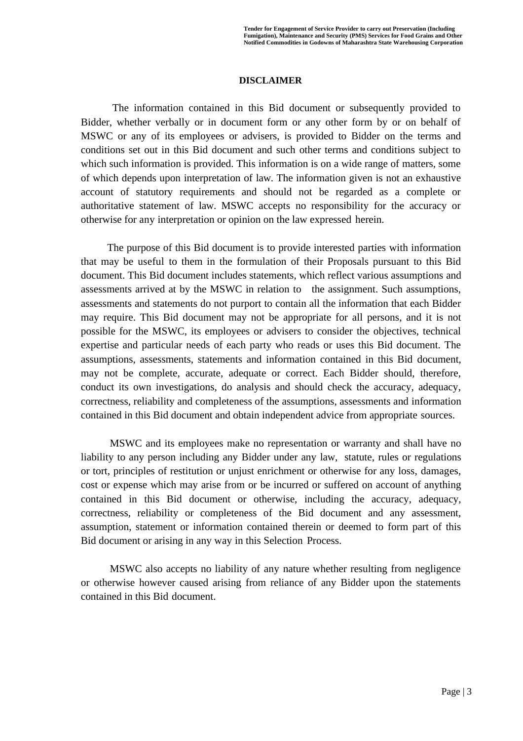# DISCLAIMER

The information contained in this Bid document or subsequently provided to Bidder, whether verbally or in document form or any other form by or on behalf of MSWC or any of its employees or advisers, is provided to Bidder on the terms and conditions set out in this Bid document and such other terms and conditions subject to which such information is provided. This information is on a wide range of matters, some of which depends upon interpretation of law. The information given is not an exhaustive account of statutory requirements and should not be regarded as a complete or authoritative statement of law. MSWC accepts no responsibility for the accuracy or otherwise for any interpretation or opinion on the law expressed herein.

The purpose of this Bid document is to provide interested parties with information that may be useful to them in the formulation of their Proposals pursuant to this Bid document. This Bid document includes statements, which reflect various assumptions and assessments arrived at by the MSWC in relation to the assignment. Such assumptions, assessments and statements do not purport to contain all the information that each Bidder may require. This Bid document may not be appropriate for all persons, and it is not possible for the MSWC, its employees or advisers to consider the objectives, technical expertise and particular needs of each party who reads or uses this Bid document. The assumptions, assessments, statements and information contained in this Bid document, may not be complete, accurate, adequate or correct. Each Bidder should, therefore, conduct its own investigations, do analysis and should check the accuracy, adequacy, correctness, reliability and completeness of the assumptions, assessments and information contained in this Bid document and obtain independent advice from appropriate sources.

MSWC and its employees make no representation or warranty and shall have no liability to any person including any Bidder under any law, statute, rules or regulations or tort, principles of restitution or unjust enrichment or otherwise for any loss, damages, cost or expense which may arise from or be incurred or suffered on account of anything contained in this Bid document or otherwise, including the accuracy, adequacy, correctness, reliability or completeness of the Bid document and any assessment, assumption, statement or information contained therein or deemed to form part of this Bid document or arising in any way in this Selection Process.

MSWC also accepts no liability of any nature whether resulting from negligence or otherwise however caused arising from reliance of any Bidder upon the statements contained in this Bid document.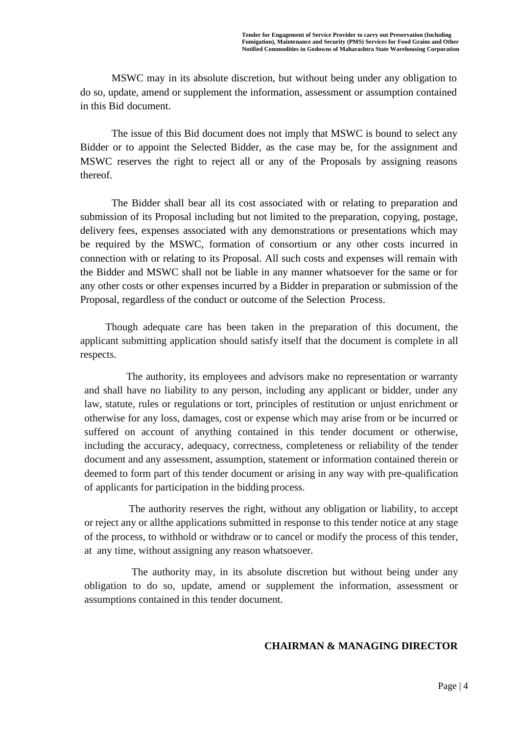MSWC may in its absolute discretion, but without being under any obligation to do so, update, amend or supplement the information, assessment or assumption contained in this Bid document.

The issue of this Bid document does not imply that MSWC is bound to select any Bidder or to appoint the Selected Bidder, as the case may be, for the assignment and MSWC reserves the right to reject all or any of the Proposals by assigning reasons thereof.

The Bidder shall bear all its cost associated with or relating to preparation and submission of its Proposal including but not limited to the preparation, copying, postage, delivery fees, expenses associated with any demonstrations or presentations which may be required by the MSWC, formation of consortium or any other costs incurred in connection with or relating to its Proposal. All such costs and expenses will remain with the Bidder and MSWC shall not be liable in any manner whatsoever for the same or for any other costs or other expenses incurred by a Bidder in preparation or submission of the Proposal, regardless of the conduct or outcome of the Selection Process.

Though adequate care has been taken in the preparation of this document, the applicant submitting application should satisfy itself that the document is complete in all respects.

The authority, its employees and advisors make no representation or warranty and shall have no liability to any person, including any applicant or bidder, under any law, statute, rules or regulations or tort, principles of restitution or unjust enrichment or otherwise for any loss, damages, cost or expense which may arise from or be incurred or suffered on account of anything contained in this tender document or otherwise, including the accuracy, adequacy, correctness, completeness or reliability of the tender document and any assessment, assumption, statement or information contained therein or deemed to form part of this tender document or arising in any way with pre-qualification of applicants for participation in the bidding process.

The authority reserves the right, without any obligation or liability, to accept or reject any or allthe applications submitted in response to this tender notice at any stage of the process, to withhold or withdraw or to cancel or modify the process of this tender, at any time, without assigning any reason whatsoever.

The authority may, in its absolute discretion but without being under any obligation to do so, update, amend or supplement the information, assessment or assumptions contained in this tender document.

**CHAIRMAN & MANAGING DIRECTOR**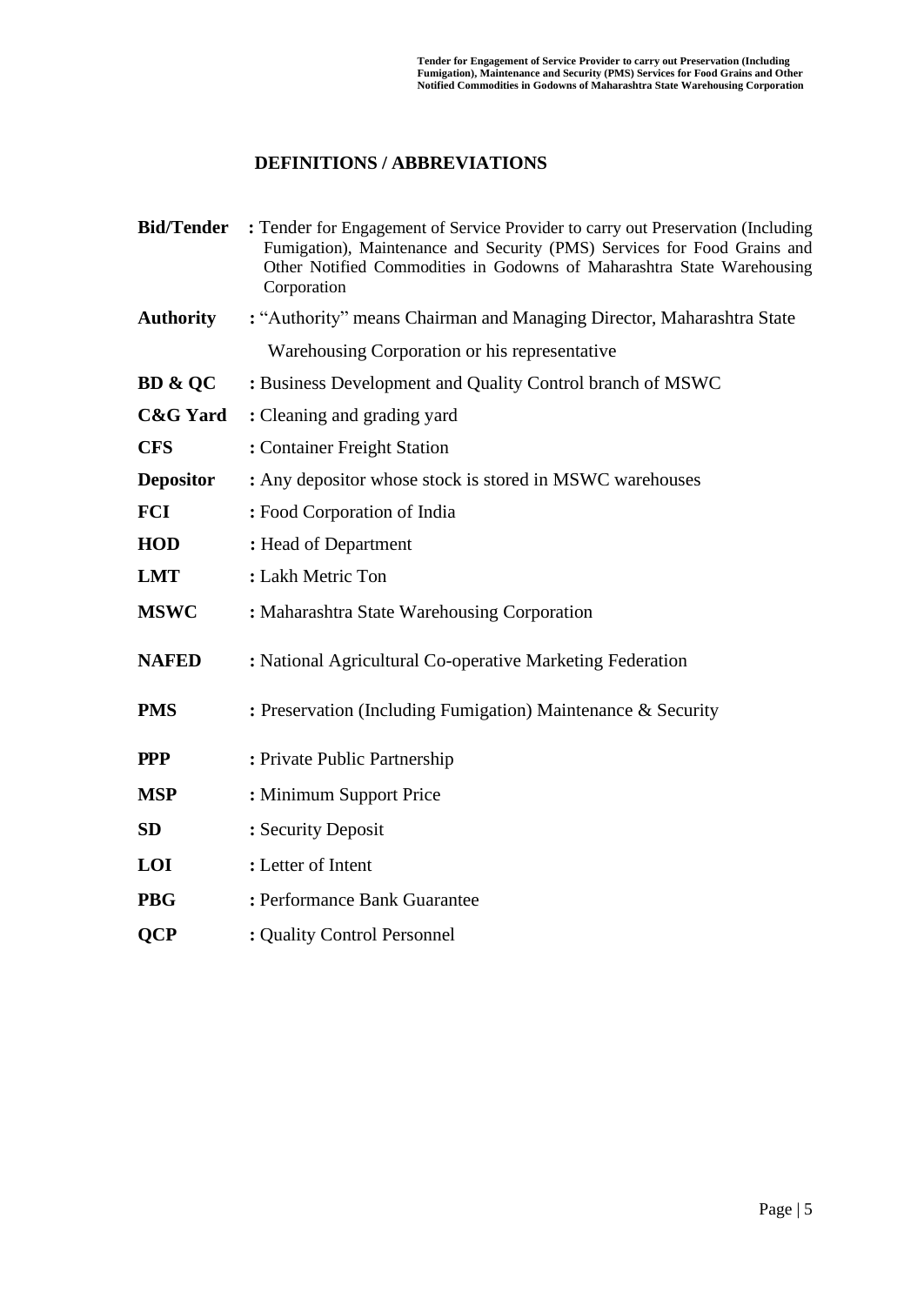## DEFINITIONS / ABBREVIATIONS

| | |
|---|---|
| **Bid/Tender** | : Tender for Engagement of Service Provider to carry out Preservation (Including Fumigation), Maintenance and Security (PMS) Services for Food Grains and Other Notified Commodities in Godowns of Maharashtra State Warehousing Corporation |
| **Authority** | : "Authority" means Chairman and Managing Director, Maharashtra State Warehousing Corporation or his representative |
| **BD & QC** | : Business Development and Quality Control branch of MSWC |
| **C&G Yard** | : Cleaning and grading yard |
| **CFS** | : Container Freight Station |
| **Depositor** | : Any depositor whose stock is stored in MSWC warehouses |
| **FCI** | : Food Corporation of India |
| **HOD** | : Head of Department |
| **LMT** | : Lakh Metric Ton |
| **MSWC** | : Maharashtra State Warehousing Corporation |
| **NAFED** | : National Agricultural Co-operative Marketing Federation |
| **PMS** | : Preservation (Including Fumigation) Maintenance & Security |
| **PPP** | : Private Public Partnership |
| **MSP** | : Minimum Support Price |
| **SD** | : Security Deposit |
| **LOI** | : Letter of Intent |
| **PBG** | : Performance Bank Guarantee |
| **QCP** | : Quality Control Personnel |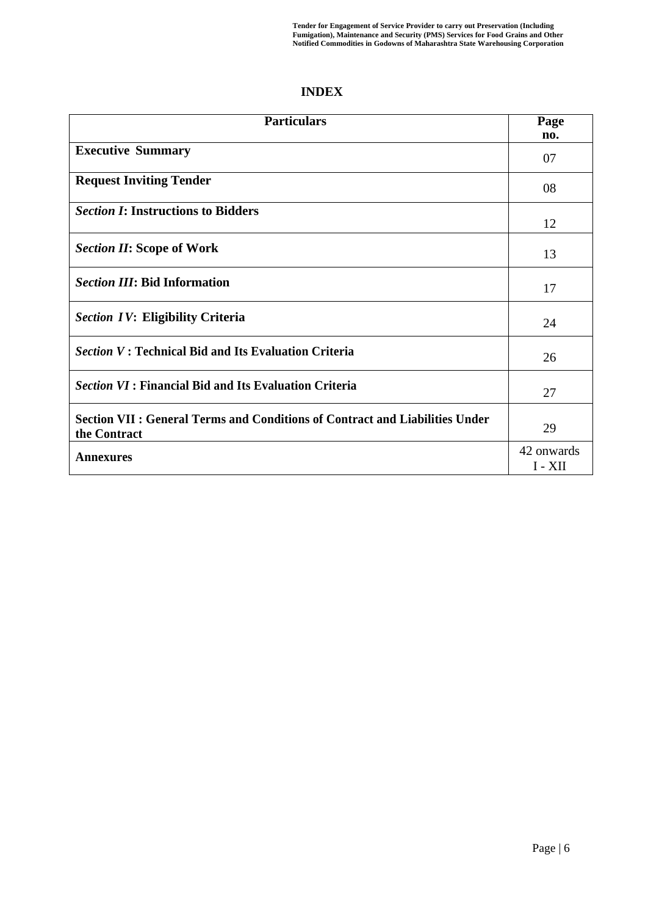# INDEX

| Particulars | Page no. |
|---|---|
| **Executive Summary** | 07 |
| **Request Inviting Tender** | 08 |
| ***Section I*: Instructions to Bidders** | 12 |
| ***Section II*: Scope of Work** | 13 |
| ***Section III*: Bid Information** | 17 |
| ***Section IV*: Eligibility Criteria** | 24 |
| ***Section V* : Technical Bid and Its Evaluation Criteria** | 26 |
| ***Section VI* : Financial Bid and Its Evaluation Criteria** | 27 |
| **Section VII : General Terms and Conditions of Contract and Liabilities Under the Contract** | 29 |
| **Annexures** | 42 onwards I - XII |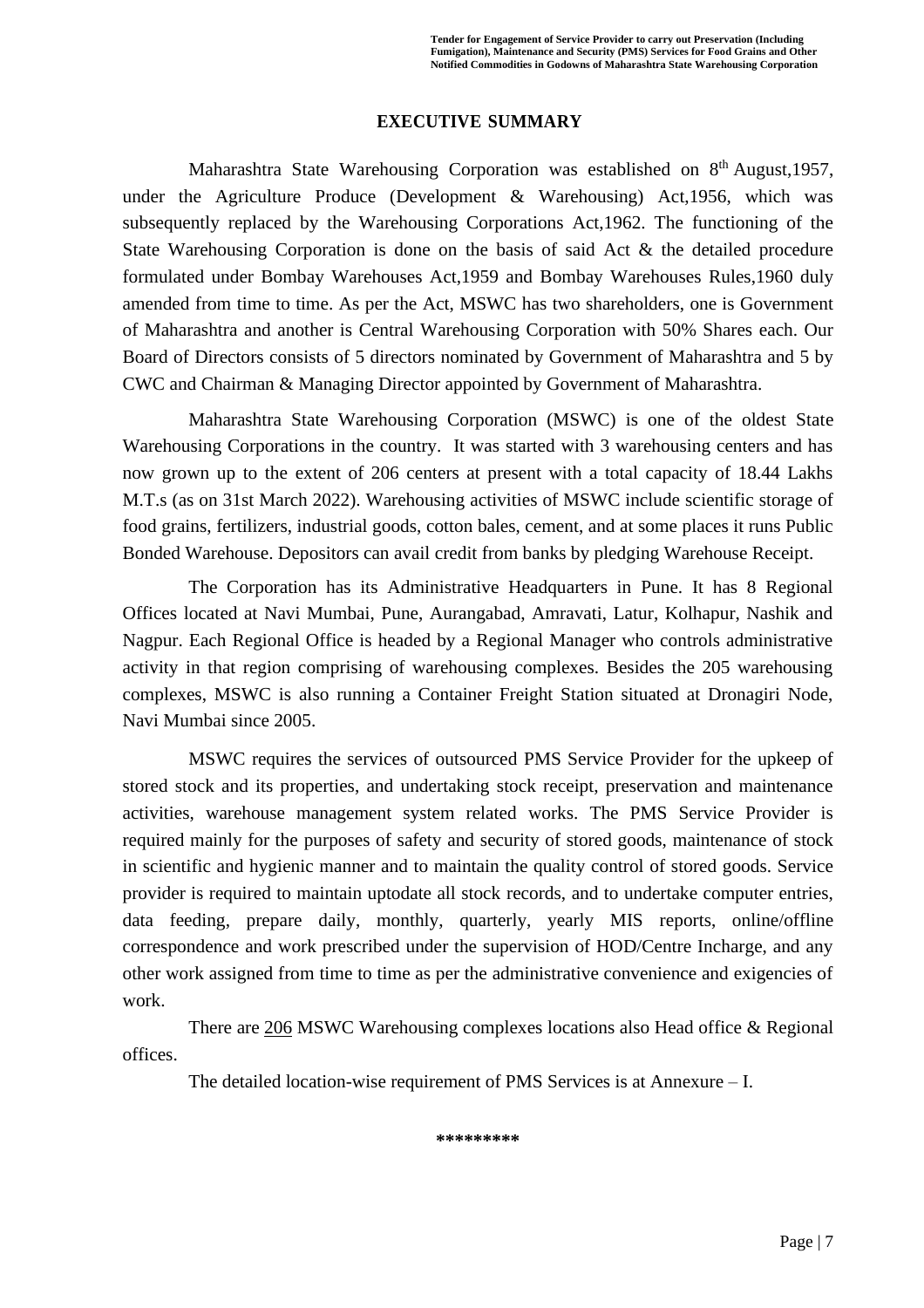## EXECUTIVE SUMMARY

Maharashtra State Warehousing Corporation was established on 8th August,1957, under the Agriculture Produce (Development & Warehousing) Act,1956, which was subsequently replaced by the Warehousing Corporations Act,1962. The functioning of the State Warehousing Corporation is done on the basis of said Act & the detailed procedure formulated under Bombay Warehouses Act,1959 and Bombay Warehouses Rules,1960 duly amended from time to time. As per the Act, MSWC has two shareholders, one is Government of Maharashtra and another is Central Warehousing Corporation with 50% Shares each. Our Board of Directors consists of 5 directors nominated by Government of Maharashtra and 5 by CWC and Chairman & Managing Director appointed by Government of Maharashtra.

Maharashtra State Warehousing Corporation (MSWC) is one of the oldest State Warehousing Corporations in the country. It was started with 3 warehousing centers and has now grown up to the extent of 206 centers at present with a total capacity of 18.44 Lakhs M.T.s (as on 31st March 2022). Warehousing activities of MSWC include scientific storage of food grains, fertilizers, industrial goods, cotton bales, cement, and at some places it runs Public Bonded Warehouse. Depositors can avail credit from banks by pledging Warehouse Receipt.

The Corporation has its Administrative Headquarters in Pune. It has 8 Regional Offices located at Navi Mumbai, Pune, Aurangabad, Amravati, Latur, Kolhapur, Nashik and Nagpur. Each Regional Office is headed by a Regional Manager who controls administrative activity in that region comprising of warehousing complexes. Besides the 205 warehousing complexes, MSWC is also running a Container Freight Station situated at Dronagiri Node, Navi Mumbai since 2005.

MSWC requires the services of outsourced PMS Service Provider for the upkeep of stored stock and its properties, and undertaking stock receipt, preservation and maintenance activities, warehouse management system related works. The PMS Service Provider is required mainly for the purposes of safety and security of stored goods, maintenance of stock in scientific and hygienic manner and to maintain the quality control of stored goods. Service provider is required to maintain uptodate all stock records, and to undertake computer entries, data feeding, prepare daily, monthly, quarterly, yearly MIS reports, online/offline correspondence and work prescribed under the supervision of HOD/Centre Incharge, and any other work assigned from time to time as per the administrative convenience and exigencies of work.

There are 206 MSWC Warehousing complexes locations also Head office & Regional offices.

The detailed location-wise requirement of PMS Services is at Annexure – I.

\*\*\*\*\*\*\*\*\*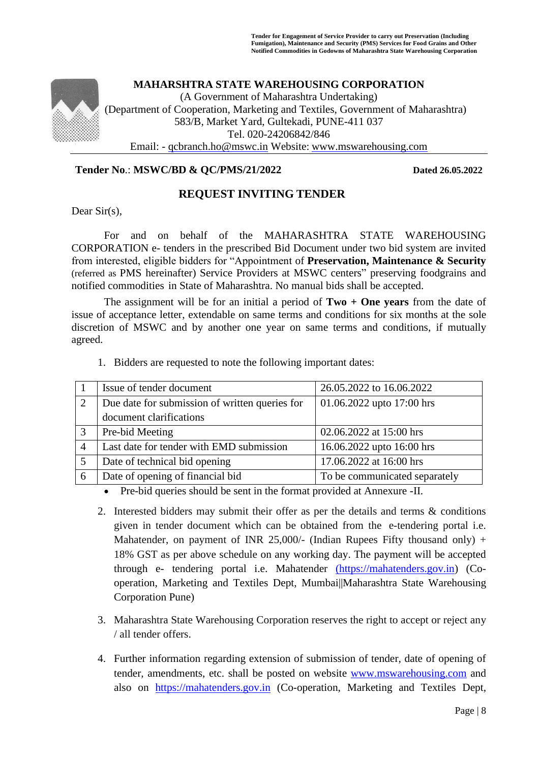**MAHARSHTRA STATE WAREHOUSING CORPORATION**
(A Government of Maharashtra Undertaking)
(Department of Cooperation, Marketing and Textiles, Government of Maharashtra)
583/B, Market Yard, Gultekadi, PUNE-411 037
Tel. 020-24206842/846
Email: - qcbranch.ho@mswc.in Website: www.mswarehousing.com

**Tender No**.: **MSWC/BD & QC/PMS/21/2022** **Dated 26.05.2022**

## REQUEST INVITING TENDER

Dear Sir(s),

For and on behalf of the MAHARASHTRA STATE WAREHOUSING CORPORATION e- tenders in the prescribed Bid Document under two bid system are invited from interested, eligible bidders for "Appointment of **Preservation, Maintenance & Security** (referred as PMS hereinafter) Service Providers at MSWC centers" preserving foodgrains and notified commodities in State of Maharashtra. No manual bids shall be accepted.

The assignment will be for an initial a period of **Two + One years** from the date of issue of acceptance letter, extendable on same terms and conditions for six months at the sole discretion of MSWC and by another one year on same terms and conditions, if mutually agreed.

1. Bidders are requested to note the following important dates:

| | | |
|---|---|---|
| 1 | Issue of tender document | 26.05.2022 to 16.06.2022 |
| 2 | Due date for submission of written queries for document clarifications | 01.06.2022 upto 17:00 hrs |
| 3 | Pre-bid Meeting | 02.06.2022 at 15:00 hrs |
| 4 | Last date for tender with EMD submission | 16.06.2022 upto 16:00 hrs |
| 5 | Date of technical bid opening | 17.06.2022 at 16:00 hrs |
| 6 | Date of opening of financial bid | To be communicated separately |

- Pre-bid queries should be sent in the format provided at Annexure -II.

2. Interested bidders may submit their offer as per the details and terms & conditions given in tender document which can be obtained from the e-tendering portal i.e. Mahatender, on payment of INR 25,000/- (Indian Rupees Fifty thousand only) + 18% GST as per above schedule on any working day. The payment will be accepted through e- tendering portal i.e. Mahatender (https://mahatenders.gov.in) (Co-operation, Marketing and Textiles Dept, Mumbai||Maharashtra State Warehousing Corporation Pune)

3. Maharashtra State Warehousing Corporation reserves the right to accept or reject any / all tender offers.

4. Further information regarding extension of submission of tender, date of opening of tender, amendments, etc. shall be posted on website www.mswarehousing.com and also on https://mahatenders.gov.in (Co-operation, Marketing and Textiles Dept,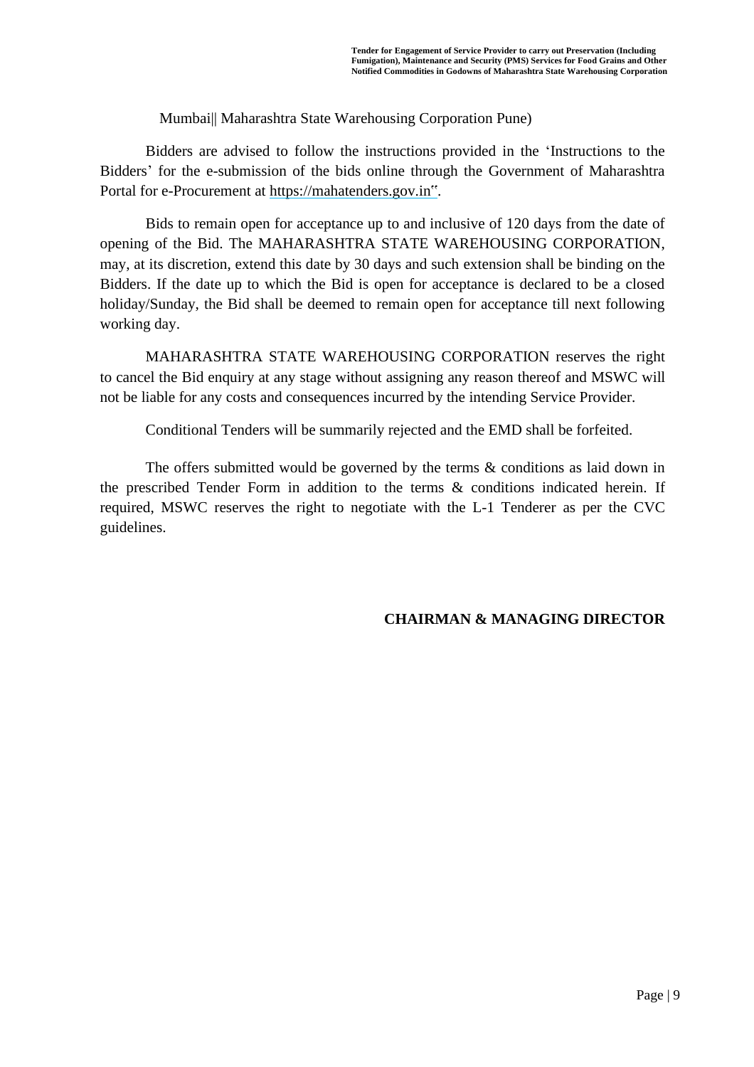Mumbai|| Maharashtra State Warehousing Corporation Pune)

Bidders are advised to follow the instructions provided in the 'Instructions to the Bidders' for the e-submission of the bids online through the Government of Maharashtra Portal for e-Procurement at https://mahatenders.gov.in".

Bids to remain open for acceptance up to and inclusive of 120 days from the date of opening of the Bid. The MAHARASHTRA STATE WAREHOUSING CORPORATION, may, at its discretion, extend this date by 30 days and such extension shall be binding on the Bidders. If the date up to which the Bid is open for acceptance is declared to be a closed holiday/Sunday, the Bid shall be deemed to remain open for acceptance till next following working day.

MAHARASHTRA STATE WAREHOUSING CORPORATION reserves the right to cancel the Bid enquiry at any stage without assigning any reason thereof and MSWC will not be liable for any costs and consequences incurred by the intending Service Provider.

Conditional Tenders will be summarily rejected and the EMD shall be forfeited.

The offers submitted would be governed by the terms & conditions as laid down in the prescribed Tender Form in addition to the terms & conditions indicated herein. If required, MSWC reserves the right to negotiate with the L-1 Tenderer as per the CVC guidelines.

**CHAIRMAN & MANAGING DIRECTOR**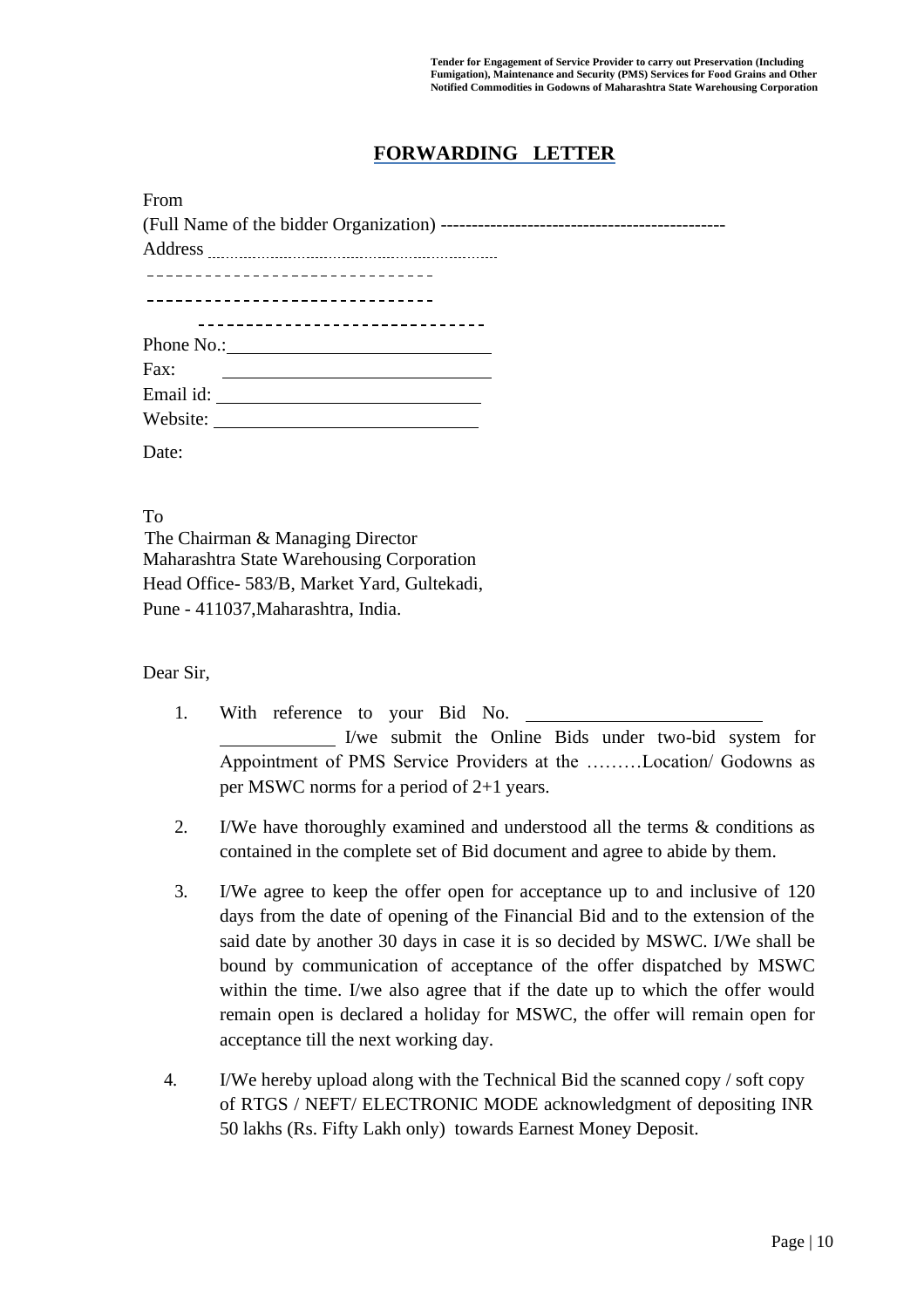# FORWARDING LETTER

From

(Full Name of the bidder Organization) ---------------------------------------------

Address ..............................................................

------------------------------

------------------------------

------------------------------

Phone No.:____________________________

Fax: ____________________________

Email id: ____________________________

Website: ____________________________

Date:

To

The Chairman & Managing Director
Maharashtra State Warehousing Corporation
Head Office- 583/B, Market Yard, Gultekadi,
Pune - 411037,Maharashtra, India.

Dear Sir,

1. With reference to your Bid No. __________________________ ____________ I/we submit the Online Bids under two-bid system for Appointment of PMS Service Providers at the ………Location/ Godowns as per MSWC norms for a period of 2+1 years.

2. I/We have thoroughly examined and understood all the terms & conditions as contained in the complete set of Bid document and agree to abide by them.

3. I/We agree to keep the offer open for acceptance up to and inclusive of 120 days from the date of opening of the Financial Bid and to the extension of the said date by another 30 days in case it is so decided by MSWC. I/We shall be bound by communication of acceptance of the offer dispatched by MSWC within the time. I/we also agree that if the date up to which the offer would remain open is declared a holiday for MSWC, the offer will remain open for acceptance till the next working day.

4. I/We hereby upload along with the Technical Bid the scanned copy / soft copy of RTGS / NEFT/ ELECTRONIC MODE acknowledgment of depositing INR 50 lakhs (Rs. Fifty Lakh only) towards Earnest Money Deposit.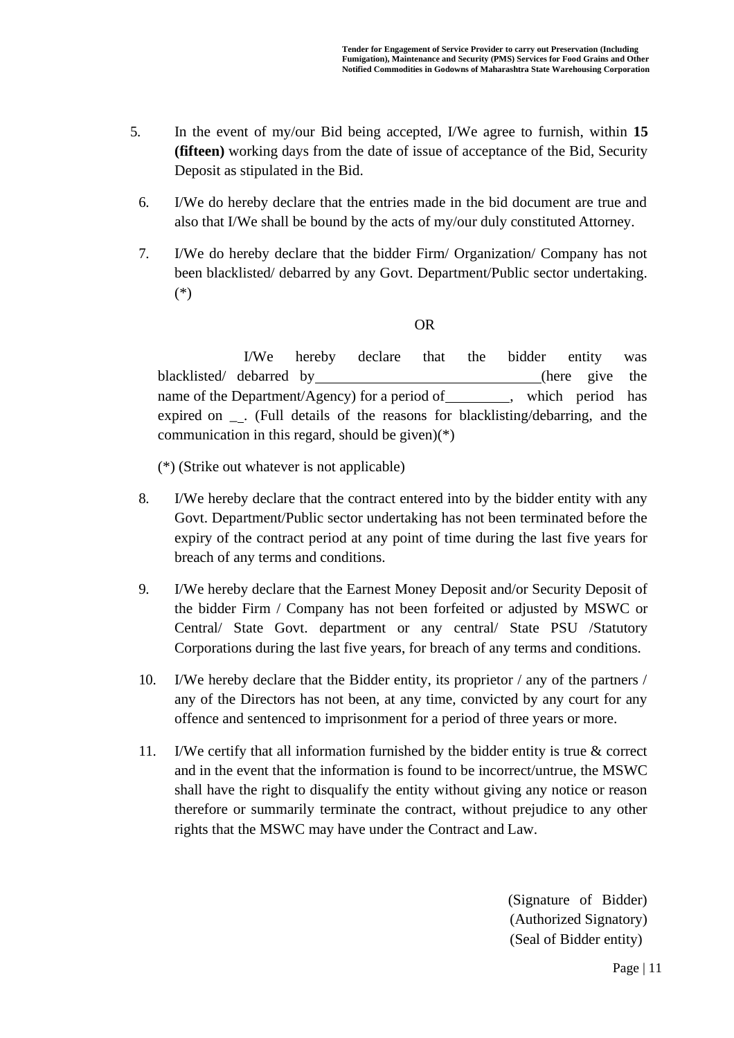5. In the event of my/our Bid being accepted, I/We agree to furnish, within **15 (fifteen)** working days from the date of issue of acceptance of the Bid, Security Deposit as stipulated in the Bid.

6. I/We do hereby declare that the entries made in the bid document are true and also that I/We shall be bound by the acts of my/our duly constituted Attorney.

7. I/We do hereby declare that the bidder Firm/ Organization/ Company has not been blacklisted/ debarred by any Govt. Department/Public sector undertaking. (*)

OR

I/We hereby declare that the bidder entity was blacklisted/ debarred by______________________________(here give the name of the Department/Agency) for a period of_________, which period has expired on __. (Full details of the reasons for blacklisting/debarring, and the communication in this regard, should be given)(*)

(*) (Strike out whatever is not applicable)

8. I/We hereby declare that the contract entered into by the bidder entity with any Govt. Department/Public sector undertaking has not been terminated before the expiry of the contract period at any point of time during the last five years for breach of any terms and conditions.

9. I/We hereby declare that the Earnest Money Deposit and/or Security Deposit of the bidder Firm / Company has not been forfeited or adjusted by MSWC or Central/ State Govt. department or any central/ State PSU /Statutory Corporations during the last five years, for breach of any terms and conditions.

10. I/We hereby declare that the Bidder entity, its proprietor / any of the partners / any of the Directors has not been, at any time, convicted by any court for any offence and sentenced to imprisonment for a period of three years or more.

11. I/We certify that all information furnished by the bidder entity is true & correct and in the event that the information is found to be incorrect/untrue, the MSWC shall have the right to disqualify the entity without giving any notice or reason therefore or summarily terminate the contract, without prejudice to any other rights that the MSWC may have under the Contract and Law.

(Signature of Bidder)
(Authorized Signatory)
(Seal of Bidder entity)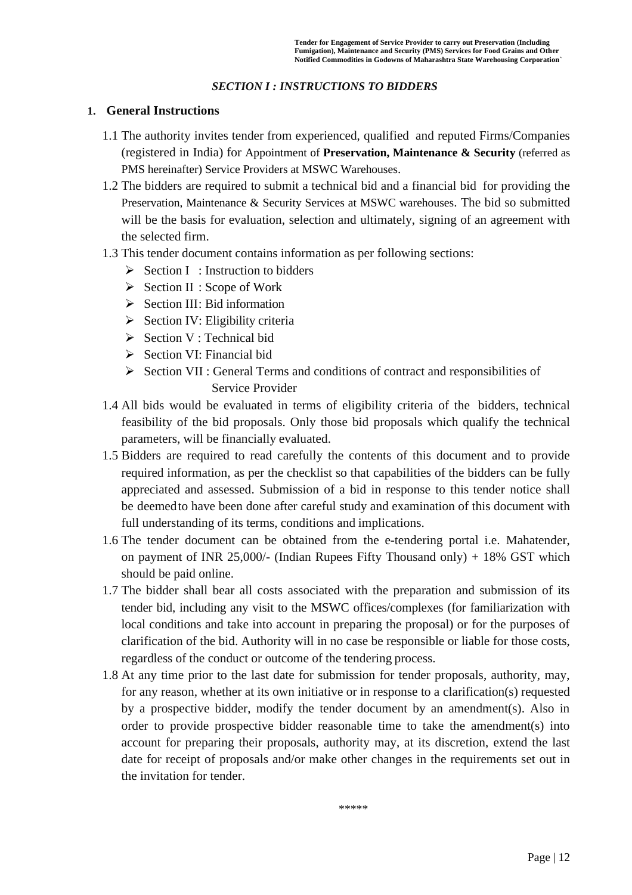*SECTION I : INSTRUCTIONS TO BIDDERS*

## 1. General Instructions

1.1 The authority invites tender from experienced, qualified and reputed Firms/Companies (registered in India) for Appointment of **Preservation, Maintenance & Security** (referred as PMS hereinafter) Service Providers at MSWC Warehouses.

1.2 The bidders are required to submit a technical bid and a financial bid for providing the Preservation, Maintenance & Security Services at MSWC warehouses. The bid so submitted will be the basis for evaluation, selection and ultimately, signing of an agreement with the selected firm.

1.3 This tender document contains information as per following sections:

- Section I : Instruction to bidders
- Section II : Scope of Work
- Section III: Bid information
- Section IV: Eligibility criteria
- Section V : Technical bid
- Section VI: Financial bid
- Section VII : General Terms and conditions of contract and responsibilities of Service Provider

1.4 All bids would be evaluated in terms of eligibility criteria of the bidders, technical feasibility of the bid proposals. Only those bid proposals which qualify the technical parameters, will be financially evaluated.

1.5 Bidders are required to read carefully the contents of this document and to provide required information, as per the checklist so that capabilities of the bidders can be fully appreciated and assessed. Submission of a bid in response to this tender notice shall be deemed to have been done after careful study and examination of this document with full understanding of its terms, conditions and implications.

1.6 The tender document can be obtained from the e-tendering portal i.e. Mahatender, on payment of INR 25,000/- (Indian Rupees Fifty Thousand only) + 18% GST which should be paid online.

1.7 The bidder shall bear all costs associated with the preparation and submission of its tender bid, including any visit to the MSWC offices/complexes (for familiarization with local conditions and take into account in preparing the proposal) or for the purposes of clarification of the bid. Authority will in no case be responsible or liable for those costs, regardless of the conduct or outcome of the tendering process.

1.8 At any time prior to the last date for submission for tender proposals, authority, may, for any reason, whether at its own initiative or in response to a clarification(s) requested by a prospective bidder, modify the tender document by an amendment(s). Also in order to provide prospective bidder reasonable time to take the amendment(s) into account for preparing their proposals, authority may, at its discretion, extend the last date for receipt of proposals and/or make other changes in the requirements set out in the invitation for tender.

*****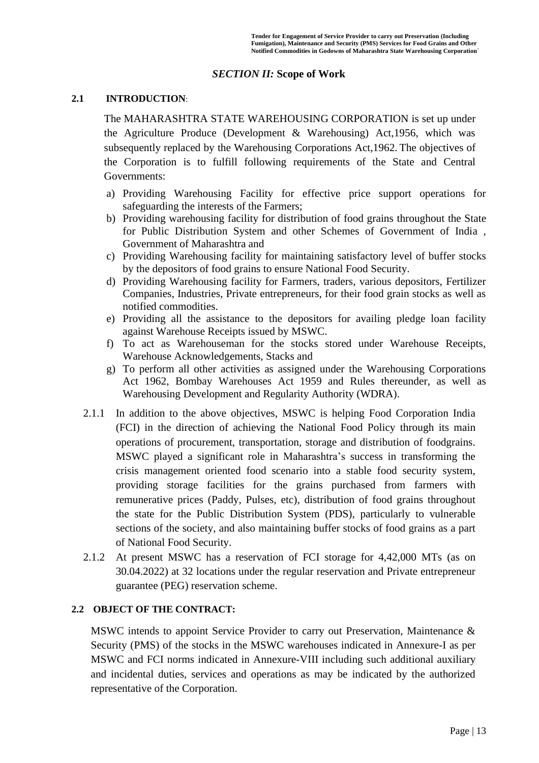## *SECTION II:* Scope of Work

### 2.1 INTRODUCTION:

The MAHARASHTRA STATE WAREHOUSING CORPORATION is set up under the Agriculture Produce (Development & Warehousing) Act,1956, which was subsequently replaced by the Warehousing Corporations Act,1962. The objectives of the Corporation is to fulfill following requirements of the State and Central Governments:

a) Providing Warehousing Facility for effective price support operations for safeguarding the interests of the Farmers;
b) Providing warehousing facility for distribution of food grains throughout the State for Public Distribution System and other Schemes of Government of India , Government of Maharashtra and
c) Providing Warehousing facility for maintaining satisfactory level of buffer stocks by the depositors of food grains to ensure National Food Security.
d) Providing Warehousing facility for Farmers, traders, various depositors, Fertilizer Companies, Industries, Private entrepreneurs, for their food grain stocks as well as notified commodities.
e) Providing all the assistance to the depositors for availing pledge loan facility against Warehouse Receipts issued by MSWC.
f) To act as Warehouseman for the stocks stored under Warehouse Receipts, Warehouse Acknowledgements, Stacks and
g) To perform all other activities as assigned under the Warehousing Corporations Act 1962, Bombay Warehouses Act 1959 and Rules thereunder, as well as Warehousing Development and Regularity Authority (WDRA).

2.1.1 In addition to the above objectives, MSWC is helping Food Corporation India (FCI) in the direction of achieving the National Food Policy through its main operations of procurement, transportation, storage and distribution of foodgrains. MSWC played a significant role in Maharashtra's success in transforming the crisis management oriented food scenario into a stable food security system, providing storage facilities for the grains purchased from farmers with remunerative prices (Paddy, Pulses, etc), distribution of food grains throughout the state for the Public Distribution System (PDS), particularly to vulnerable sections of the society, and also maintaining buffer stocks of food grains as a part of National Food Security.

2.1.2 At present MSWC has a reservation of FCI storage for 4,42,000 MTs (as on 30.04.2022) at 32 locations under the regular reservation and Private entrepreneur guarantee (PEG) reservation scheme.

### 2.2 OBJECT OF THE CONTRACT:

MSWC intends to appoint Service Provider to carry out Preservation, Maintenance & Security (PMS) of the stocks in the MSWC warehouses indicated in Annexure-I as per MSWC and FCI norms indicated in Annexure-VIII including such additional auxiliary and incidental duties, services and operations as may be indicated by the authorized representative of the Corporation.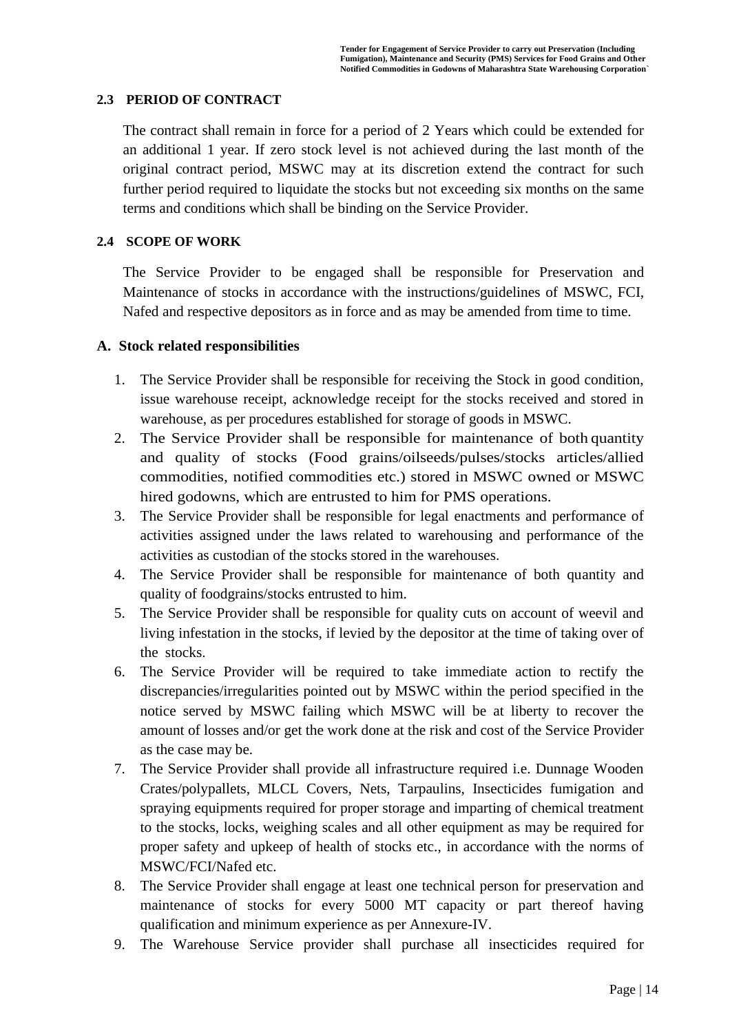### 2.3 PERIOD OF CONTRACT

The contract shall remain in force for a period of 2 Years which could be extended for an additional 1 year. If zero stock level is not achieved during the last month of the original contract period, MSWC may at its discretion extend the contract for such further period required to liquidate the stocks but not exceeding six months on the same terms and conditions which shall be binding on the Service Provider.

### 2.4 SCOPE OF WORK

The Service Provider to be engaged shall be responsible for Preservation and Maintenance of stocks in accordance with the instructions/guidelines of MSWC, FCI, Nafed and respective depositors as in force and as may be amended from time to time.

**A. Stock related responsibilities**

1. The Service Provider shall be responsible for receiving the Stock in good condition, issue warehouse receipt, acknowledge receipt for the stocks received and stored in warehouse, as per procedures established for storage of goods in MSWC.
2. The Service Provider shall be responsible for maintenance of both quantity and quality of stocks (Food grains/oilseeds/pulses/stocks articles/allied commodities, notified commodities etc.) stored in MSWC owned or MSWC hired godowns, which are entrusted to him for PMS operations.
3. The Service Provider shall be responsible for legal enactments and performance of activities assigned under the laws related to warehousing and performance of the activities as custodian of the stocks stored in the warehouses.
4. The Service Provider shall be responsible for maintenance of both quantity and quality of foodgrains/stocks entrusted to him.
5. The Service Provider shall be responsible for quality cuts on account of weevil and living infestation in the stocks, if levied by the depositor at the time of taking over of the stocks.
6. The Service Provider will be required to take immediate action to rectify the discrepancies/irregularities pointed out by MSWC within the period specified in the notice served by MSWC failing which MSWC will be at liberty to recover the amount of losses and/or get the work done at the risk and cost of the Service Provider as the case may be.
7. The Service Provider shall provide all infrastructure required i.e. Dunnage Wooden Crates/polypallets, MLCL Covers, Nets, Tarpaulins, Insecticides fumigation and spraying equipments required for proper storage and imparting of chemical treatment to the stocks, locks, weighing scales and all other equipment as may be required for proper safety and upkeep of health of stocks etc., in accordance with the norms of MSWC/FCI/Nafed etc.
8. The Service Provider shall engage at least one technical person for preservation and maintenance of stocks for every 5000 MT capacity or part thereof having qualification and minimum experience as per Annexure-IV.
9. The Warehouse Service provider shall purchase all insecticides required for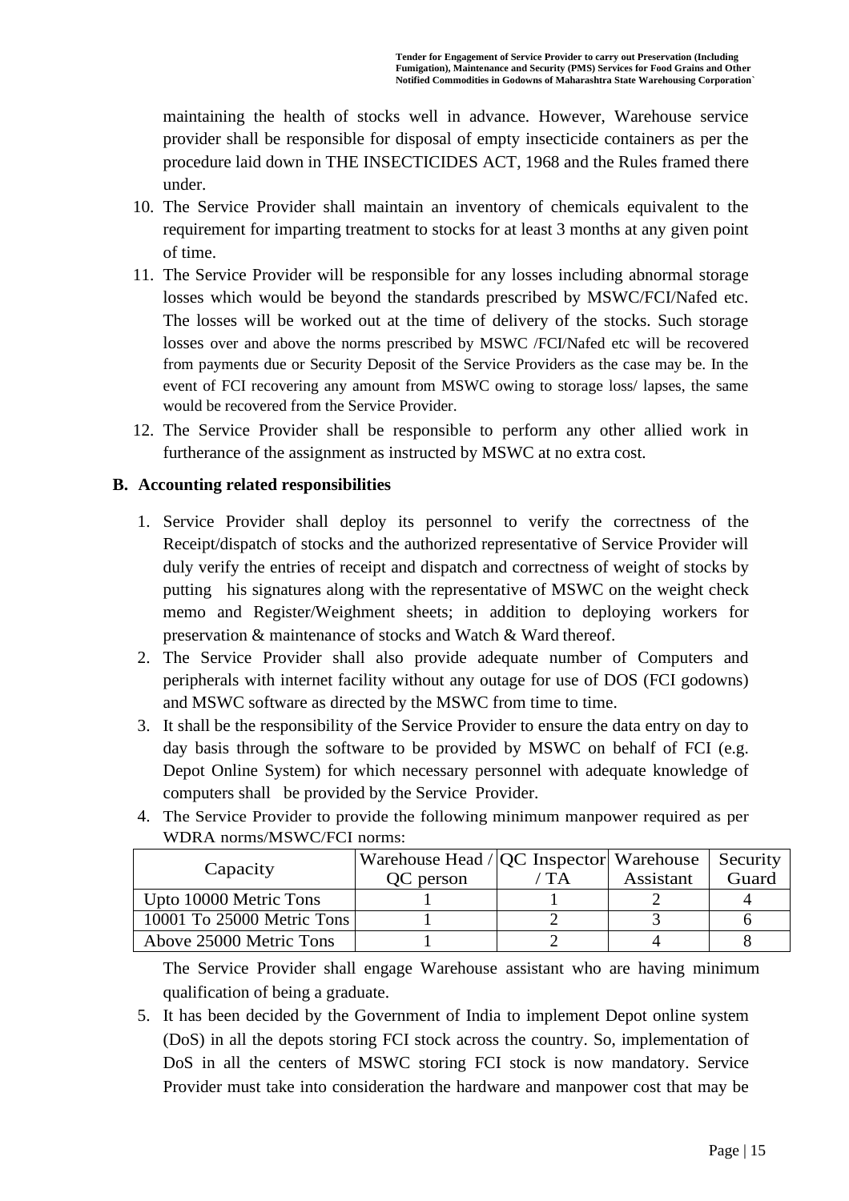maintaining the health of stocks well in advance. However, Warehouse service provider shall be responsible for disposal of empty insecticide containers as per the procedure laid down in THE INSECTICIDES ACT, 1968 and the Rules framed there under.

10. The Service Provider shall maintain an inventory of chemicals equivalent to the requirement for imparting treatment to stocks for at least 3 months at any given point of time.
11. The Service Provider will be responsible for any losses including abnormal storage losses which would be beyond the standards prescribed by MSWC/FCI/Nafed etc. The losses will be worked out at the time of delivery of the stocks. Such storage losses over and above the norms prescribed by MSWC /FCI/Nafed etc will be recovered from payments due or Security Deposit of the Service Providers as the case may be. In the event of FCI recovering any amount from MSWC owing to storage loss/ lapses, the same would be recovered from the Service Provider.
12. The Service Provider shall be responsible to perform any other allied work in furtherance of the assignment as instructed by MSWC at no extra cost.

**B. Accounting related responsibilities**

1. Service Provider shall deploy its personnel to verify the correctness of the Receipt/dispatch of stocks and the authorized representative of Service Provider will duly verify the entries of receipt and dispatch and correctness of weight of stocks by putting his signatures along with the representative of MSWC on the weight check memo and Register/Weighment sheets; in addition to deploying workers for preservation & maintenance of stocks and Watch & Ward thereof.
2. The Service Provider shall also provide adequate number of Computers and peripherals with internet facility without any outage for use of DOS (FCI godowns) and MSWC software as directed by the MSWC from time to time.
3. It shall be the responsibility of the Service Provider to ensure the data entry on day to day basis through the software to be provided by MSWC on behalf of FCI (e.g. Depot Online System) for which necessary personnel with adequate knowledge of computers shall be provided by the Service Provider.
4. The Service Provider to provide the following minimum manpower required as per WDRA norms/MSWC/FCI norms:

| Capacity | Warehouse Head / QC person | QC Inspector / TA | Warehouse Assistant | Security Guard |
|---|---|---|---|---|
| Upto 10000 Metric Tons | 1 | 1 | 2 | 4 |
| 10001 To 25000 Metric Tons | 1 | 2 | 3 | 6 |
| Above 25000 Metric Tons | 1 | 2 | 4 | 8 |

The Service Provider shall engage Warehouse assistant who are having minimum qualification of being a graduate.

5. It has been decided by the Government of India to implement Depot online system (DoS) in all the depots storing FCI stock across the country. So, implementation of DoS in all the centers of MSWC storing FCI stock is now mandatory. Service Provider must take into consideration the hardware and manpower cost that may be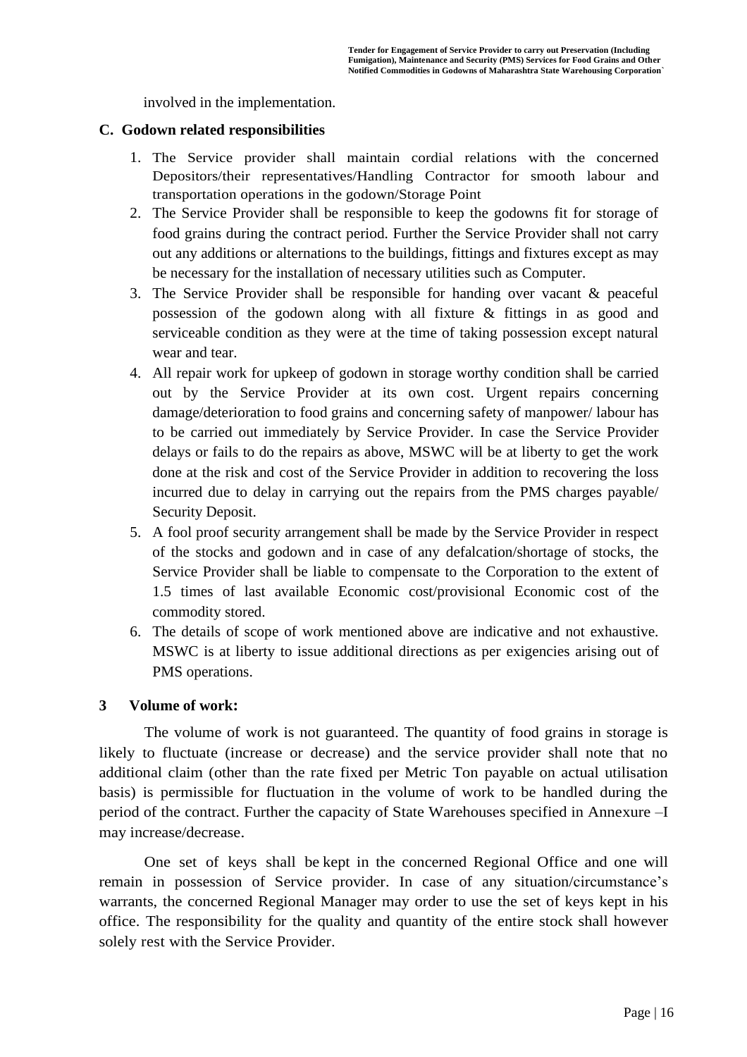involved in the implementation.

**C. Godown related responsibilities**

1. The Service provider shall maintain cordial relations with the concerned Depositors/their representatives/Handling Contractor for smooth labour and transportation operations in the godown/Storage Point
2. The Service Provider shall be responsible to keep the godowns fit for storage of food grains during the contract period. Further the Service Provider shall not carry out any additions or alternations to the buildings, fittings and fixtures except as may be necessary for the installation of necessary utilities such as Computer.
3. The Service Provider shall be responsible for handing over vacant & peaceful possession of the godown along with all fixture & fittings in as good and serviceable condition as they were at the time of taking possession except natural wear and tear.
4. All repair work for upkeep of godown in storage worthy condition shall be carried out by the Service Provider at its own cost. Urgent repairs concerning damage/deterioration to food grains and concerning safety of manpower/ labour has to be carried out immediately by Service Provider. In case the Service Provider delays or fails to do the repairs as above, MSWC will be at liberty to get the work done at the risk and cost of the Service Provider in addition to recovering the loss incurred due to delay in carrying out the repairs from the PMS charges payable/ Security Deposit.
5. A fool proof security arrangement shall be made by the Service Provider in respect of the stocks and godown and in case of any defalcation/shortage of stocks, the Service Provider shall be liable to compensate to the Corporation to the extent of 1.5 times of last available Economic cost/provisional Economic cost of the commodity stored.
6. The details of scope of work mentioned above are indicative and not exhaustive. MSWC is at liberty to issue additional directions as per exigencies arising out of PMS operations.

**3 Volume of work:**

The volume of work is not guaranteed. The quantity of food grains in storage is likely to fluctuate (increase or decrease) and the service provider shall note that no additional claim (other than the rate fixed per Metric Ton payable on actual utilisation basis) is permissible for fluctuation in the volume of work to be handled during the period of the contract. Further the capacity of State Warehouses specified in Annexure –I may increase/decrease.

One set of keys shall be kept in the concerned Regional Office and one will remain in possession of Service provider. In case of any situation/circumstance's warrants, the concerned Regional Manager may order to use the set of keys kept in his office. The responsibility for the quality and quantity of the entire stock shall however solely rest with the Service Provider.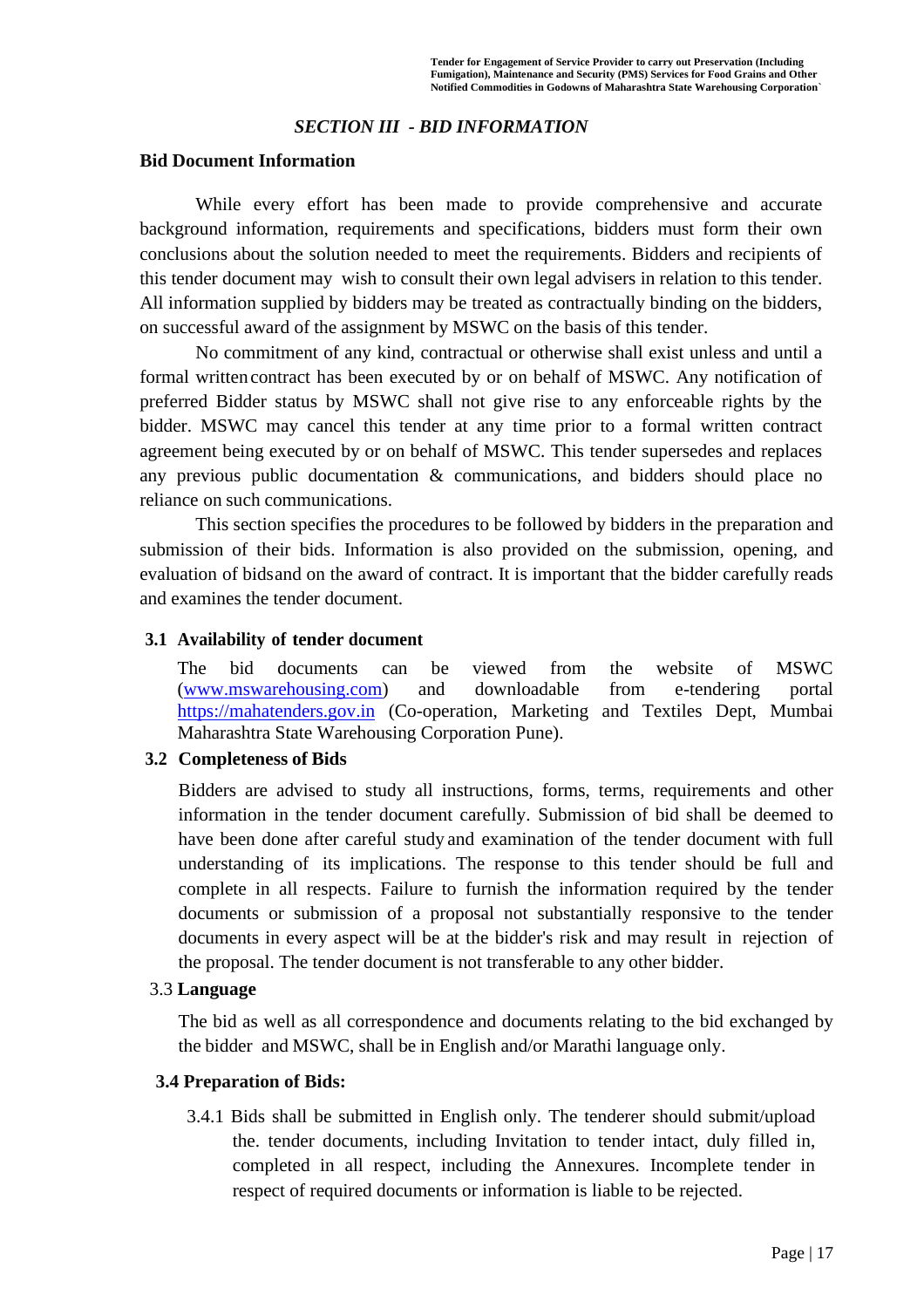## *SECTION III - BID INFORMATION*

**Bid Document Information**

While every effort has been made to provide comprehensive and accurate background information, requirements and specifications, bidders must form their own conclusions about the solution needed to meet the requirements. Bidders and recipients of this tender document may wish to consult their own legal advisers in relation to this tender. All information supplied by bidders may be treated as contractually binding on the bidders, on successful award of the assignment by MSWC on the basis of this tender.

No commitment of any kind, contractual or otherwise shall exist unless and until a formal written contract has been executed by or on behalf of MSWC. Any notification of preferred Bidder status by MSWC shall not give rise to any enforceable rights by the bidder. MSWC may cancel this tender at any time prior to a formal written contract agreement being executed by or on behalf of MSWC. This tender supersedes and replaces any previous public documentation & communications, and bidders should place no reliance on such communications.

This section specifies the procedures to be followed by bidders in the preparation and submission of their bids. Information is also provided on the submission, opening, and evaluation of bidsand on the award of contract. It is important that the bidder carefully reads and examines the tender document.

### 3.1 Availability of tender document

The bid documents can be viewed from the website of MSWC (www.mswarehousing.com) and downloadable from e-tendering portal https://mahatenders.gov.in (Co-operation, Marketing and Textiles Dept, Mumbai Maharashtra State Warehousing Corporation Pune).

### 3.2 Completeness of Bids

Bidders are advised to study all instructions, forms, terms, requirements and other information in the tender document carefully. Submission of bid shall be deemed to have been done after careful study and examination of the tender document with full understanding of its implications. The response to this tender should be full and complete in all respects. Failure to furnish the information required by the tender documents or submission of a proposal not substantially responsive to the tender documents in every aspect will be at the bidder's risk and may result in rejection of the proposal. The tender document is not transferable to any other bidder.

### 3.3 Language

The bid as well as all correspondence and documents relating to the bid exchanged by the bidder and MSWC, shall be in English and/or Marathi language only.

### 3.4 Preparation of Bids:

3.4.1 Bids shall be submitted in English only. The tenderer should submit/upload the. tender documents, including Invitation to tender intact, duly filled in, completed in all respect, including the Annexures. Incomplete tender in respect of required documents or information is liable to be rejected.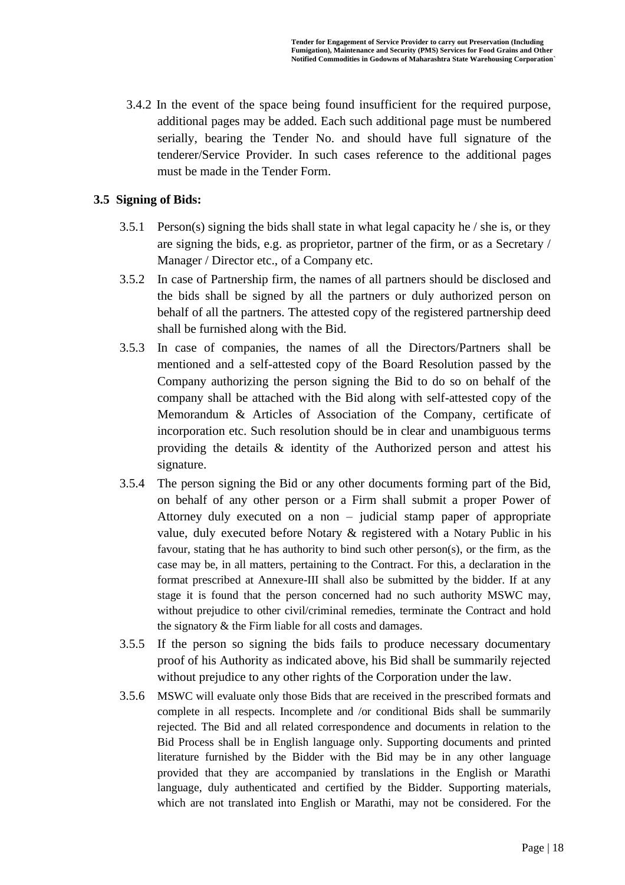3.4.2 In the event of the space being found insufficient for the required purpose, additional pages may be added. Each such additional page must be numbered serially, bearing the Tender No. and should have full signature of the tenderer/Service Provider. In such cases reference to the additional pages must be made in the Tender Form.

### 3.5 Signing of Bids:

3.5.1 Person(s) signing the bids shall state in what legal capacity he / she is, or they are signing the bids, e.g. as proprietor, partner of the firm, or as a Secretary / Manager / Director etc., of a Company etc.

3.5.2 In case of Partnership firm, the names of all partners should be disclosed and the bids shall be signed by all the partners or duly authorized person on behalf of all the partners. The attested copy of the registered partnership deed shall be furnished along with the Bid.

3.5.3 In case of companies, the names of all the Directors/Partners shall be mentioned and a self-attested copy of the Board Resolution passed by the Company authorizing the person signing the Bid to do so on behalf of the company shall be attached with the Bid along with self-attested copy of the Memorandum & Articles of Association of the Company, certificate of incorporation etc. Such resolution should be in clear and unambiguous terms providing the details & identity of the Authorized person and attest his signature.

3.5.4 The person signing the Bid or any other documents forming part of the Bid, on behalf of any other person or a Firm shall submit a proper Power of Attorney duly executed on a non – judicial stamp paper of appropriate value, duly executed before Notary & registered with a Notary Public in his favour, stating that he has authority to bind such other person(s), or the firm, as the case may be, in all matters, pertaining to the Contract. For this, a declaration in the format prescribed at Annexure-III shall also be submitted by the bidder. If at any stage it is found that the person concerned had no such authority MSWC may, without prejudice to other civil/criminal remedies, terminate the Contract and hold the signatory & the Firm liable for all costs and damages.

3.5.5 If the person so signing the bids fails to produce necessary documentary proof of his Authority as indicated above, his Bid shall be summarily rejected without prejudice to any other rights of the Corporation under the law.

3.5.6 MSWC will evaluate only those Bids that are received in the prescribed formats and complete in all respects. Incomplete and /or conditional Bids shall be summarily rejected. The Bid and all related correspondence and documents in relation to the Bid Process shall be in English language only. Supporting documents and printed literature furnished by the Bidder with the Bid may be in any other language provided that they are accompanied by translations in the English or Marathi language, duly authenticated and certified by the Bidder. Supporting materials, which are not translated into English or Marathi, may not be considered. For the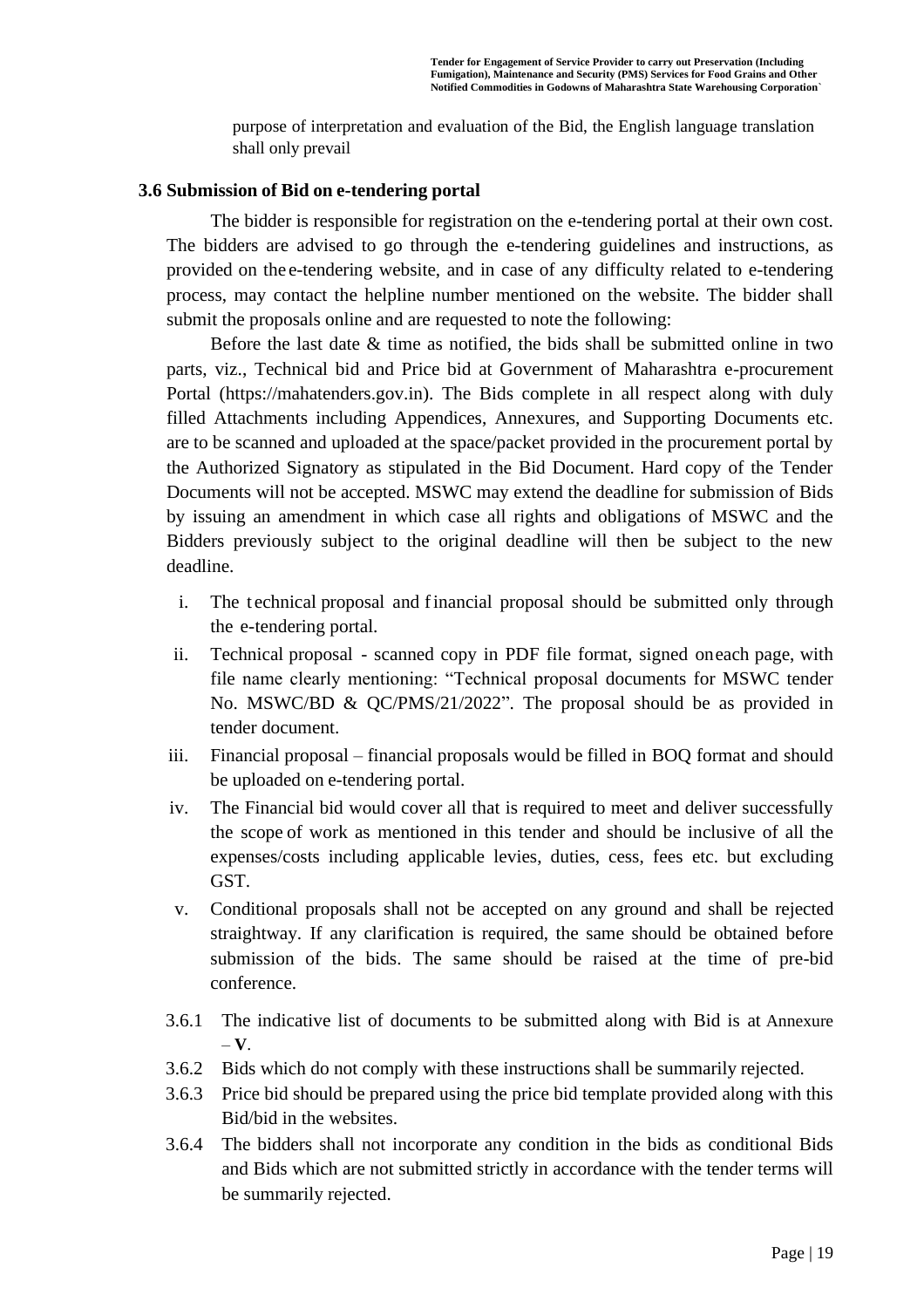purpose of interpretation and evaluation of the Bid, the English language translation shall only prevail

### 3.6 Submission of Bid on e-tendering portal

The bidder is responsible for registration on the e-tendering portal at their own cost. The bidders are advised to go through the e-tendering guidelines and instructions, as provided on the e-tendering website, and in case of any difficulty related to e-tendering process, may contact the helpline number mentioned on the website. The bidder shall submit the proposals online and are requested to note the following:

Before the last date & time as notified, the bids shall be submitted online in two parts, viz., Technical bid and Price bid at Government of Maharashtra e-procurement Portal (https://mahatenders.gov.in). The Bids complete in all respect along with duly filled Attachments including Appendices, Annexures, and Supporting Documents etc. are to be scanned and uploaded at the space/packet provided in the procurement portal by the Authorized Signatory as stipulated in the Bid Document. Hard copy of the Tender Documents will not be accepted. MSWC may extend the deadline for submission of Bids by issuing an amendment in which case all rights and obligations of MSWC and the Bidders previously subject to the original deadline will then be subject to the new deadline.

i. The technical proposal and financial proposal should be submitted only through the e-tendering portal.
ii. Technical proposal - scanned copy in PDF file format, signed on each page, with file name clearly mentioning: "Technical proposal documents for MSWC tender No. MSWC/BD & QC/PMS/21/2022". The proposal should be as provided in tender document.
iii. Financial proposal – financial proposals would be filled in BOQ format and should be uploaded on e-tendering portal.
iv. The Financial bid would cover all that is required to meet and deliver successfully the scope of work as mentioned in this tender and should be inclusive of all the expenses/costs including applicable levies, duties, cess, fees etc. but excluding GST.
v. Conditional proposals shall not be accepted on any ground and shall be rejected straightway. If any clarification is required, the same should be obtained before submission of the bids. The same should be raised at the time of pre-bid conference.

3.6.1 The indicative list of documents to be submitted along with Bid is at Annexure – **V**.

3.6.2 Bids which do not comply with these instructions shall be summarily rejected.

3.6.3 Price bid should be prepared using the price bid template provided along with this Bid/bid in the websites.

3.6.4 The bidders shall not incorporate any condition in the bids as conditional Bids and Bids which are not submitted strictly in accordance with the tender terms will be summarily rejected.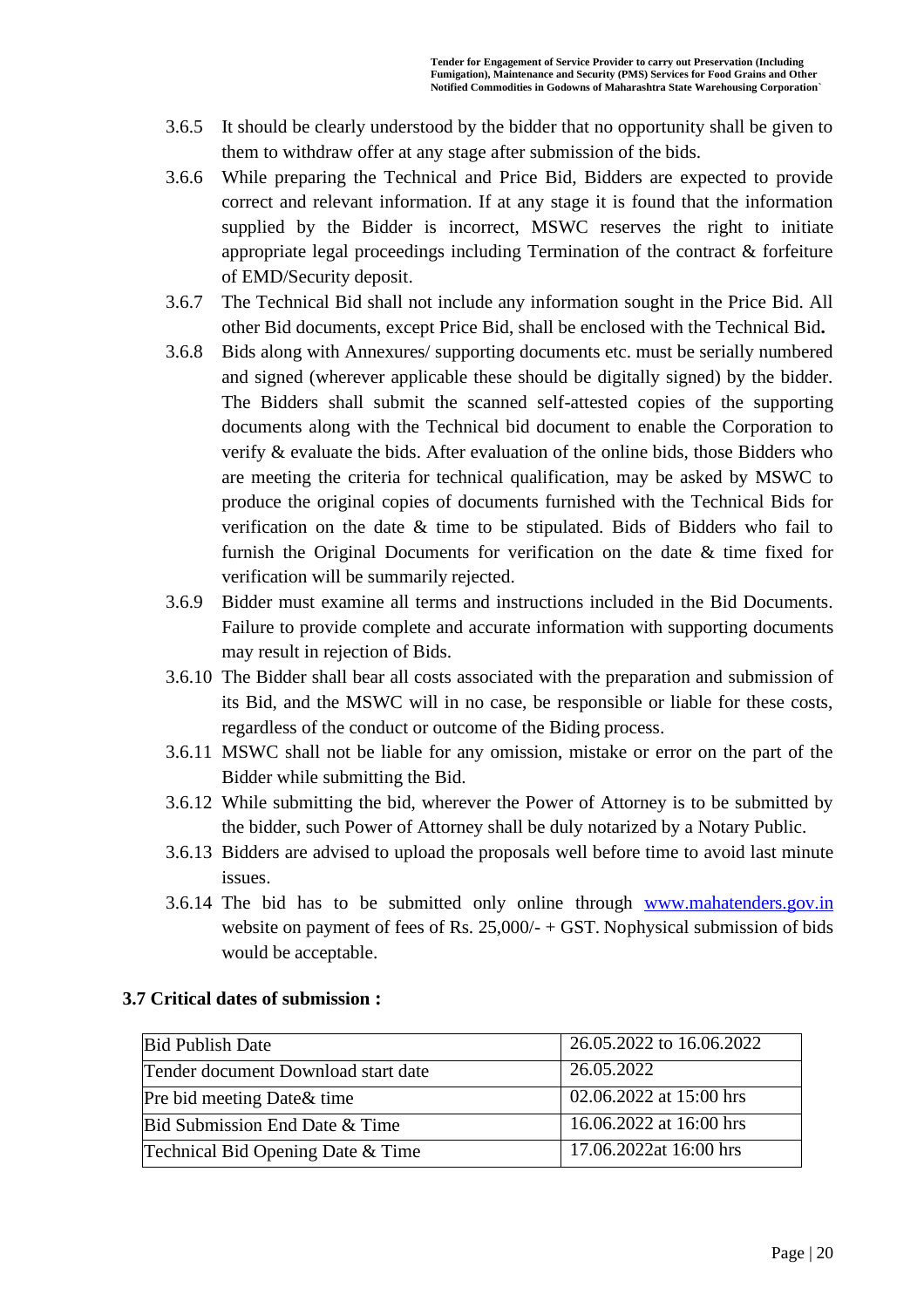3.6.5 It should be clearly understood by the bidder that no opportunity shall be given to them to withdraw offer at any stage after submission of the bids.

3.6.6 While preparing the Technical and Price Bid, Bidders are expected to provide correct and relevant information. If at any stage it is found that the information supplied by the Bidder is incorrect, MSWC reserves the right to initiate appropriate legal proceedings including Termination of the contract & forfeiture of EMD/Security deposit.

3.6.7 The Technical Bid shall not include any information sought in the Price Bid. All other Bid documents, except Price Bid, shall be enclosed with the Technical Bid**.**

3.6.8 Bids along with Annexures/ supporting documents etc. must be serially numbered and signed (wherever applicable these should be digitally signed) by the bidder. The Bidders shall submit the scanned self-attested copies of the supporting documents along with the Technical bid document to enable the Corporation to verify & evaluate the bids. After evaluation of the online bids, those Bidders who are meeting the criteria for technical qualification, may be asked by MSWC to produce the original copies of documents furnished with the Technical Bids for verification on the date & time to be stipulated. Bids of Bidders who fail to furnish the Original Documents for verification on the date & time fixed for verification will be summarily rejected.

3.6.9 Bidder must examine all terms and instructions included in the Bid Documents. Failure to provide complete and accurate information with supporting documents may result in rejection of Bids.

3.6.10 The Bidder shall bear all costs associated with the preparation and submission of its Bid, and the MSWC will in no case, be responsible or liable for these costs, regardless of the conduct or outcome of the Biding process.

3.6.11 MSWC shall not be liable for any omission, mistake or error on the part of the Bidder while submitting the Bid.

3.6.12 While submitting the bid, wherever the Power of Attorney is to be submitted by the bidder, such Power of Attorney shall be duly notarized by a Notary Public.

3.6.13 Bidders are advised to upload the proposals well before time to avoid last minute issues.

3.6.14 The bid has to be submitted only online through [www.mahatenders.gov.in](www.mahatenders.gov.in) website on payment of fees of Rs. 25,000/- + GST. Nophysical submission of bids would be acceptable.

**3.7 Critical dates of submission :**

| Bid Publish Date | 26.05.2022 to 16.06.2022 |
|---|---|
| Tender document Download start date | 26.05.2022 |
| Pre bid meeting Date& time | 02.06.2022 at 15:00 hrs |
| Bid Submission End Date & Time | 16.06.2022 at 16:00 hrs |
| Technical Bid Opening Date & Time | 17.06.2022at 16:00 hrs |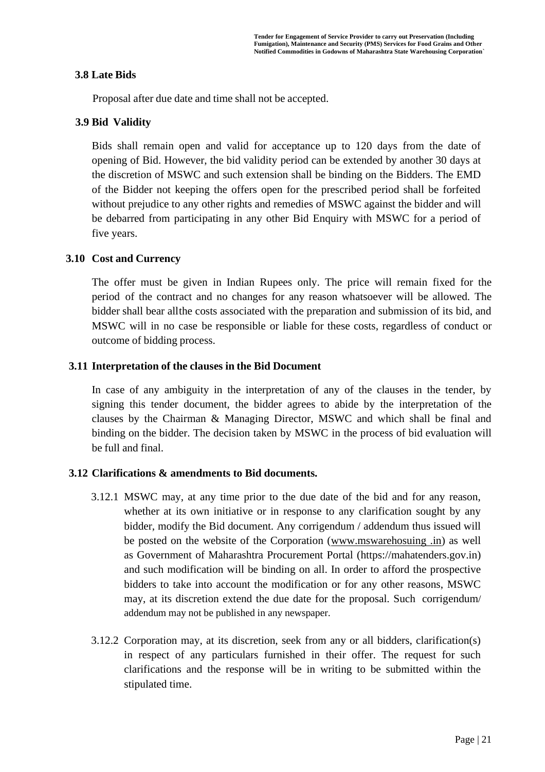### 3.8 Late Bids

Proposal after due date and time shall not be accepted.

### 3.9 Bid Validity

Bids shall remain open and valid for acceptance up to 120 days from the date of opening of Bid. However, the bid validity period can be extended by another 30 days at the discretion of MSWC and such extension shall be binding on the Bidders. The EMD of the Bidder not keeping the offers open for the prescribed period shall be forfeited without prejudice to any other rights and remedies of MSWC against the bidder and will be debarred from participating in any other Bid Enquiry with MSWC for a period of five years.

### 3.10 Cost and Currency

The offer must be given in Indian Rupees only. The price will remain fixed for the period of the contract and no changes for any reason whatsoever will be allowed. The bidder shall bear allthe costs associated with the preparation and submission of its bid, and MSWC will in no case be responsible or liable for these costs, regardless of conduct or outcome of bidding process.

### 3.11 Interpretation of the clauses in the Bid Document

In case of any ambiguity in the interpretation of any of the clauses in the tender, by signing this tender document, the bidder agrees to abide by the interpretation of the clauses by the Chairman & Managing Director, MSWC and which shall be final and binding on the bidder. The decision taken by MSWC in the process of bid evaluation will be full and final.

### 3.12 Clarifications & amendments to Bid documents.

3.12.1 MSWC may, at any time prior to the due date of the bid and for any reason, whether at its own initiative or in response to any clarification sought by any bidder, modify the Bid document. Any corrigendum / addendum thus issued will be posted on the website of the Corporation (www.mswarehosuing .in) as well as Government of Maharashtra Procurement Portal (https://mahatenders.gov.in) and such modification will be binding on all. In order to afford the prospective bidders to take into account the modification or for any other reasons, MSWC may, at its discretion extend the due date for the proposal. Such corrigendum/ addendum may not be published in any newspaper.

3.12.2 Corporation may, at its discretion, seek from any or all bidders, clarification(s) in respect of any particulars furnished in their offer. The request for such clarifications and the response will be in writing to be submitted within the stipulated time.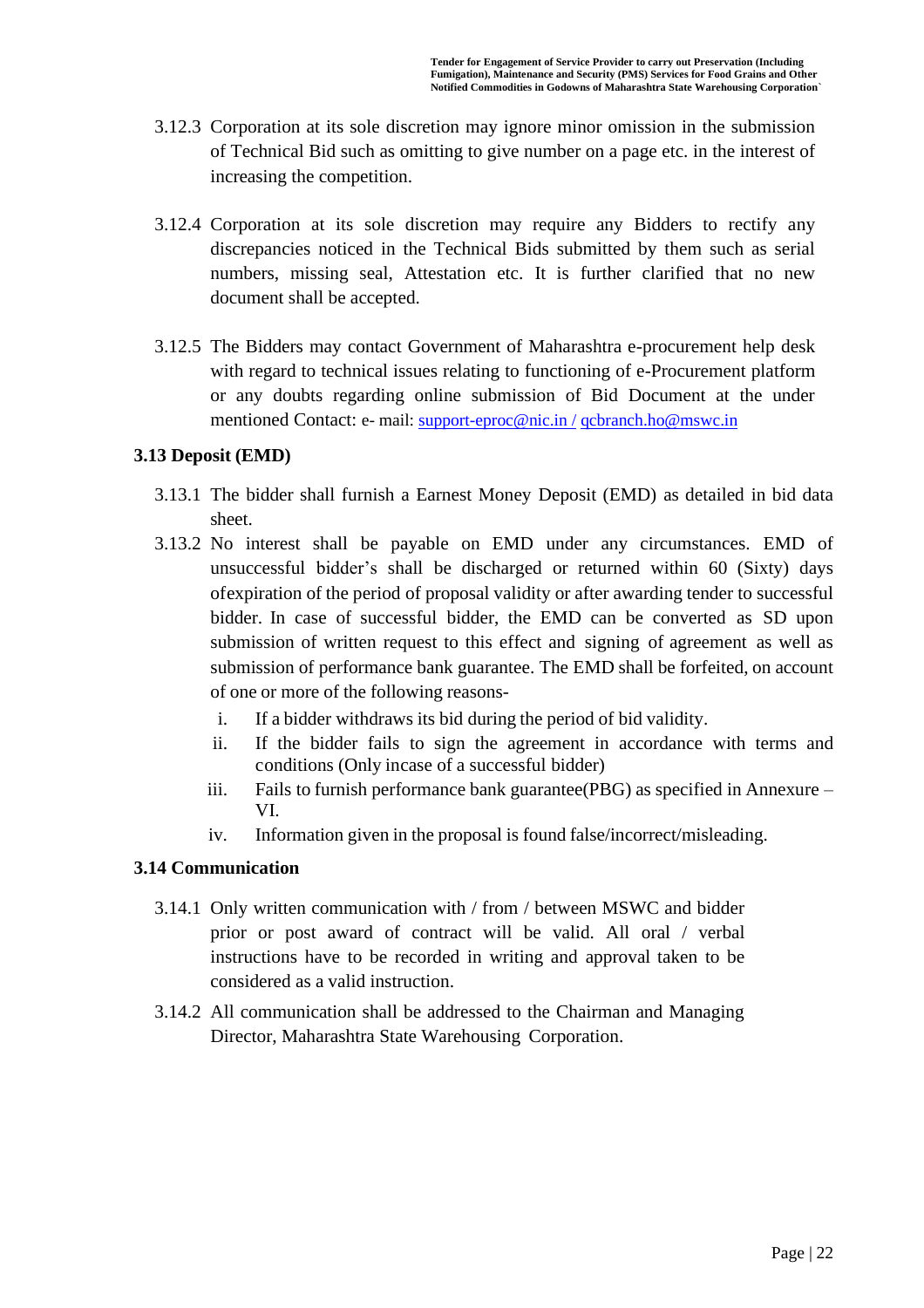3.12.3 Corporation at its sole discretion may ignore minor omission in the submission of Technical Bid such as omitting to give number on a page etc. in the interest of increasing the competition.

3.12.4 Corporation at its sole discretion may require any Bidders to rectify any discrepancies noticed in the Technical Bids submitted by them such as serial numbers, missing seal, Attestation etc. It is further clarified that no new document shall be accepted.

3.12.5 The Bidders may contact Government of Maharashtra e-procurement help desk with regard to technical issues relating to functioning of e-Procurement platform or any doubts regarding online submission of Bid Document at the under mentioned Contact: e- mail: support-eproc@nic.in / qcbranch.ho@mswc.in

### 3.13 Deposit (EMD)

3.13.1 The bidder shall furnish a Earnest Money Deposit (EMD) as detailed in bid data sheet.

3.13.2 No interest shall be payable on EMD under any circumstances. EMD of unsuccessful bidder's shall be discharged or returned within 60 (Sixty) days ofexpiration of the period of proposal validity or after awarding tender to successful bidder. In case of successful bidder, the EMD can be converted as SD upon submission of written request to this effect and signing of agreement as well as submission of performance bank guarantee. The EMD shall be forfeited, on account of one or more of the following reasons-

i. If a bidder withdraws its bid during the period of bid validity.
ii. If the bidder fails to sign the agreement in accordance with terms and conditions (Only incase of a successful bidder)
iii. Fails to furnish performance bank guarantee(PBG) as specified in Annexure – VI.
iv. Information given in the proposal is found false/incorrect/misleading.

### 3.14 Communication

3.14.1 Only written communication with / from / between MSWC and bidder prior or post award of contract will be valid. All oral / verbal instructions have to be recorded in writing and approval taken to be considered as a valid instruction.

3.14.2 All communication shall be addressed to the Chairman and Managing Director, Maharashtra State Warehousing Corporation.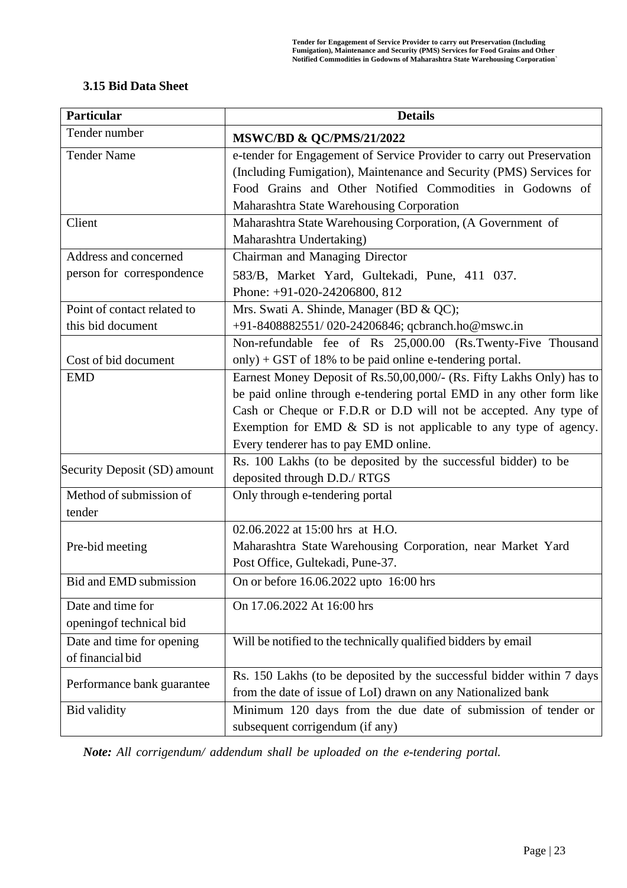### 3.15 Bid Data Sheet

| Particular | Details |
|---|---|
| Tender number | **MSWC/BD & QC/PMS/21/2022** |
| Tender Name | e-tender for Engagement of Service Provider to carry out Preservation (Including Fumigation), Maintenance and Security (PMS) Services for Food Grains and Other Notified Commodities in Godowns of Maharashtra State Warehousing Corporation |
| Client | Maharashtra State Warehousing Corporation, (A Government of Maharashtra Undertaking) |
| Address and concerned person for correspondence | Chairman and Managing Director<br>583/B, Market Yard, Gultekadi, Pune, 411 037.<br>Phone: +91-020-24206800, 812 |
| Point of contact related to this bid document | Mrs. Swati A. Shinde, Manager (BD & QC);<br>+91-8408882551/ 020-24206846; qcbranch.ho@mswc.in |
| Cost of bid document | Non-refundable fee of Rs 25,000.00 (Rs.Twenty-Five Thousand only) + GST of 18% to be paid online e-tendering portal. |
| EMD | Earnest Money Deposit of Rs.50,00,000/- (Rs. Fifty Lakhs Only) has to be paid online through e-tendering portal EMD in any other form like Cash or Cheque or F.D.R or D.D will not be accepted. Any type of Exemption for EMD & SD is not applicable to any type of agency. Every tenderer has to pay EMD online. |
| Security Deposit (SD) amount | Rs. 100 Lakhs (to be deposited by the successful bidder) to be deposited through D.D./ RTGS |
| Method of submission of tender | Only through e-tendering portal |
| Pre-bid meeting | 02.06.2022 at 15:00 hrs at H.O.<br>Maharashtra State Warehousing Corporation, near Market Yard Post Office, Gultekadi, Pune-37. |
| Bid and EMD submission | On or before 16.06.2022 upto 16:00 hrs |
| Date and time for openingof technical bid | On 17.06.2022 At 16:00 hrs |
| Date and time for opening of financial bid | Will be notified to the technically qualified bidders by email |
| Performance bank guarantee | Rs. 150 Lakhs (to be deposited by the successful bidder within 7 days from the date of issue of LoI) drawn on any Nationalized bank |
| Bid validity | Minimum 120 days from the due date of submission of tender or subsequent corrigendum (if any) |

***Note:*** *All corrigendum/ addendum shall be uploaded on the e-tendering portal.*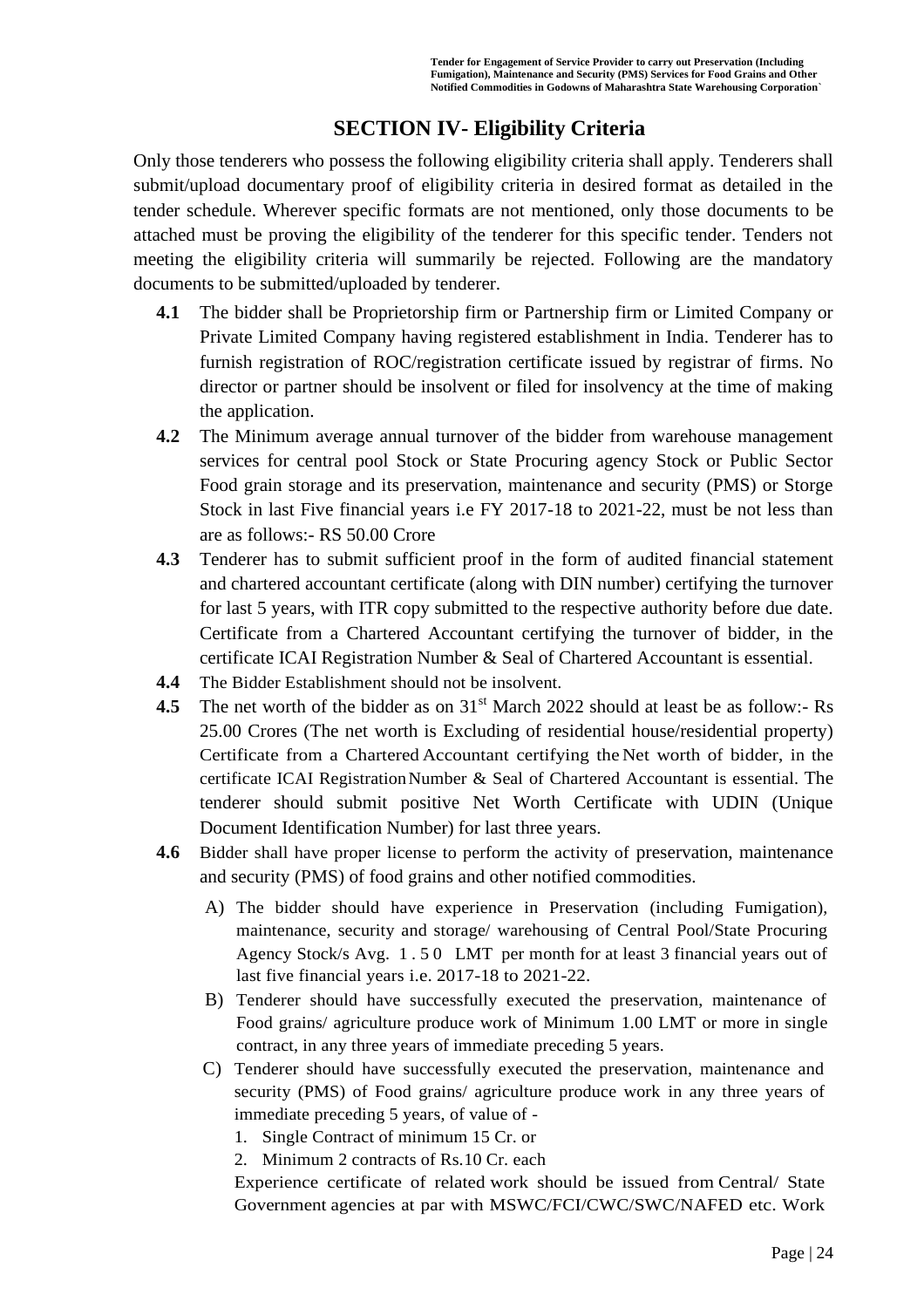## SECTION IV- Eligibility Criteria

Only those tenderers who possess the following eligibility criteria shall apply. Tenderers shall submit/upload documentary proof of eligibility criteria in desired format as detailed in the tender schedule. Wherever specific formats are not mentioned, only those documents to be attached must be proving the eligibility of the tenderer for this specific tender. Tenders not meeting the eligibility criteria will summarily be rejected. Following are the mandatory documents to be submitted/uploaded by tenderer.

**4.1** The bidder shall be Proprietorship firm or Partnership firm or Limited Company or Private Limited Company having registered establishment in India. Tenderer has to furnish registration of ROC/registration certificate issued by registrar of firms. No director or partner should be insolvent or filed for insolvency at the time of making the application.

**4.2** The Minimum average annual turnover of the bidder from warehouse management services for central pool Stock or State Procuring agency Stock or Public Sector Food grain storage and its preservation, maintenance and security (PMS) or Storge Stock in last Five financial years i.e FY 2017-18 to 2021-22, must be not less than are as follows:- RS 50.00 Crore

**4.3** Tenderer has to submit sufficient proof in the form of audited financial statement and chartered accountant certificate (along with DIN number) certifying the turnover for last 5 years, with ITR copy submitted to the respective authority before due date. Certificate from a Chartered Accountant certifying the turnover of bidder, in the certificate ICAI Registration Number & Seal of Chartered Accountant is essential.

**4.4** The Bidder Establishment should not be insolvent.

**4.5** The net worth of the bidder as on 31st March 2022 should at least be as follow:- Rs 25.00 Crores (The net worth is Excluding of residential house/residential property) Certificate from a Chartered Accountant certifying the Net worth of bidder, in the certificate ICAI Registration Number & Seal of Chartered Accountant is essential. The tenderer should submit positive Net Worth Certificate with UDIN (Unique Document Identification Number) for last three years.

**4.6** Bidder shall have proper license to perform the activity of preservation, maintenance and security (PMS) of food grains and other notified commodities.

A) The bidder should have experience in Preservation (including Fumigation), maintenance, security and storage/ warehousing of Central Pool/State Procuring Agency Stock/s Avg. 1.50 LMT per month for at least 3 financial years out of last five financial years i.e. 2017-18 to 2021-22.

B) Tenderer should have successfully executed the preservation, maintenance of Food grains/ agriculture produce work of Minimum 1.00 LMT or more in single contract, in any three years of immediate preceding 5 years.

C) Tenderer should have successfully executed the preservation, maintenance and security (PMS) of Food grains/ agriculture produce work in any three years of immediate preceding 5 years, of value of -

1. Single Contract of minimum 15 Cr. or
2. Minimum 2 contracts of Rs.10 Cr. each

Experience certificate of related work should be issued from Central/ State Government agencies at par with MSWC/FCI/CWC/SWC/NAFED etc. Work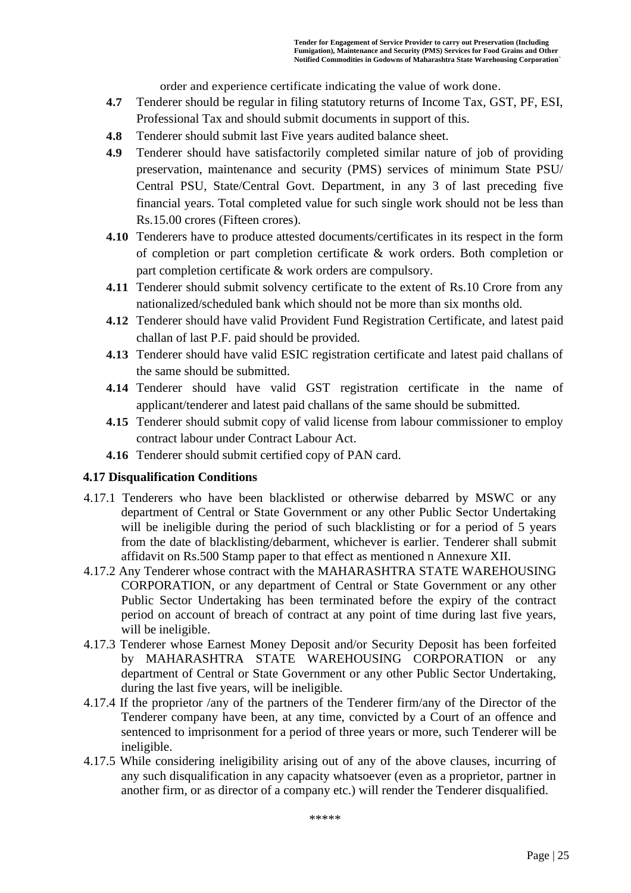order and experience certificate indicating the value of work done.

**4.7** Tenderer should be regular in filing statutory returns of Income Tax, GST, PF, ESI, Professional Tax and should submit documents in support of this.

**4.8** Tenderer should submit last Five years audited balance sheet.

**4.9** Tenderer should have satisfactorily completed similar nature of job of providing preservation, maintenance and security (PMS) services of minimum State PSU/ Central PSU, State/Central Govt. Department, in any 3 of last preceding five financial years. Total completed value for such single work should not be less than Rs.15.00 crores (Fifteen crores).

**4.10** Tenderers have to produce attested documents/certificates in its respect in the form of completion or part completion certificate & work orders. Both completion or part completion certificate & work orders are compulsory.

**4.11** Tenderer should submit solvency certificate to the extent of Rs.10 Crore from any nationalized/scheduled bank which should not be more than six months old.

**4.12** Tenderer should have valid Provident Fund Registration Certificate, and latest paid challan of last P.F. paid should be provided.

**4.13** Tenderer should have valid ESIC registration certificate and latest paid challans of the same should be submitted.

**4.14** Tenderer should have valid GST registration certificate in the name of applicant/tenderer and latest paid challans of the same should be submitted.

**4.15** Tenderer should submit copy of valid license from labour commissioner to employ contract labour under Contract Labour Act.

**4.16** Tenderer should submit certified copy of PAN card.

**4.17 Disqualification Conditions**

4.17.1 Tenderers who have been blacklisted or otherwise debarred by MSWC or any department of Central or State Government or any other Public Sector Undertaking will be ineligible during the period of such blacklisting or for a period of 5 years from the date of blacklisting/debarment, whichever is earlier. Tenderer shall submit affidavit on Rs.500 Stamp paper to that effect as mentioned n Annexure XII.

4.17.2 Any Tenderer whose contract with the MAHARASHTRA STATE WAREHOUSING CORPORATION, or any department of Central or State Government or any other Public Sector Undertaking has been terminated before the expiry of the contract period on account of breach of contract at any point of time during last five years, will be ineligible.

4.17.3 Tenderer whose Earnest Money Deposit and/or Security Deposit has been forfeited by MAHARASHTRA STATE WAREHOUSING CORPORATION or any department of Central or State Government or any other Public Sector Undertaking, during the last five years, will be ineligible.

4.17.4 If the proprietor /any of the partners of the Tenderer firm/any of the Director of the Tenderer company have been, at any time, convicted by a Court of an offence and sentenced to imprisonment for a period of three years or more, such Tenderer will be ineligible.

4.17.5 While considering ineligibility arising out of any of the above clauses, incurring of any such disqualification in any capacity whatsoever (even as a proprietor, partner in another firm, or as director of a company etc.) will render the Tenderer disqualified.

*****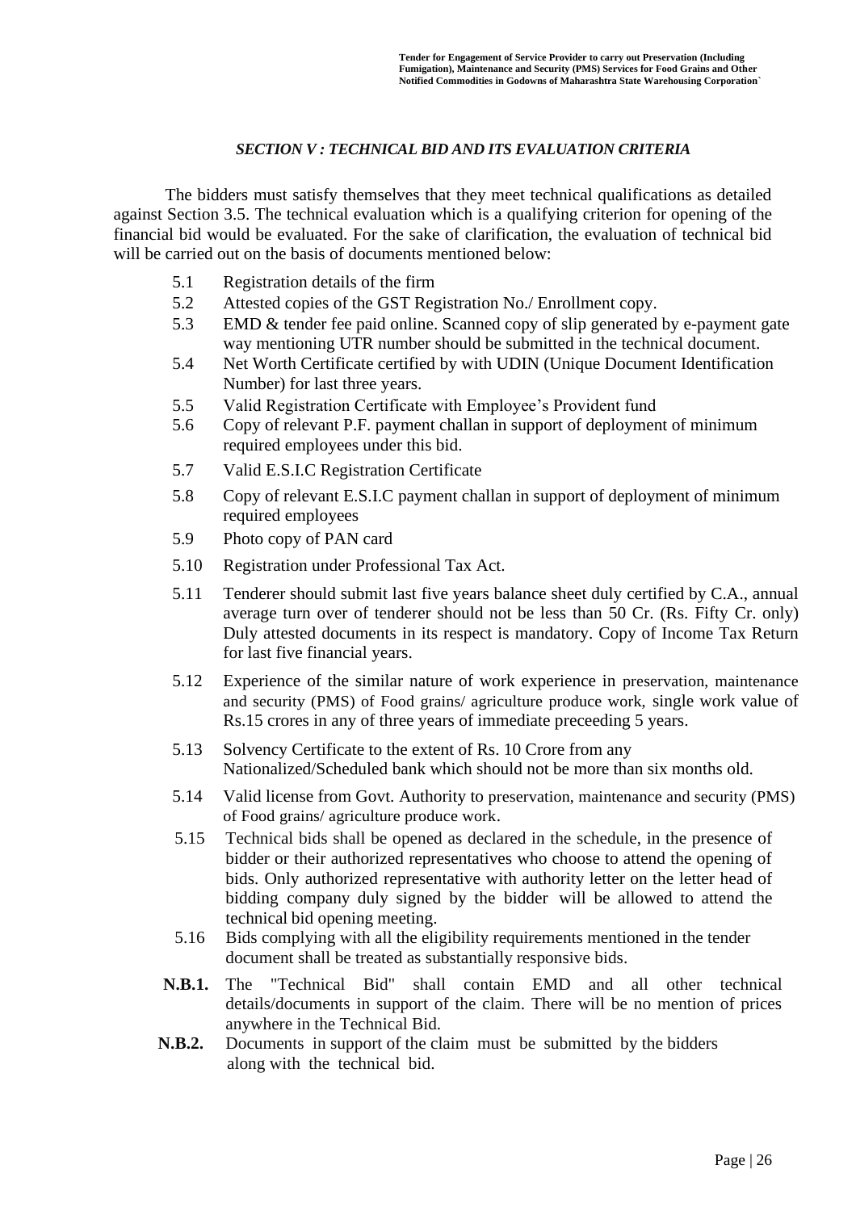## *SECTION V : TECHNICAL BID AND ITS EVALUATION CRITERIA*

The bidders must satisfy themselves that they meet technical qualifications as detailed against Section 3.5. The technical evaluation which is a qualifying criterion for opening of the financial bid would be evaluated. For the sake of clarification, the evaluation of technical bid will be carried out on the basis of documents mentioned below:

- 5.1 Registration details of the firm
- 5.2 Attested copies of the GST Registration No./ Enrollment copy.
- 5.3 EMD & tender fee paid online. Scanned copy of slip generated by e-payment gate way mentioning UTR number should be submitted in the technical document.
- 5.4 Net Worth Certificate certified by with UDIN (Unique Document Identification Number) for last three years.
- 5.5 Valid Registration Certificate with Employee's Provident fund
- 5.6 Copy of relevant P.F. payment challan in support of deployment of minimum required employees under this bid.
- 5.7 Valid E.S.I.C Registration Certificate
- 5.8 Copy of relevant E.S.I.C payment challan in support of deployment of minimum required employees
- 5.9 Photo copy of PAN card
- 5.10 Registration under Professional Tax Act.
- 5.11 Tenderer should submit last five years balance sheet duly certified by C.A., annual average turn over of tenderer should not be less than 50 Cr. (Rs. Fifty Cr. only) Duly attested documents in its respect is mandatory. Copy of Income Tax Return for last five financial years.
- 5.12 Experience of the similar nature of work experience in preservation, maintenance and security (PMS) of Food grains/ agriculture produce work, single work value of Rs.15 crores in any of three years of immediate preceeding 5 years.
- 5.13 Solvency Certificate to the extent of Rs. 10 Crore from any Nationalized/Scheduled bank which should not be more than six months old.
- 5.14 Valid license from Govt. Authority to preservation, maintenance and security (PMS) of Food grains/ agriculture produce work.
- 5.15 Technical bids shall be opened as declared in the schedule, in the presence of bidder or their authorized representatives who choose to attend the opening of bids. Only authorized representative with authority letter on the letter head of bidding company duly signed by the bidder will be allowed to attend the technical bid opening meeting.
- 5.16 Bids complying with all the eligibility requirements mentioned in the tender document shall be treated as substantially responsive bids.

**N.B.1.** The "Technical Bid" shall contain EMD and all other technical details/documents in support of the claim. There will be no mention of prices anywhere in the Technical Bid.

**N.B.2.** Documents in support of the claim must be submitted by the bidders along with the technical bid.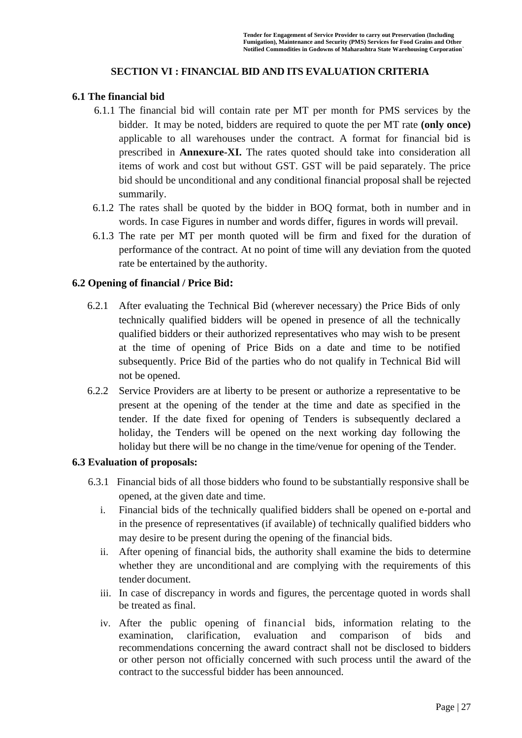## SECTION VI : FINANCIAL BID AND ITS EVALUATION CRITERIA

### 6.1 The financial bid

6.1.1 The financial bid will contain rate per MT per month for PMS services by the bidder. It may be noted, bidders are required to quote the per MT rate **(only once)** applicable to all warehouses under the contract. A format for financial bid is prescribed in **Annexure-XI.** The rates quoted should take into consideration all items of work and cost but without GST. GST will be paid separately. The price bid should be unconditional and any conditional financial proposal shall be rejected summarily.

6.1.2 The rates shall be quoted by the bidder in BOQ format, both in number and in words. In case Figures in number and words differ, figures in words will prevail.

6.1.3 The rate per MT per month quoted will be firm and fixed for the duration of performance of the contract. At no point of time will any deviation from the quoted rate be entertained by the authority.

### 6.2 Opening of financial / Price Bid:

6.2.1 After evaluating the Technical Bid (wherever necessary) the Price Bids of only technically qualified bidders will be opened in presence of all the technically qualified bidders or their authorized representatives who may wish to be present at the time of opening of Price Bids on a date and time to be notified subsequently. Price Bid of the parties who do not qualify in Technical Bid will not be opened.

6.2.2 Service Providers are at liberty to be present or authorize a representative to be present at the opening of the tender at the time and date as specified in the tender. If the date fixed for opening of Tenders is subsequently declared a holiday, the Tenders will be opened on the next working day following the holiday but there will be no change in the time/venue for opening of the Tender.

### 6.3 Evaluation of proposals:

6.3.1 Financial bids of all those bidders who found to be substantially responsive shall be opened, at the given date and time.

i. Financial bids of the technically qualified bidders shall be opened on e-portal and in the presence of representatives (if available) of technically qualified bidders who may desire to be present during the opening of the financial bids.

ii. After opening of financial bids, the authority shall examine the bids to determine whether they are unconditional and are complying with the requirements of this tender document.

iii. In case of discrepancy in words and figures, the percentage quoted in words shall be treated as final.

iv. After the public opening of financial bids, information relating to the examination, clarification, evaluation and comparison of bids and recommendations concerning the award contract shall not be disclosed to bidders or other person not officially concerned with such process until the award of the contract to the successful bidder has been announced.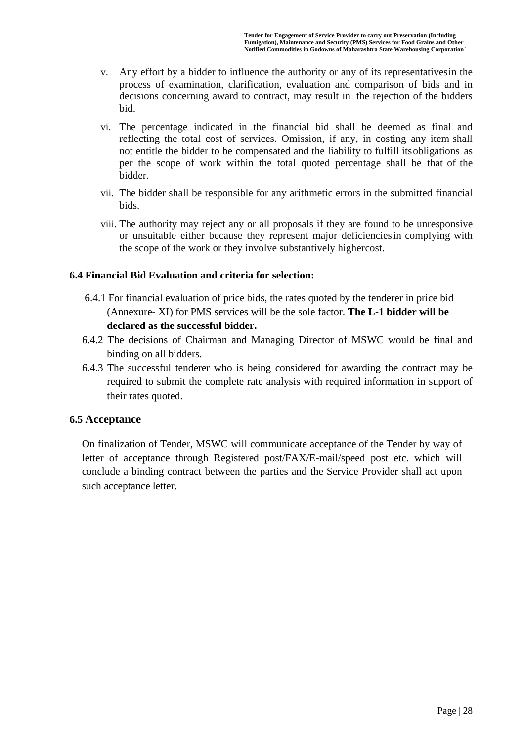v. Any effort by a bidder to influence the authority or any of its representatives in the process of examination, clarification, evaluation and comparison of bids and in decisions concerning award to contract, may result in the rejection of the bidders bid.

vi. The percentage indicated in the financial bid shall be deemed as final and reflecting the total cost of services. Omission, if any, in costing any item shall not entitle the bidder to be compensated and the liability to fulfill its obligations as per the scope of work within the total quoted percentage shall be that of the bidder.

vii. The bidder shall be responsible for any arithmetic errors in the submitted financial bids.

viii. The authority may reject any or all proposals if they are found to be unresponsive or unsuitable either because they represent major deficiencies in complying with the scope of the work or they involve substantively higher cost.

### 6.4 Financial Bid Evaluation and criteria for selection:

6.4.1 For financial evaluation of price bids, the rates quoted by the tenderer in price bid (Annexure- XI) for PMS services will be the sole factor. **The L-1 bidder will be declared as the successful bidder.**

6.4.2 The decisions of Chairman and Managing Director of MSWC would be final and binding on all bidders.

6.4.3 The successful tenderer who is being considered for awarding the contract may be required to submit the complete rate analysis with required information in support of their rates quoted.

### 6.5 Acceptance

On finalization of Tender, MSWC will communicate acceptance of the Tender by way of letter of acceptance through Registered post/FAX/E-mail/speed post etc. which will conclude a binding contract between the parties and the Service Provider shall act upon such acceptance letter.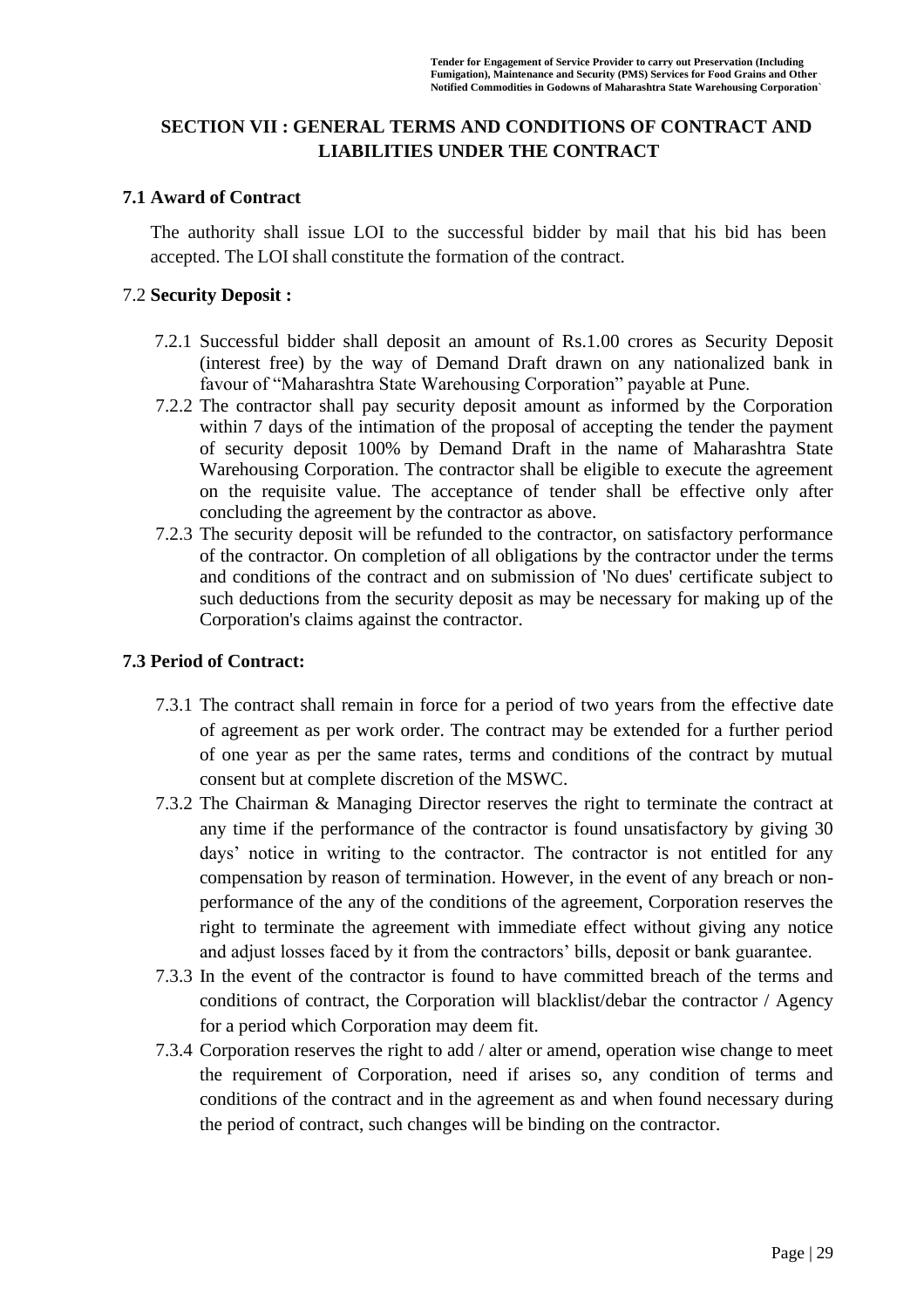## SECTION VII : GENERAL TERMS AND CONDITIONS OF CONTRACT AND LIABILITIES UNDER THE CONTRACT

### 7.1 Award of Contract

The authority shall issue LOI to the successful bidder by mail that his bid has been accepted. The LOI shall constitute the formation of the contract.

### 7.2 **Security Deposit :**

7.2.1 Successful bidder shall deposit an amount of Rs.1.00 crores as Security Deposit (interest free) by the way of Demand Draft drawn on any nationalized bank in favour of "Maharashtra State Warehousing Corporation" payable at Pune.

7.2.2 The contractor shall pay security deposit amount as informed by the Corporation within 7 days of the intimation of the proposal of accepting the tender the payment of security deposit 100% by Demand Draft in the name of Maharashtra State Warehousing Corporation. The contractor shall be eligible to execute the agreement on the requisite value. The acceptance of tender shall be effective only after concluding the agreement by the contractor as above.

7.2.3 The security deposit will be refunded to the contractor, on satisfactory performance of the contractor. On completion of all obligations by the contractor under the terms and conditions of the contract and on submission of 'No dues' certificate subject to such deductions from the security deposit as may be necessary for making up of the Corporation's claims against the contractor.

### 7.3 Period of Contract:

7.3.1 The contract shall remain in force for a period of two years from the effective date of agreement as per work order. The contract may be extended for a further period of one year as per the same rates, terms and conditions of the contract by mutual consent but at complete discretion of the MSWC.

7.3.2 The Chairman & Managing Director reserves the right to terminate the contract at any time if the performance of the contractor is found unsatisfactory by giving 30 days' notice in writing to the contractor. The contractor is not entitled for any compensation by reason of termination. However, in the event of any breach or non-performance of the any of the conditions of the agreement, Corporation reserves the right to terminate the agreement with immediate effect without giving any notice and adjust losses faced by it from the contractors' bills, deposit or bank guarantee.

7.3.3 In the event of the contractor is found to have committed breach of the terms and conditions of contract, the Corporation will blacklist/debar the contractor / Agency for a period which Corporation may deem fit.

7.3.4 Corporation reserves the right to add / alter or amend, operation wise change to meet the requirement of Corporation, need if arises so, any condition of terms and conditions of the contract and in the agreement as and when found necessary during the period of contract, such changes will be binding on the contractor.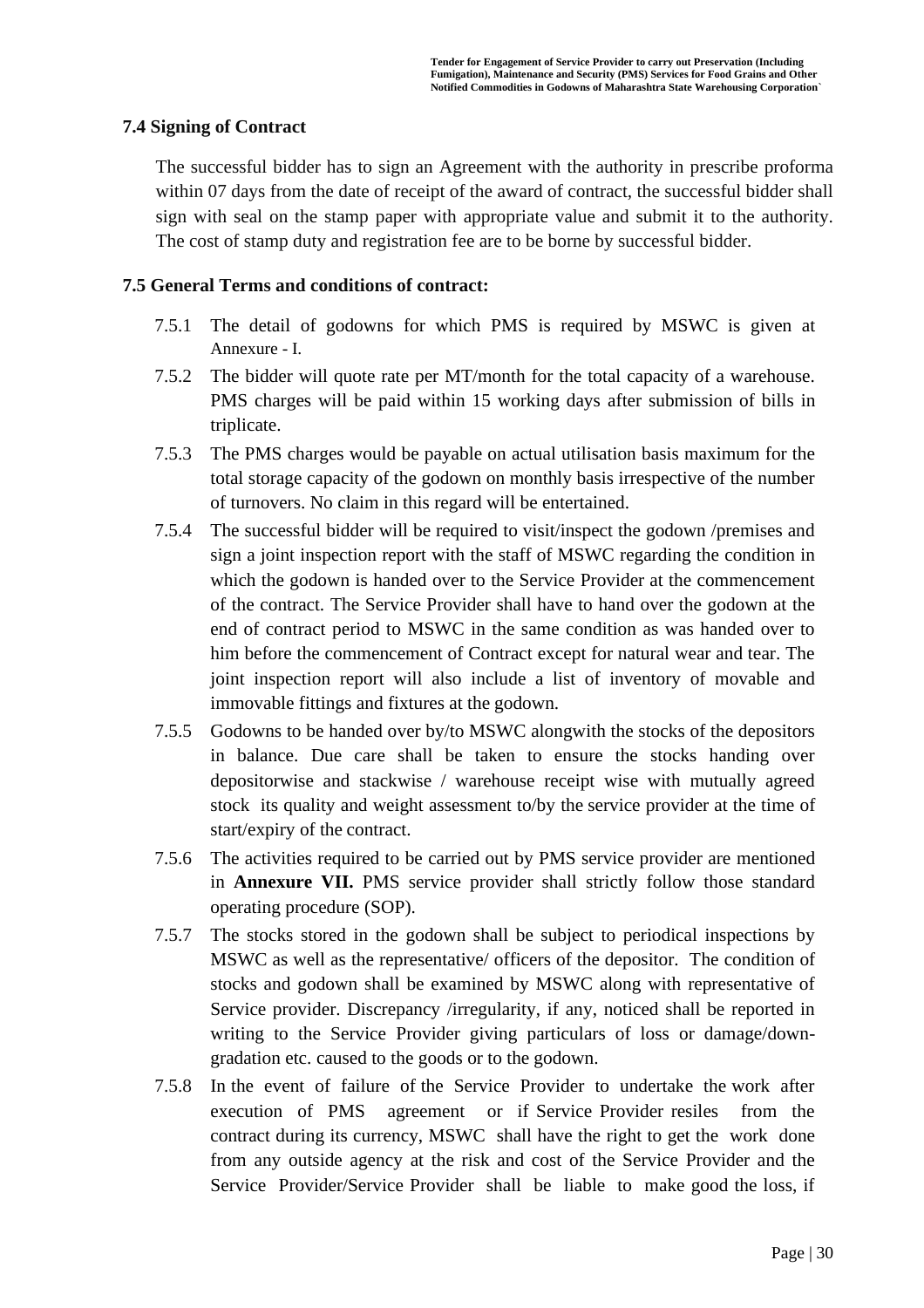### 7.4 Signing of Contract

The successful bidder has to sign an Agreement with the authority in prescribe proforma within 07 days from the date of receipt of the award of contract, the successful bidder shall sign with seal on the stamp paper with appropriate value and submit it to the authority. The cost of stamp duty and registration fee are to be borne by successful bidder.

### 7.5 General Terms and conditions of contract:

7.5.1 The detail of godowns for which PMS is required by MSWC is given at Annexure - I.

7.5.2 The bidder will quote rate per MT/month for the total capacity of a warehouse. PMS charges will be paid within 15 working days after submission of bills in triplicate.

7.5.3 The PMS charges would be payable on actual utilisation basis maximum for the total storage capacity of the godown on monthly basis irrespective of the number of turnovers. No claim in this regard will be entertained.

7.5.4 The successful bidder will be required to visit/inspect the godown /premises and sign a joint inspection report with the staff of MSWC regarding the condition in which the godown is handed over to the Service Provider at the commencement of the contract. The Service Provider shall have to hand over the godown at the end of contract period to MSWC in the same condition as was handed over to him before the commencement of Contract except for natural wear and tear. The joint inspection report will also include a list of inventory of movable and immovable fittings and fixtures at the godown.

7.5.5 Godowns to be handed over by/to MSWC alongwith the stocks of the depositors in balance. Due care shall be taken to ensure the stocks handing over depositorwise and stackwise / warehouse receipt wise with mutually agreed stock its quality and weight assessment to/by the service provider at the time of start/expiry of the contract.

7.5.6 The activities required to be carried out by PMS service provider are mentioned in **Annexure VII.** PMS service provider shall strictly follow those standard operating procedure (SOP).

7.5.7 The stocks stored in the godown shall be subject to periodical inspections by MSWC as well as the representative/ officers of the depositor. The condition of stocks and godown shall be examined by MSWC along with representative of Service provider. Discrepancy /irregularity, if any, noticed shall be reported in writing to the Service Provider giving particulars of loss or damage/down-gradation etc. caused to the goods or to the godown.

7.5.8 In the event of failure of the Service Provider to undertake the work after execution of PMS agreement or if Service Provider resiles from the contract during its currency, MSWC shall have the right to get the work done from any outside agency at the risk and cost of the Service Provider and the Service Provider/Service Provider shall be liable to make good the loss, if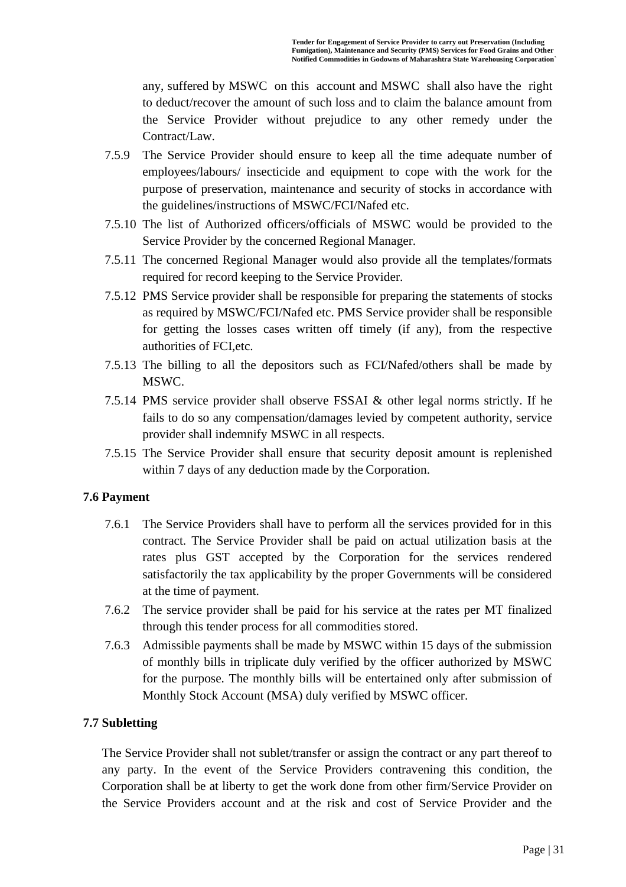any, suffered by MSWC on this account and MSWC shall also have the right to deduct/recover the amount of such loss and to claim the balance amount from the Service Provider without prejudice to any other remedy under the Contract/Law.

7.5.9 The Service Provider should ensure to keep all the time adequate number of employees/labours/ insecticide and equipment to cope with the work for the purpose of preservation, maintenance and security of stocks in accordance with the guidelines/instructions of MSWC/FCI/Nafed etc.

7.5.10 The list of Authorized officers/officials of MSWC would be provided to the Service Provider by the concerned Regional Manager.

7.5.11 The concerned Regional Manager would also provide all the templates/formats required for record keeping to the Service Provider.

7.5.12 PMS Service provider shall be responsible for preparing the statements of stocks as required by MSWC/FCI/Nafed etc. PMS Service provider shall be responsible for getting the losses cases written off timely (if any), from the respective authorities of FCI,etc.

7.5.13 The billing to all the depositors such as FCI/Nafed/others shall be made by MSWC.

7.5.14 PMS service provider shall observe FSSAI & other legal norms strictly. If he fails to do so any compensation/damages levied by competent authority, service provider shall indemnify MSWC in all respects.

7.5.15 The Service Provider shall ensure that security deposit amount is replenished within 7 days of any deduction made by the Corporation.

### 7.6 Payment

7.6.1 The Service Providers shall have to perform all the services provided for in this contract. The Service Provider shall be paid on actual utilization basis at the rates plus GST accepted by the Corporation for the services rendered satisfactorily the tax applicability by the proper Governments will be considered at the time of payment.

7.6.2 The service provider shall be paid for his service at the rates per MT finalized through this tender process for all commodities stored.

7.6.3 Admissible payments shall be made by MSWC within 15 days of the submission of monthly bills in triplicate duly verified by the officer authorized by MSWC for the purpose. The monthly bills will be entertained only after submission of Monthly Stock Account (MSA) duly verified by MSWC officer.

### 7.7 Subletting

The Service Provider shall not sublet/transfer or assign the contract or any part thereof to any party. In the event of the Service Providers contravening this condition, the Corporation shall be at liberty to get the work done from other firm/Service Provider on the Service Providers account and at the risk and cost of Service Provider and the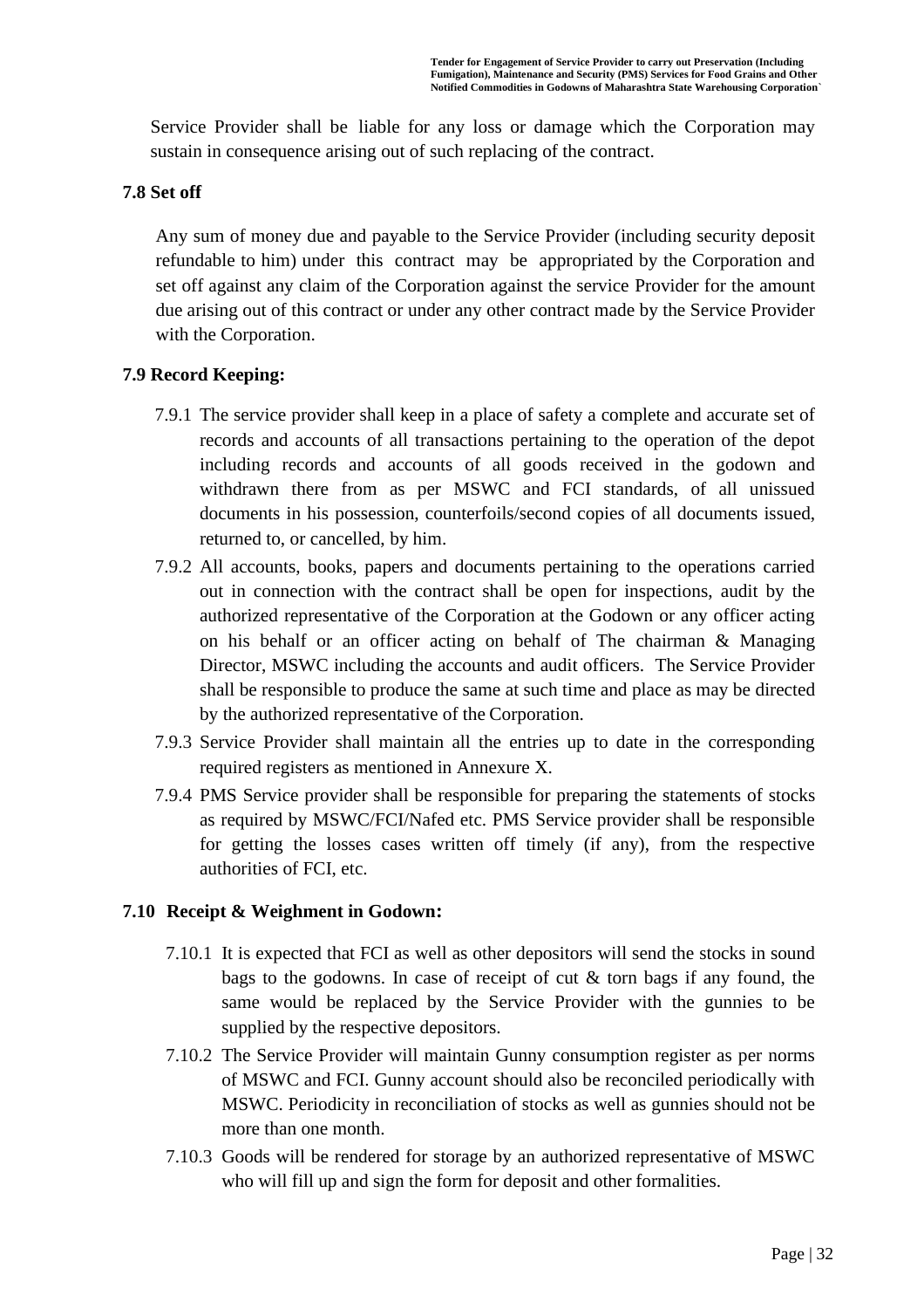Service Provider shall be liable for any loss or damage which the Corporation may sustain in consequence arising out of such replacing of the contract.

**7.8 Set off**

Any sum of money due and payable to the Service Provider (including security deposit refundable to him) under this contract may be appropriated by the Corporation and set off against any claim of the Corporation against the service Provider for the amount due arising out of this contract or under any other contract made by the Service Provider with the Corporation.

**7.9 Record Keeping:**

7.9.1 The service provider shall keep in a place of safety a complete and accurate set of records and accounts of all transactions pertaining to the operation of the depot including records and accounts of all goods received in the godown and withdrawn there from as per MSWC and FCI standards, of all unissued documents in his possession, counterfoils/second copies of all documents issued, returned to, or cancelled, by him.

7.9.2 All accounts, books, papers and documents pertaining to the operations carried out in connection with the contract shall be open for inspections, audit by the authorized representative of the Corporation at the Godown or any officer acting on his behalf or an officer acting on behalf of The chairman & Managing Director, MSWC including the accounts and audit officers. The Service Provider shall be responsible to produce the same at such time and place as may be directed by the authorized representative of the Corporation.

7.9.3 Service Provider shall maintain all the entries up to date in the corresponding required registers as mentioned in Annexure X.

7.9.4 PMS Service provider shall be responsible for preparing the statements of stocks as required by MSWC/FCI/Nafed etc. PMS Service provider shall be responsible for getting the losses cases written off timely (if any), from the respective authorities of FCI, etc.

**7.10 Receipt & Weighment in Godown:**

7.10.1 It is expected that FCI as well as other depositors will send the stocks in sound bags to the godowns. In case of receipt of cut & torn bags if any found, the same would be replaced by the Service Provider with the gunnies to be supplied by the respective depositors.

7.10.2 The Service Provider will maintain Gunny consumption register as per norms of MSWC and FCI. Gunny account should also be reconciled periodically with MSWC. Periodicity in reconciliation of stocks as well as gunnies should not be more than one month.

7.10.3 Goods will be rendered for storage by an authorized representative of MSWC who will fill up and sign the form for deposit and other formalities.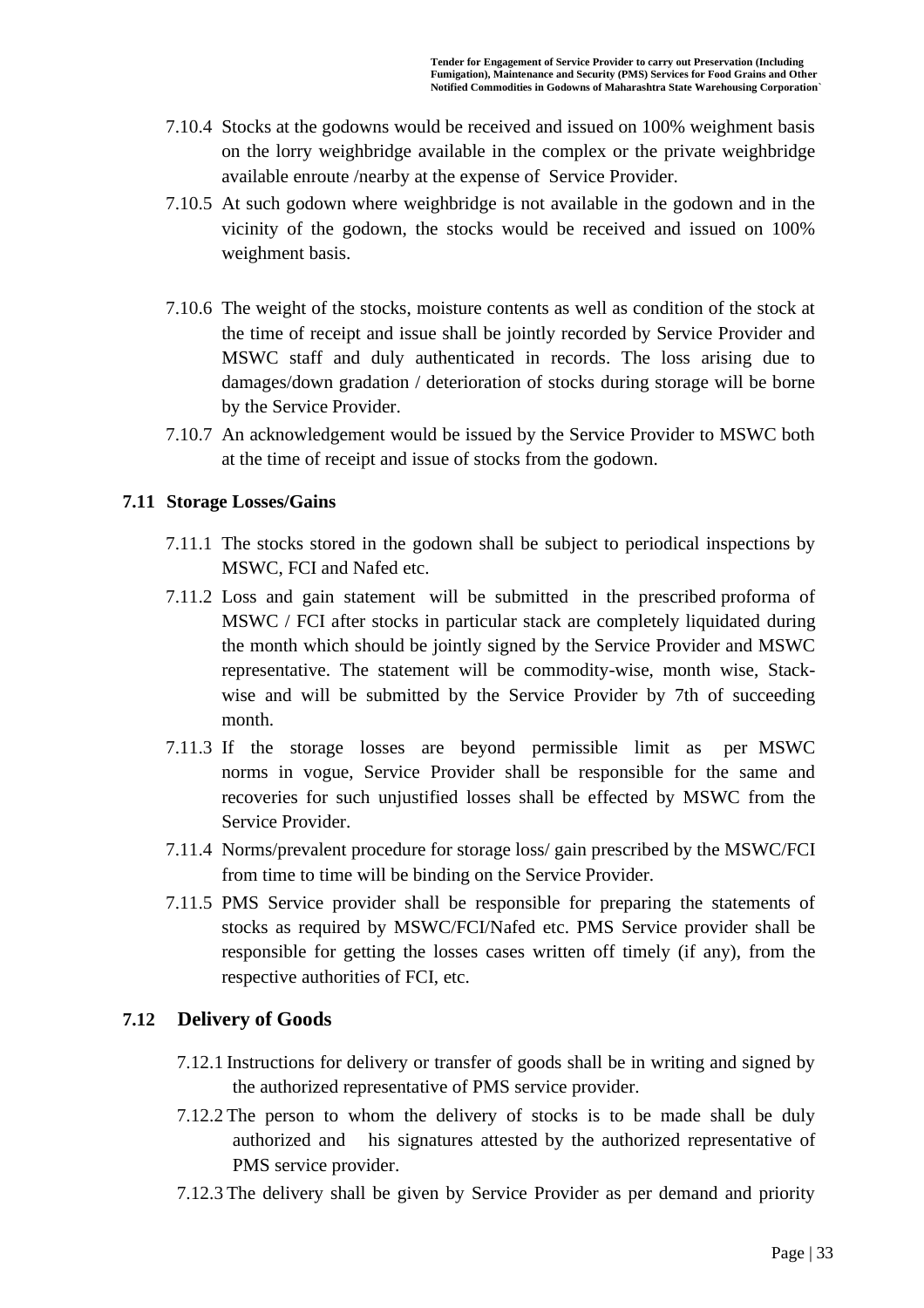7.10.4 Stocks at the godowns would be received and issued on 100% weighment basis on the lorry weighbridge available in the complex or the private weighbridge available enroute /nearby at the expense of Service Provider.

7.10.5 At such godown where weighbridge is not available in the godown and in the vicinity of the godown, the stocks would be received and issued on 100% weighment basis.

7.10.6 The weight of the stocks, moisture contents as well as condition of the stock at the time of receipt and issue shall be jointly recorded by Service Provider and MSWC staff and duly authenticated in records. The loss arising due to damages/down gradation / deterioration of stocks during storage will be borne by the Service Provider.

7.10.7 An acknowledgement would be issued by the Service Provider to MSWC both at the time of receipt and issue of stocks from the godown.

### 7.11 Storage Losses/Gains

7.11.1 The stocks stored in the godown shall be subject to periodical inspections by MSWC, FCI and Nafed etc.

7.11.2 Loss and gain statement will be submitted in the prescribed proforma of MSWC / FCI after stocks in particular stack are completely liquidated during the month which should be jointly signed by the Service Provider and MSWC representative. The statement will be commodity-wise, month wise, Stack-wise and will be submitted by the Service Provider by 7th of succeeding month.

7.11.3 If the storage losses are beyond permissible limit as per MSWC norms in vogue, Service Provider shall be responsible for the same and recoveries for such unjustified losses shall be effected by MSWC from the Service Provider.

7.11.4 Norms/prevalent procedure for storage loss/ gain prescribed by the MSWC/FCI from time to time will be binding on the Service Provider.

7.11.5 PMS Service provider shall be responsible for preparing the statements of stocks as required by MSWC/FCI/Nafed etc. PMS Service provider shall be responsible for getting the losses cases written off timely (if any), from the respective authorities of FCI, etc.

### 7.12 Delivery of Goods

7.12.1 Instructions for delivery or transfer of goods shall be in writing and signed by the authorized representative of PMS service provider.

7.12.2 The person to whom the delivery of stocks is to be made shall be duly authorized and his signatures attested by the authorized representative of PMS service provider.

7.12.3 The delivery shall be given by Service Provider as per demand and priority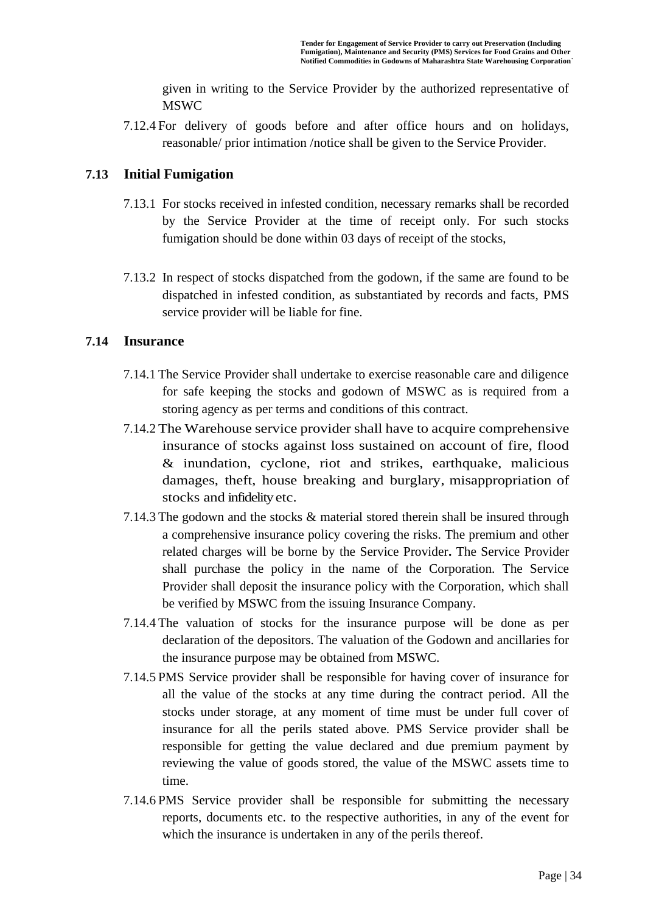given in writing to the Service Provider by the authorized representative of MSWC

7.12.4 For delivery of goods before and after office hours and on holidays, reasonable/ prior intimation /notice shall be given to the Service Provider.

## 7.13 Initial Fumigation

7.13.1 For stocks received in infested condition, necessary remarks shall be recorded by the Service Provider at the time of receipt only. For such stocks fumigation should be done within 03 days of receipt of the stocks,

7.13.2 In respect of stocks dispatched from the godown, if the same are found to be dispatched in infested condition, as substantiated by records and facts, PMS service provider will be liable for fine.

## 7.14 Insurance

7.14.1 The Service Provider shall undertake to exercise reasonable care and diligence for safe keeping the stocks and godown of MSWC as is required from a storing agency as per terms and conditions of this contract.

7.14.2 The Warehouse service provider shall have to acquire comprehensive insurance of stocks against loss sustained on account of fire, flood & inundation, cyclone, riot and strikes, earthquake, malicious damages, theft, house breaking and burglary, misappropriation of stocks and infidelity etc.

7.14.3 The godown and the stocks & material stored therein shall be insured through a comprehensive insurance policy covering the risks. The premium and other related charges will be borne by the Service Provider**.** The Service Provider shall purchase the policy in the name of the Corporation. The Service Provider shall deposit the insurance policy with the Corporation, which shall be verified by MSWC from the issuing Insurance Company.

7.14.4 The valuation of stocks for the insurance purpose will be done as per declaration of the depositors. The valuation of the Godown and ancillaries for the insurance purpose may be obtained from MSWC.

7.14.5 PMS Service provider shall be responsible for having cover of insurance for all the value of the stocks at any time during the contract period. All the stocks under storage, at any moment of time must be under full cover of insurance for all the perils stated above. PMS Service provider shall be responsible for getting the value declared and due premium payment by reviewing the value of goods stored, the value of the MSWC assets time to time.

7.14.6 PMS Service provider shall be responsible for submitting the necessary reports, documents etc. to the respective authorities, in any of the event for which the insurance is undertaken in any of the perils thereof.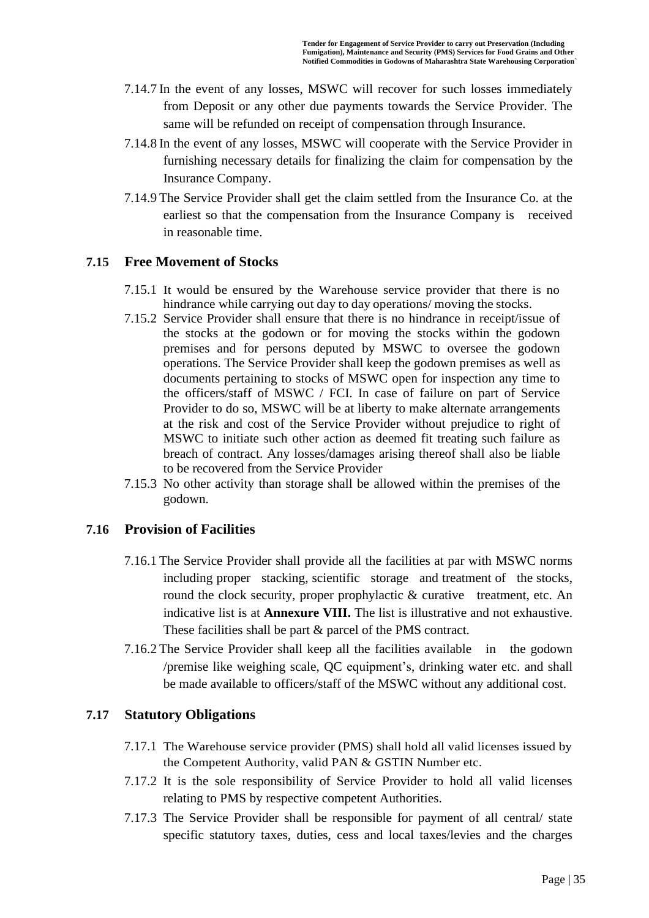7.14.7 In the event of any losses, MSWC will recover for such losses immediately from Deposit or any other due payments towards the Service Provider. The same will be refunded on receipt of compensation through Insurance.

7.14.8 In the event of any losses, MSWC will cooperate with the Service Provider in furnishing necessary details for finalizing the claim for compensation by the Insurance Company.

7.14.9 The Service Provider shall get the claim settled from the Insurance Co. at the earliest so that the compensation from the Insurance Company is received in reasonable time.

## 7.15 Free Movement of Stocks

7.15.1 It would be ensured by the Warehouse service provider that there is no hindrance while carrying out day to day operations/ moving the stocks.

7.15.2 Service Provider shall ensure that there is no hindrance in receipt/issue of the stocks at the godown or for moving the stocks within the godown premises and for persons deputed by MSWC to oversee the godown operations. The Service Provider shall keep the godown premises as well as documents pertaining to stocks of MSWC open for inspection any time to the officers/staff of MSWC / FCI. In case of failure on part of Service Provider to do so, MSWC will be at liberty to make alternate arrangements at the risk and cost of the Service Provider without prejudice to right of MSWC to initiate such other action as deemed fit treating such failure as breach of contract. Any losses/damages arising thereof shall also be liable to be recovered from the Service Provider

7.15.3 No other activity than storage shall be allowed within the premises of the godown.

## 7.16 Provision of Facilities

7.16.1 The Service Provider shall provide all the facilities at par with MSWC norms including proper stacking, scientific storage and treatment of the stocks, round the clock security, proper prophylactic & curative treatment, etc. An indicative list is at **Annexure VIII.** The list is illustrative and not exhaustive. These facilities shall be part & parcel of the PMS contract.

7.16.2 The Service Provider shall keep all the facilities available in the godown /premise like weighing scale, QC equipment's, drinking water etc. and shall be made available to officers/staff of the MSWC without any additional cost.

## 7.17 Statutory Obligations

7.17.1 The Warehouse service provider (PMS) shall hold all valid licenses issued by the Competent Authority, valid PAN & GSTIN Number etc.

7.17.2 It is the sole responsibility of Service Provider to hold all valid licenses relating to PMS by respective competent Authorities.

7.17.3 The Service Provider shall be responsible for payment of all central/ state specific statutory taxes, duties, cess and local taxes/levies and the charges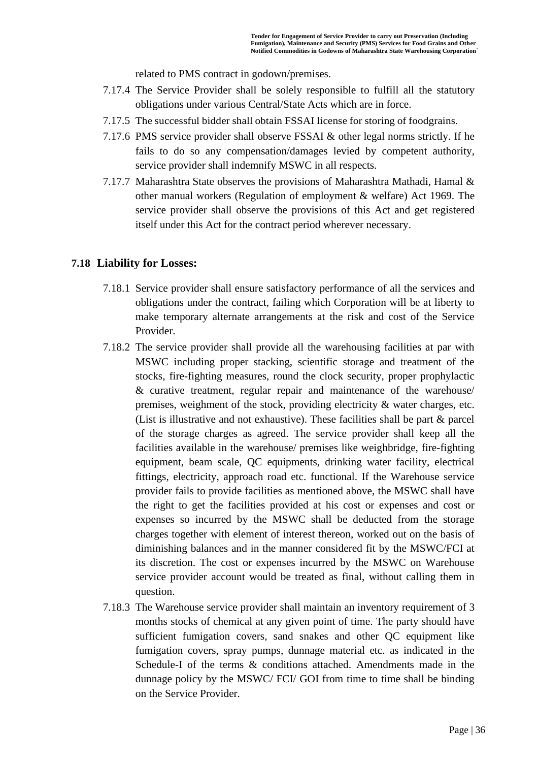related to PMS contract in godown/premises.

7.17.4 The Service Provider shall be solely responsible to fulfill all the statutory obligations under various Central/State Acts which are in force.

7.17.5 The successful bidder shall obtain FSSAI license for storing of foodgrains.

7.17.6 PMS service provider shall observe FSSAI & other legal norms strictly. If he fails to do so any compensation/damages levied by competent authority, service provider shall indemnify MSWC in all respects.

7.17.7 Maharashtra State observes the provisions of Maharashtra Mathadi, Hamal & other manual workers (Regulation of employment & welfare) Act 1969. The service provider shall observe the provisions of this Act and get registered itself under this Act for the contract period wherever necessary.

## 7.18 Liability for Losses:

7.18.1 Service provider shall ensure satisfactory performance of all the services and obligations under the contract, failing which Corporation will be at liberty to make temporary alternate arrangements at the risk and cost of the Service Provider.

7.18.2 The service provider shall provide all the warehousing facilities at par with MSWC including proper stacking, scientific storage and treatment of the stocks, fire-fighting measures, round the clock security, proper prophylactic & curative treatment, regular repair and maintenance of the warehouse/ premises, weighment of the stock, providing electricity & water charges, etc. (List is illustrative and not exhaustive). These facilities shall be part & parcel of the storage charges as agreed. The service provider shall keep all the facilities available in the warehouse/ premises like weighbridge, fire-fighting equipment, beam scale, QC equipments, drinking water facility, electrical fittings, electricity, approach road etc. functional. If the Warehouse service provider fails to provide facilities as mentioned above, the MSWC shall have the right to get the facilities provided at his cost or expenses and cost or expenses so incurred by the MSWC shall be deducted from the storage charges together with element of interest thereon, worked out on the basis of diminishing balances and in the manner considered fit by the MSWC/FCI at its discretion. The cost or expenses incurred by the MSWC on Warehouse service provider account would be treated as final, without calling them in question.

7.18.3 The Warehouse service provider shall maintain an inventory requirement of 3 months stocks of chemical at any given point of time. The party should have sufficient fumigation covers, sand snakes and other QC equipment like fumigation covers, spray pumps, dunnage material etc. as indicated in the Schedule-I of the terms & conditions attached. Amendments made in the dunnage policy by the MSWC/ FCI/ GOI from time to time shall be binding on the Service Provider.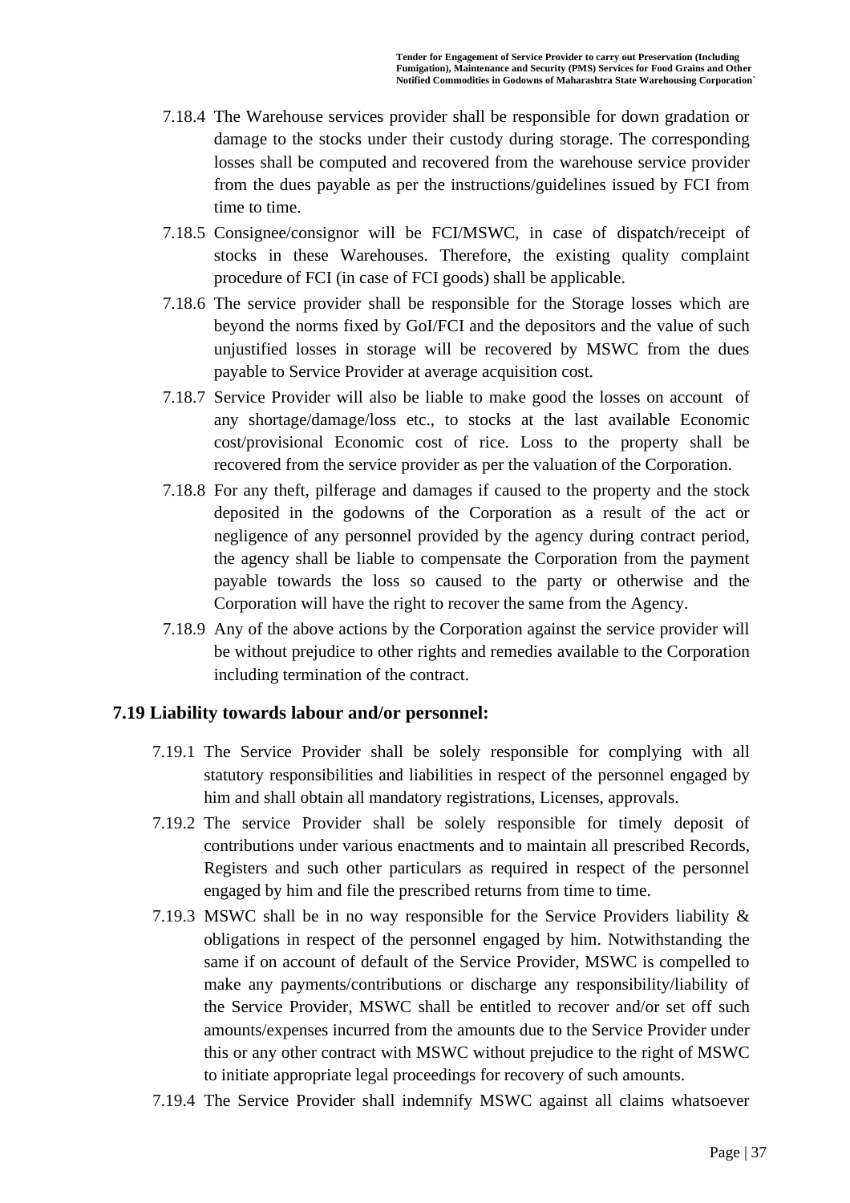7.18.4 The Warehouse services provider shall be responsible for down gradation or damage to the stocks under their custody during storage. The corresponding losses shall be computed and recovered from the warehouse service provider from the dues payable as per the instructions/guidelines issued by FCI from time to time.

7.18.5 Consignee/consignor will be FCI/MSWC, in case of dispatch/receipt of stocks in these Warehouses. Therefore, the existing quality complaint procedure of FCI (in case of FCI goods) shall be applicable.

7.18.6 The service provider shall be responsible for the Storage losses which are beyond the norms fixed by GoI/FCI and the depositors and the value of such unjustified losses in storage will be recovered by MSWC from the dues payable to Service Provider at average acquisition cost.

7.18.7 Service Provider will also be liable to make good the losses on account of any shortage/damage/loss etc., to stocks at the last available Economic cost/provisional Economic cost of rice. Loss to the property shall be recovered from the service provider as per the valuation of the Corporation.

7.18.8 For any theft, pilferage and damages if caused to the property and the stock deposited in the godowns of the Corporation as a result of the act or negligence of any personnel provided by the agency during contract period, the agency shall be liable to compensate the Corporation from the payment payable towards the loss so caused to the party or otherwise and the Corporation will have the right to recover the same from the Agency.

7.18.9 Any of the above actions by the Corporation against the service provider will be without prejudice to other rights and remedies available to the Corporation including termination of the contract.

## 7.19 Liability towards labour and/or personnel:

7.19.1 The Service Provider shall be solely responsible for complying with all statutory responsibilities and liabilities in respect of the personnel engaged by him and shall obtain all mandatory registrations, Licenses, approvals.

7.19.2 The service Provider shall be solely responsible for timely deposit of contributions under various enactments and to maintain all prescribed Records, Registers and such other particulars as required in respect of the personnel engaged by him and file the prescribed returns from time to time.

7.19.3 MSWC shall be in no way responsible for the Service Providers liability & obligations in respect of the personnel engaged by him. Notwithstanding the same if on account of default of the Service Provider, MSWC is compelled to make any payments/contributions or discharge any responsibility/liability of the Service Provider, MSWC shall be entitled to recover and/or set off such amounts/expenses incurred from the amounts due to the Service Provider under this or any other contract with MSWC without prejudice to the right of MSWC to initiate appropriate legal proceedings for recovery of such amounts.

7.19.4 The Service Provider shall indemnify MSWC against all claims whatsoever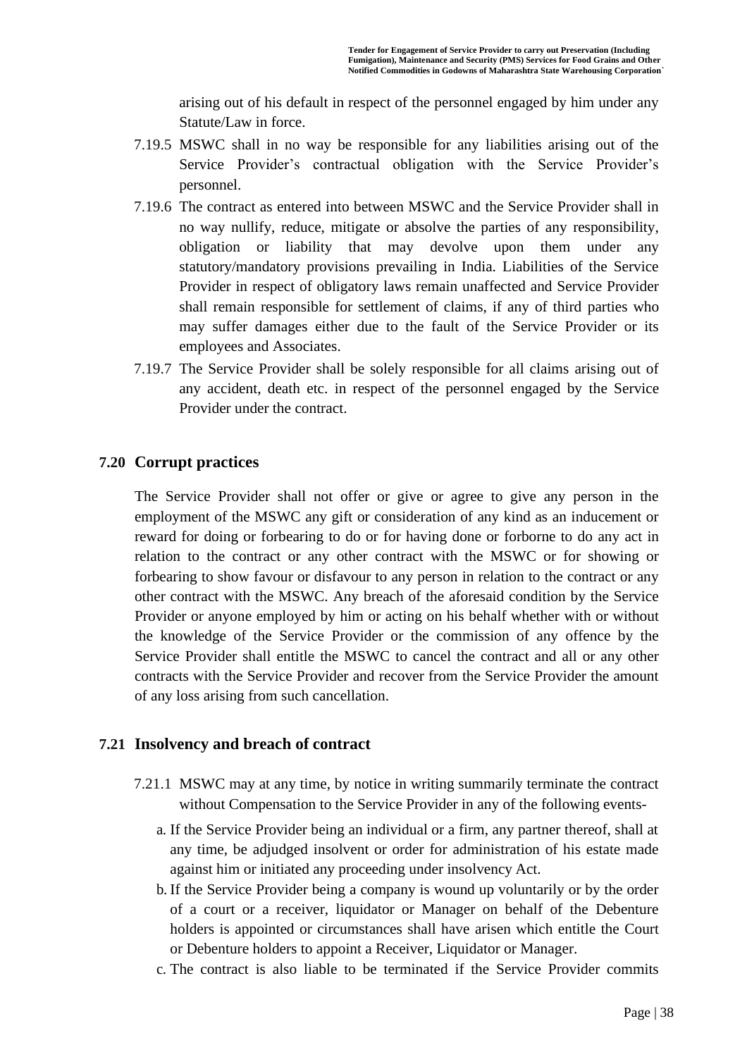arising out of his default in respect of the personnel engaged by him under any Statute/Law in force.

7.19.5 MSWC shall in no way be responsible for any liabilities arising out of the Service Provider's contractual obligation with the Service Provider's personnel.

7.19.6 The contract as entered into between MSWC and the Service Provider shall in no way nullify, reduce, mitigate or absolve the parties of any responsibility, obligation or liability that may devolve upon them under any statutory/mandatory provisions prevailing in India. Liabilities of the Service Provider in respect of obligatory laws remain unaffected and Service Provider shall remain responsible for settlement of claims, if any of third parties who may suffer damages either due to the fault of the Service Provider or its employees and Associates.

7.19.7 The Service Provider shall be solely responsible for all claims arising out of any accident, death etc. in respect of the personnel engaged by the Service Provider under the contract.

## 7.20 Corrupt practices

The Service Provider shall not offer or give or agree to give any person in the employment of the MSWC any gift or consideration of any kind as an inducement or reward for doing or forbearing to do or for having done or forborne to do any act in relation to the contract or any other contract with the MSWC or for showing or forbearing to show favour or disfavour to any person in relation to the contract or any other contract with the MSWC. Any breach of the aforesaid condition by the Service Provider or anyone employed by him or acting on his behalf whether with or without the knowledge of the Service Provider or the commission of any offence by the Service Provider shall entitle the MSWC to cancel the contract and all or any other contracts with the Service Provider and recover from the Service Provider the amount of any loss arising from such cancellation.

## 7.21 Insolvency and breach of contract

7.21.1 MSWC may at any time, by notice in writing summarily terminate the contract without Compensation to the Service Provider in any of the following events-

a. If the Service Provider being an individual or a firm, any partner thereof, shall at any time, be adjudged insolvent or order for administration of his estate made against him or initiated any proceeding under insolvency Act.

b. If the Service Provider being a company is wound up voluntarily or by the order of a court or a receiver, liquidator or Manager on behalf of the Debenture holders is appointed or circumstances shall have arisen which entitle the Court or Debenture holders to appoint a Receiver, Liquidator or Manager.

c. The contract is also liable to be terminated if the Service Provider commits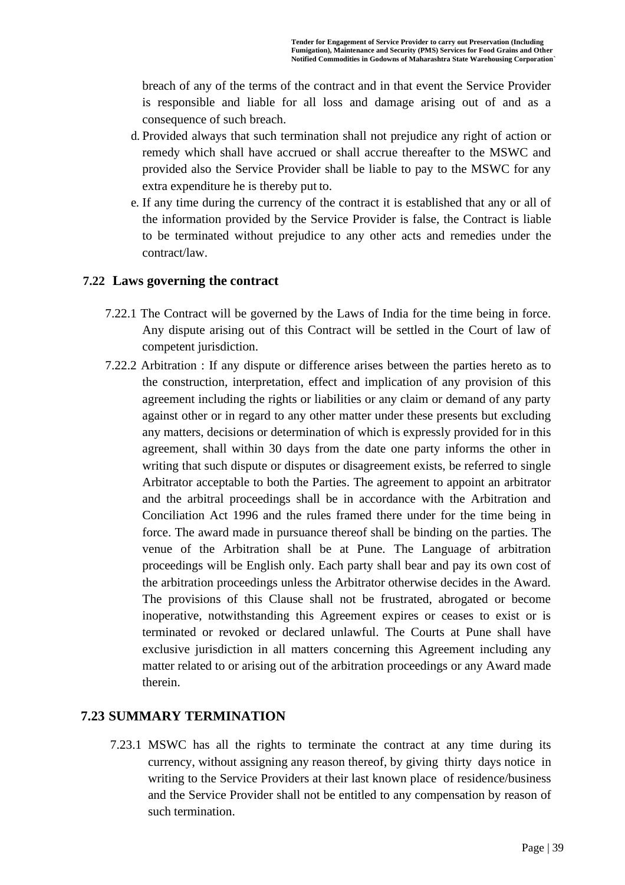breach of any of the terms of the contract and in that event the Service Provider is responsible and liable for all loss and damage arising out of and as a consequence of such breach.

d. Provided always that such termination shall not prejudice any right of action or remedy which shall have accrued or shall accrue thereafter to the MSWC and provided also the Service Provider shall be liable to pay to the MSWC for any extra expenditure he is thereby put to.

e. If any time during the currency of the contract it is established that any or all of the information provided by the Service Provider is false, the Contract is liable to be terminated without prejudice to any other acts and remedies under the contract/law.

## 7.22 Laws governing the contract

7.22.1 The Contract will be governed by the Laws of India for the time being in force. Any dispute arising out of this Contract will be settled in the Court of law of competent jurisdiction.

7.22.2 Arbitration : If any dispute or difference arises between the parties hereto as to the construction, interpretation, effect and implication of any provision of this agreement including the rights or liabilities or any claim or demand of any party against other or in regard to any other matter under these presents but excluding any matters, decisions or determination of which is expressly provided for in this agreement, shall within 30 days from the date one party informs the other in writing that such dispute or disputes or disagreement exists, be referred to single Arbitrator acceptable to both the Parties. The agreement to appoint an arbitrator and the arbitral proceedings shall be in accordance with the Arbitration and Conciliation Act 1996 and the rules framed there under for the time being in force. The award made in pursuance thereof shall be binding on the parties. The venue of the Arbitration shall be at Pune. The Language of arbitration proceedings will be English only. Each party shall bear and pay its own cost of the arbitration proceedings unless the Arbitrator otherwise decides in the Award. The provisions of this Clause shall not be frustrated, abrogated or become inoperative, notwithstanding this Agreement expires or ceases to exist or is terminated or revoked or declared unlawful. The Courts at Pune shall have exclusive jurisdiction in all matters concerning this Agreement including any matter related to or arising out of the arbitration proceedings or any Award made therein.

## 7.23 SUMMARY TERMINATION

7.23.1 MSWC has all the rights to terminate the contract at any time during its currency, without assigning any reason thereof, by giving thirty days notice in writing to the Service Providers at their last known place of residence/business and the Service Provider shall not be entitled to any compensation by reason of such termination.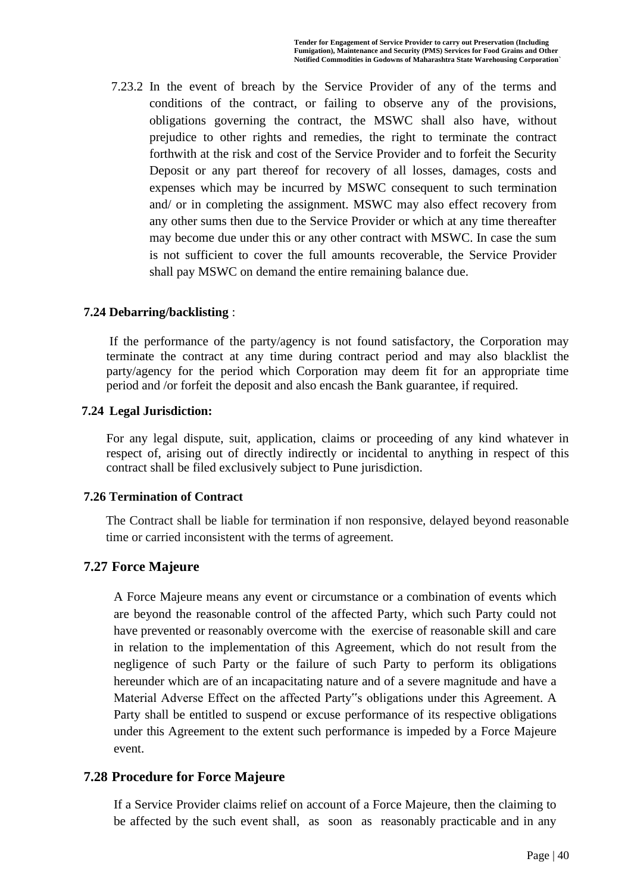7.23.2 In the event of breach by the Service Provider of any of the terms and conditions of the contract, or failing to observe any of the provisions, obligations governing the contract, the MSWC shall also have, without prejudice to other rights and remedies, the right to terminate the contract forthwith at the risk and cost of the Service Provider and to forfeit the Security Deposit or any part thereof for recovery of all losses, damages, costs and expenses which may be incurred by MSWC consequent to such termination and/ or in completing the assignment. MSWC may also effect recovery from any other sums then due to the Service Provider or which at any time thereafter may become due under this or any other contract with MSWC. In case the sum is not sufficient to cover the full amounts recoverable, the Service Provider shall pay MSWC on demand the entire remaining balance due.

**7.24 Debarring/backlisting** :

If the performance of the party/agency is not found satisfactory, the Corporation may terminate the contract at any time during contract period and may also blacklist the party/agency for the period which Corporation may deem fit for an appropriate time period and /or forfeit the deposit and also encash the Bank guarantee, if required.

**7.24 Legal Jurisdiction:**

For any legal dispute, suit, application, claims or proceeding of any kind whatever in respect of, arising out of directly indirectly or incidental to anything in respect of this contract shall be filed exclusively subject to Pune jurisdiction.

**7.26 Termination of Contract**

The Contract shall be liable for termination if non responsive, delayed beyond reasonable time or carried inconsistent with the terms of agreement.

## 7.27 Force Majeure

A Force Majeure means any event or circumstance or a combination of events which are beyond the reasonable control of the affected Party, which such Party could not have prevented or reasonably overcome with the exercise of reasonable skill and care in relation to the implementation of this Agreement, which do not result from the negligence of such Party or the failure of such Party to perform its obligations hereunder which are of an incapacitating nature and of a severe magnitude and have a Material Adverse Effect on the affected Party"s obligations under this Agreement. A Party shall be entitled to suspend or excuse performance of its respective obligations under this Agreement to the extent such performance is impeded by a Force Majeure event.

## 7.28 Procedure for Force Majeure

If a Service Provider claims relief on account of a Force Majeure, then the claiming to be affected by the such event shall, as soon as reasonably practicable and in any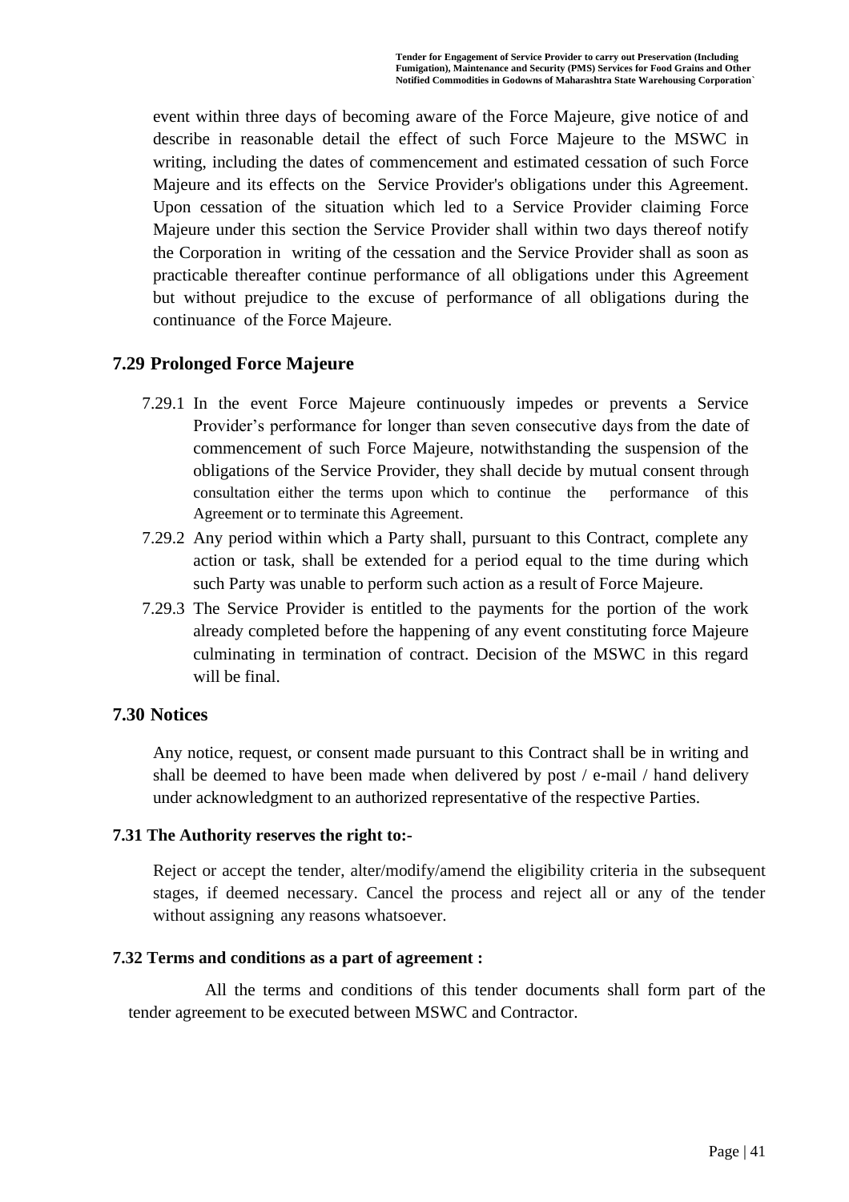event within three days of becoming aware of the Force Majeure, give notice of and describe in reasonable detail the effect of such Force Majeure to the MSWC in writing, including the dates of commencement and estimated cessation of such Force Majeure and its effects on the Service Provider's obligations under this Agreement. Upon cessation of the situation which led to a Service Provider claiming Force Majeure under this section the Service Provider shall within two days thereof notify the Corporation in writing of the cessation and the Service Provider shall as soon as practicable thereafter continue performance of all obligations under this Agreement but without prejudice to the excuse of performance of all obligations during the continuance of the Force Majeure.

## 7.29 Prolonged Force Majeure

7.29.1 In the event Force Majeure continuously impedes or prevents a Service Provider's performance for longer than seven consecutive days from the date of commencement of such Force Majeure, notwithstanding the suspension of the obligations of the Service Provider, they shall decide by mutual consent through consultation either the terms upon which to continue the performance of this Agreement or to terminate this Agreement.

7.29.2 Any period within which a Party shall, pursuant to this Contract, complete any action or task, shall be extended for a period equal to the time during which such Party was unable to perform such action as a result of Force Majeure.

7.29.3 The Service Provider is entitled to the payments for the portion of the work already completed before the happening of any event constituting force Majeure culminating in termination of contract. Decision of the MSWC in this regard will be final.

## 7.30 Notices

Any notice, request, or consent made pursuant to this Contract shall be in writing and shall be deemed to have been made when delivered by post / e-mail / hand delivery under acknowledgment to an authorized representative of the respective Parties.

### 7.31 The Authority reserves the right to:-

Reject or accept the tender, alter/modify/amend the eligibility criteria in the subsequent stages, if deemed necessary. Cancel the process and reject all or any of the tender without assigning any reasons whatsoever.

### 7.32 Terms and conditions as a part of agreement :

All the terms and conditions of this tender documents shall form part of the tender agreement to be executed between MSWC and Contractor.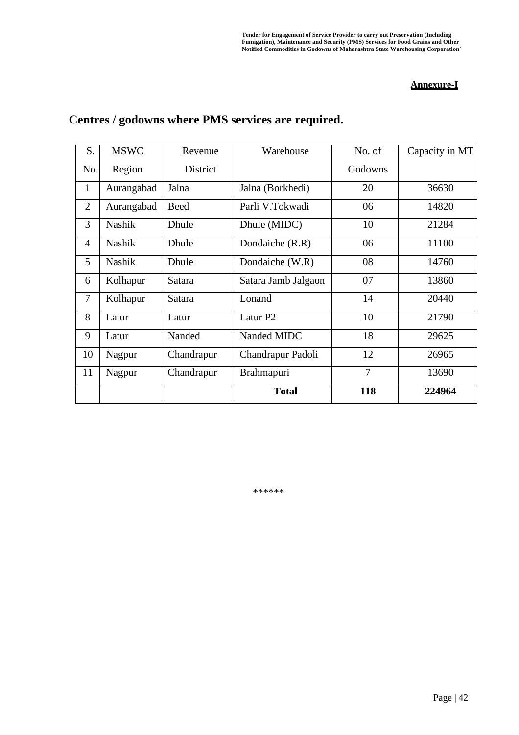**Annexure-I**

## Centres / godowns where PMS services are required.

| S. No. | MSWC Region | Revenue District | Warehouse | No. of Godowns | Capacity in MT |
|---|---|---|---|---|---|
| 1 | Aurangabad | Jalna | Jalna (Borkhedi) | 20 | 36630 |
| 2 | Aurangabad | Beed | Parli V.Tokwadi | 06 | 14820 |
| 3 | Nashik | Dhule | Dhule (MIDC) | 10 | 21284 |
| 4 | Nashik | Dhule | Dondaiche (R.R) | 06 | 11100 |
| 5 | Nashik | Dhule | Dondaiche (W.R) | 08 | 14760 |
| 6 | Kolhapur | Satara | Satara Jamb Jalgaon | 07 | 13860 |
| 7 | Kolhapur | Satara | Lonand | 14 | 20440 |
| 8 | Latur | Latur | Latur P2 | 10 | 21790 |
| 9 | Latur | Nanded | Nanded MIDC | 18 | 29625 |
| 10 | Nagpur | Chandrapur | Chandrapur Padoli | 12 | 26965 |
| 11 | Nagpur | Chandrapur | Brahmapuri | 7 | 13690 |
| | | | **Total** | **118** | **224964** |

******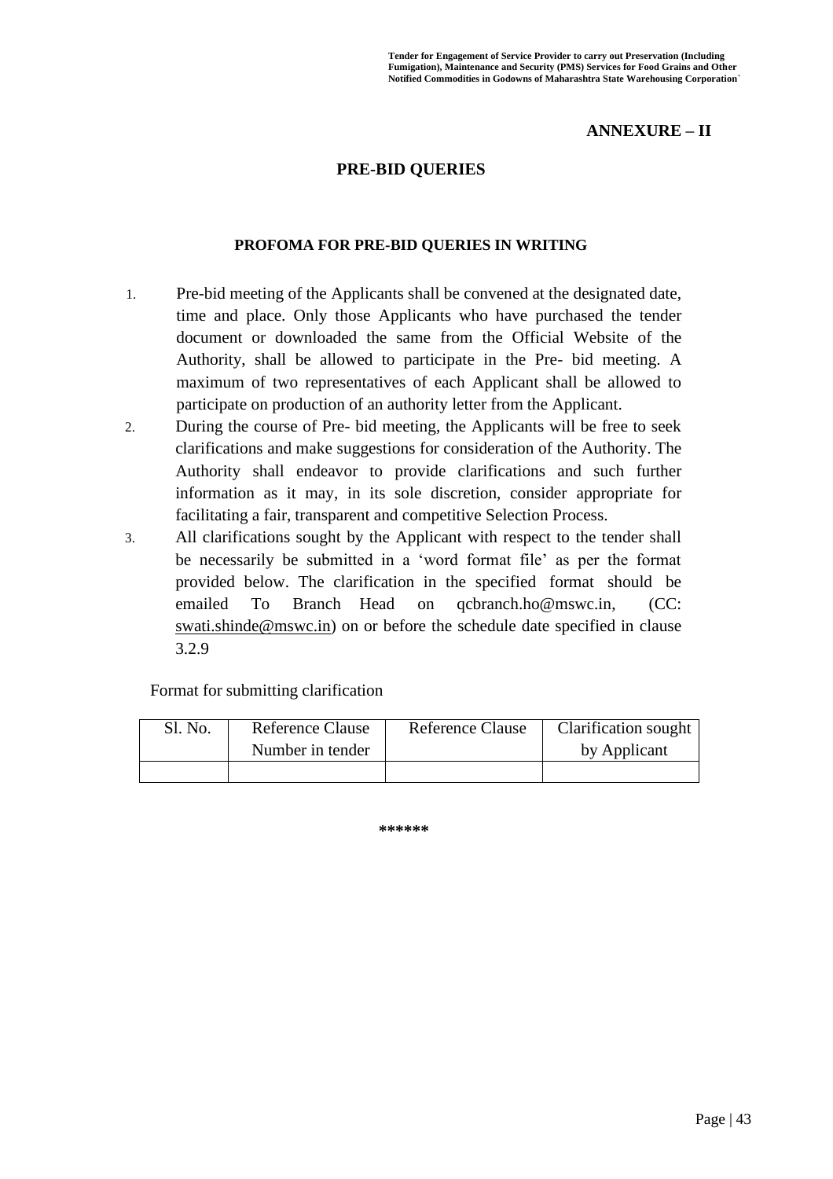**ANNEXURE – II**

## PRE-BID QUERIES

### PROFOMA FOR PRE-BID QUERIES IN WRITING

1. Pre-bid meeting of the Applicants shall be convened at the designated date, time and place. Only those Applicants who have purchased the tender document or downloaded the same from the Official Website of the Authority, shall be allowed to participate in the Pre- bid meeting. A maximum of two representatives of each Applicant shall be allowed to participate on production of an authority letter from the Applicant.
2. During the course of Pre- bid meeting, the Applicants will be free to seek clarifications and make suggestions for consideration of the Authority. The Authority shall endeavor to provide clarifications and such further information as it may, in its sole discretion, consider appropriate for facilitating a fair, transparent and competitive Selection Process.
3. All clarifications sought by the Applicant with respect to the tender shall be necessarily be submitted in a 'word format file' as per the format provided below. The clarification in the specified format should be emailed To Branch Head on qcbranch.ho@mswc.in, (CC: swati.shinde@mswc.in) on or before the schedule date specified in clause 3.2.9

Format for submitting clarification

| Sl. No. | Reference Clause Number in tender | Reference Clause | Clarification sought by Applicant |
|---|---|---|---|
| | | | |

******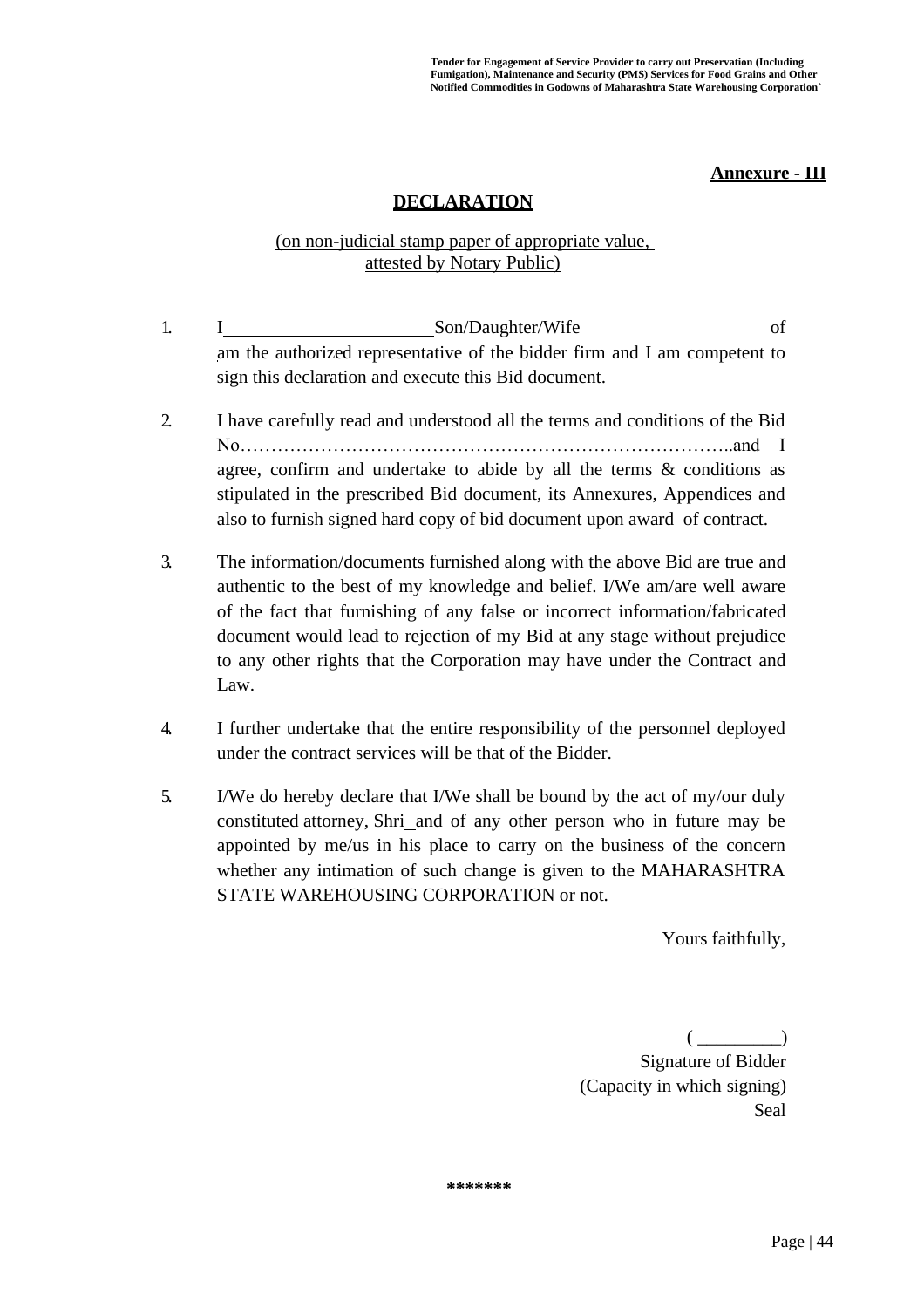**Annexure - III**

**DECLARATION**

(on non-judicial stamp paper of appropriate value, attested by Notary Public)

1. I \_\_\_\_\_\_\_\_\_\_\_\_\_\_\_\_\_\_\_\_\_\_ Son/Daughter/Wife of am the authorized representative of the bidder firm and I am competent to sign this declaration and execute this Bid document.

2. I have carefully read and understood all the terms and conditions of the Bid No……………………………………………………………………..and I agree, confirm and undertake to abide by all the terms & conditions as stipulated in the prescribed Bid document, its Annexures, Appendices and also to furnish signed hard copy of bid document upon award of contract.

3. The information/documents furnished along with the above Bid are true and authentic to the best of my knowledge and belief. I/We am/are well aware of the fact that furnishing of any false or incorrect information/fabricated document would lead to rejection of my Bid at any stage without prejudice to any other rights that the Corporation may have under the Contract and Law.

4. I further undertake that the entire responsibility of the personnel deployed under the contract services will be that of the Bidder.

5. I/We do hereby declare that I/We shall be bound by the act of my/our duly constituted attorney, Shri_and of any other person who in future may be appointed by me/us in his place to carry on the business of the concern whether any intimation of such change is given to the MAHARASHTRA STATE WAREHOUSING CORPORATION or not.

Yours faithfully,

(\_\_\_\_\_\_\_\_\_)
Signature of Bidder
(Capacity in which signing)
Seal

*******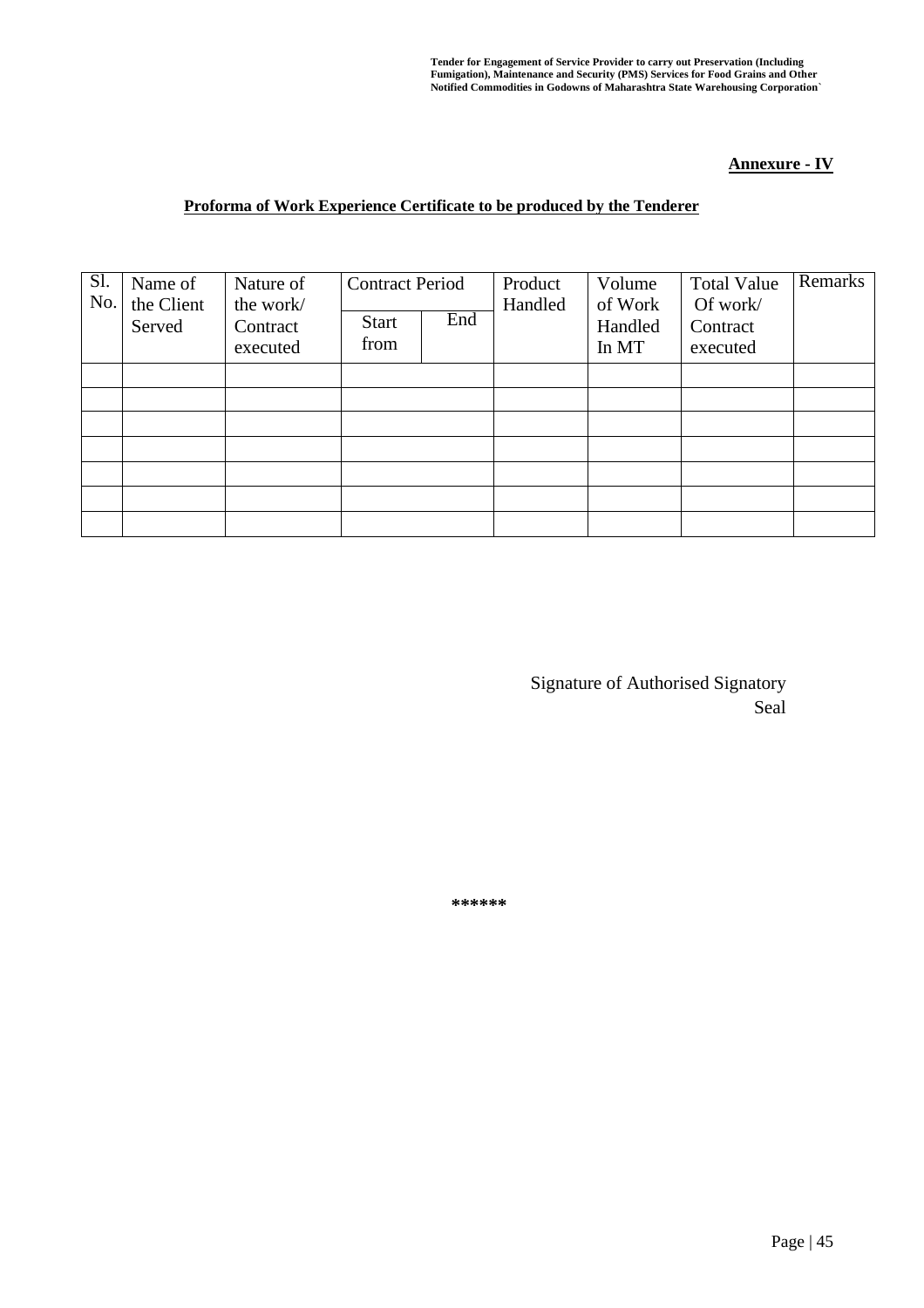**<u>Annexure - IV</u>**

**<u>Proforma of Work Experience Certificate to be produced by the Tenderer</u>**

| Sl. No. | Name of the Client Served | Nature of the work/ Contract executed | Contract Period | | Product Handled | Volume of Work Handled In MT | Total Value Of work/ Contract executed | Remarks |
|---|---|---|---|---|---|---|---|---|
| | | | Start from | End | | | | |
| | | | | | | | | |
| | | | | | | | | |
| | | | | | | | | |
| | | | | | | | | |
| | | | | | | | | |
| | | | | | | | | |
| | | | | | | | | |

Signature of Authorised Signatory
Seal

******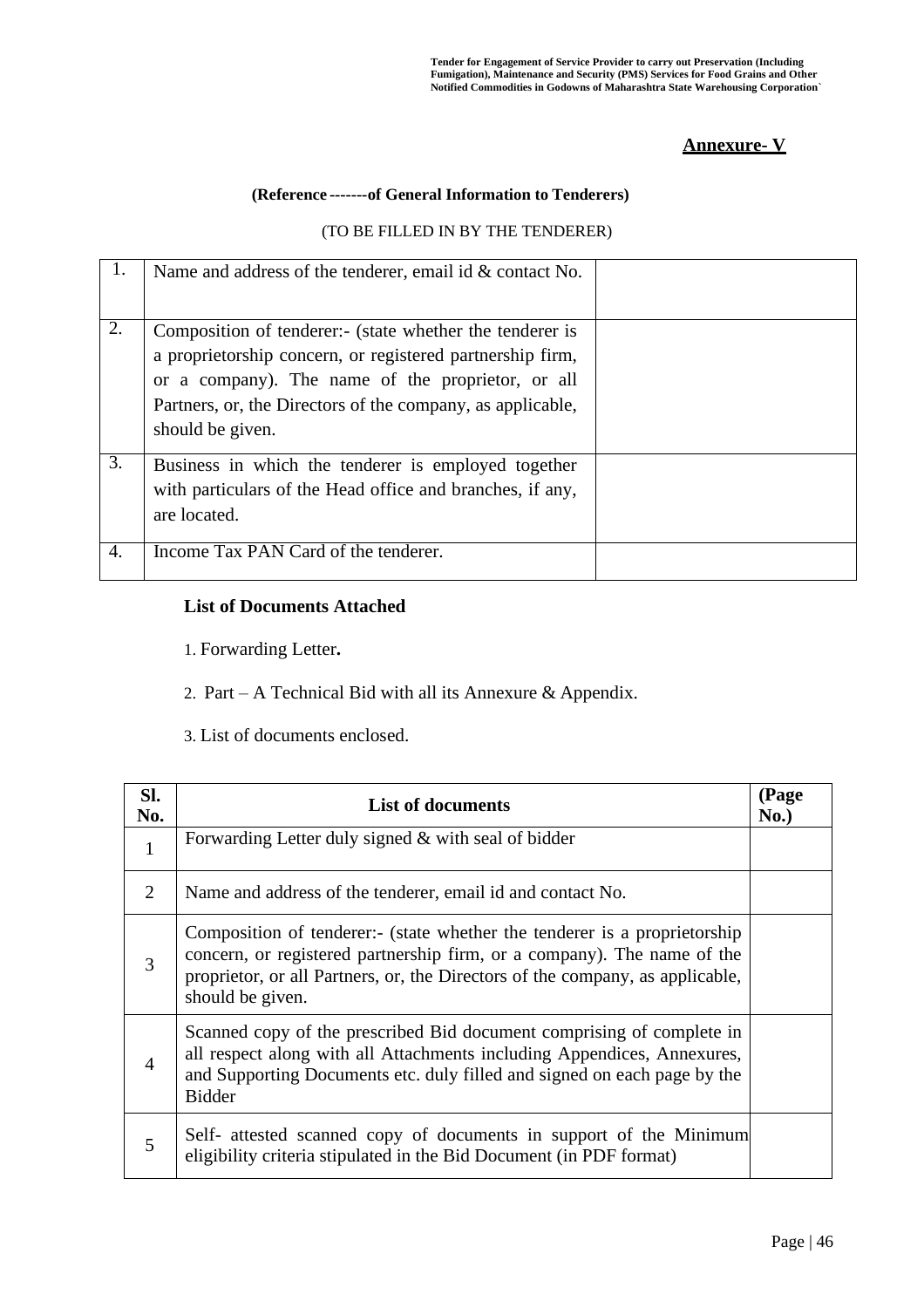**Annexure- V**

**(Reference -------of General Information to Tenderers)**

(TO BE FILLED IN BY THE TENDERER)

| | | |
|---|---|---|
| 1. | Name and address of the tenderer, email id & contact No. | |
| 2. | Composition of tenderer:- (state whether the tenderer is a proprietorship concern, or registered partnership firm, or a company). The name of the proprietor, or all Partners, or, the Directors of the company, as applicable, should be given. | |
| 3. | Business in which the tenderer is employed together with particulars of the Head office and branches, if any, are located. | |
| 4. | Income Tax PAN Card of the tenderer. | |

**List of Documents Attached**

1. Forwarding Letter**.**
2. Part – A Technical Bid with all its Annexure & Appendix.
3. List of documents enclosed.

| Sl. No. | List of documents | (Page No.) |
|---|---|---|
| 1 | Forwarding Letter duly signed & with seal of bidder | |
| 2 | Name and address of the tenderer, email id and contact No. | |
| 3 | Composition of tenderer:- (state whether the tenderer is a proprietorship concern, or registered partnership firm, or a company). The name of the proprietor, or all Partners, or, the Directors of the company, as applicable, should be given. | |
| 4 | Scanned copy of the prescribed Bid document comprising of complete in all respect along with all Attachments including Appendices, Annexures, and Supporting Documents etc. duly filled and signed on each page by the Bidder | |
| 5 | Self- attested scanned copy of documents in support of the Minimum eligibility criteria stipulated in the Bid Document (in PDF format) | |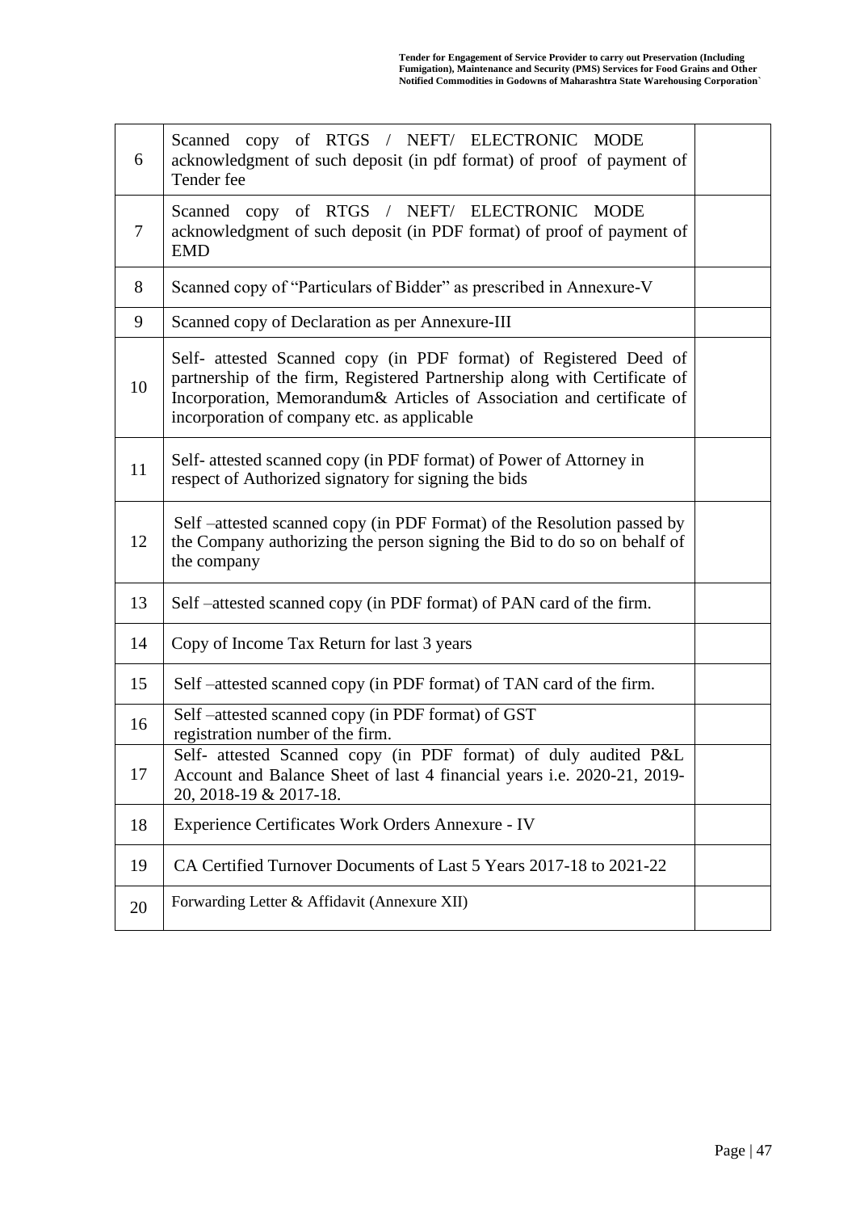| | | |
|---|---|---|
| 6 | Scanned copy of RTGS / NEFT/ ELECTRONIC MODE acknowledgment of such deposit (in pdf format) of proof of payment of Tender fee | |
| 7 | Scanned copy of RTGS / NEFT/ ELECTRONIC MODE acknowledgment of such deposit (in PDF format) of proof of payment of EMD | |
| 8 | Scanned copy of "Particulars of Bidder" as prescribed in Annexure-V | |
| 9 | Scanned copy of Declaration as per Annexure-III | |
| 10 | Self- attested Scanned copy (in PDF format) of Registered Deed of partnership of the firm, Registered Partnership along with Certificate of Incorporation, Memorandum& Articles of Association and certificate of incorporation of company etc. as applicable | |
| 11 | Self- attested scanned copy (in PDF format) of Power of Attorney in respect of Authorized signatory for signing the bids | |
| 12 | Self –attested scanned copy (in PDF Format) of the Resolution passed by the Company authorizing the person signing the Bid to do so on behalf of the company | |
| 13 | Self –attested scanned copy (in PDF format) of PAN card of the firm. | |
| 14 | Copy of Income Tax Return for last 3 years | |
| 15 | Self –attested scanned copy (in PDF format) of TAN card of the firm. | |
| 16 | Self –attested scanned copy (in PDF format) of GST registration number of the firm. | |
| 17 | Self- attested Scanned copy (in PDF format) of duly audited P&L Account and Balance Sheet of last 4 financial years i.e. 2020-21, 2019-20, 2018-19 & 2017-18. | |
| 18 | Experience Certificates Work Orders Annexure - IV | |
| 19 | CA Certified Turnover Documents of Last 5 Years 2017-18 to 2021-22 | |
| 20 | Forwarding Letter & Affidavit (Annexure XII) | |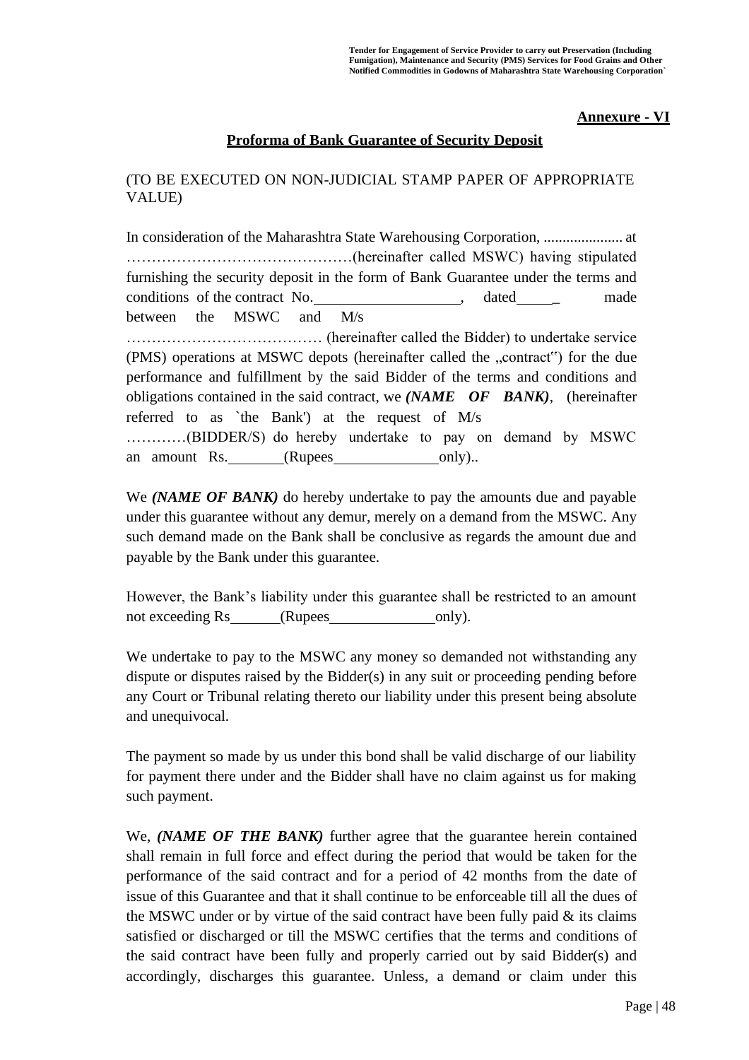**Annexure - VI**

**Proforma of Bank Guarantee of Security Deposit**

(TO BE EXECUTED ON NON-JUDICIAL STAMP PAPER OF APPROPRIATE VALUE)

In consideration of the Maharashtra State Warehousing Corporation, ..................... at ………………………………………(hereinafter called MSWC) having stipulated furnishing the security deposit in the form of Bank Guarantee under the terms and conditions of the contract No.\_\_\_\_\_\_\_\_\_\_\_\_\_\_\_\_\_\_\_\_, dated\_\_\_\_\_\_ made between the MSWC and M/s ………………………………… (hereinafter called the Bidder) to undertake service (PMS) operations at MSWC depots (hereinafter called the „contract‟) for the due performance and fulfillment by the said Bidder of the terms and conditions and obligations contained in the said contract, we ***(NAME OF BANK)***, (hereinafter referred to as `the Bank') at the request of M/s …………(BIDDER/S) do hereby undertake to pay on demand by MSWC an amount Rs.\_\_\_\_\_\_\_\_(Rupees\_\_\_\_\_\_\_\_\_\_\_\_\_\_only)..

We ***(NAME OF BANK)*** do hereby undertake to pay the amounts due and payable under this guarantee without any demur, merely on a demand from the MSWC. Any such demand made on the Bank shall be conclusive as regards the amount due and payable by the Bank under this guarantee.

However, the Bank's liability under this guarantee shall be restricted to an amount not exceeding Rs\_\_\_\_\_\_\_(Rupees\_\_\_\_\_\_\_\_\_\_\_\_\_\_only).

We undertake to pay to the MSWC any money so demanded not withstanding any dispute or disputes raised by the Bidder(s) in any suit or proceeding pending before any Court or Tribunal relating thereto our liability under this present being absolute and unequivocal.

The payment so made by us under this bond shall be valid discharge of our liability for payment there under and the Bidder shall have no claim against us for making such payment.

We, ***(NAME OF THE BANK)*** further agree that the guarantee herein contained shall remain in full force and effect during the period that would be taken for the performance of the said contract and for a period of 42 months from the date of issue of this Guarantee and that it shall continue to be enforceable till all the dues of the MSWC under or by virtue of the said contract have been fully paid & its claims satisfied or discharged or till the MSWC certifies that the terms and conditions of the said contract have been fully and properly carried out by said Bidder(s) and accordingly, discharges this guarantee. Unless, a demand or claim under this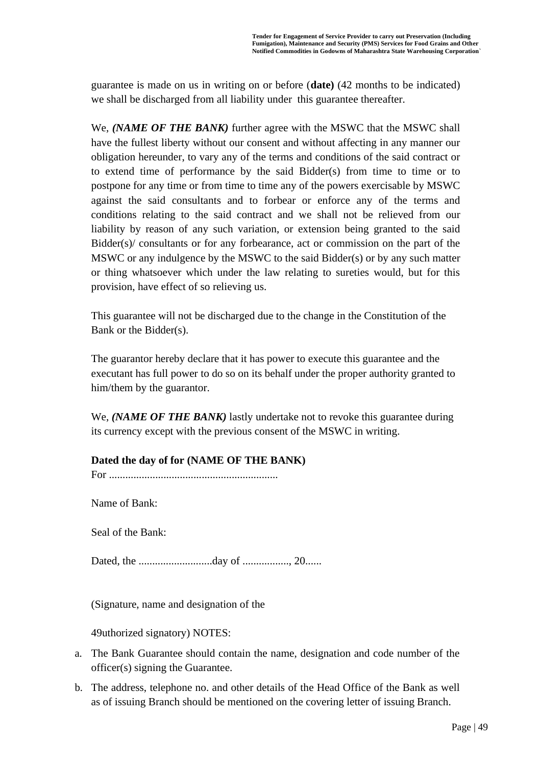guarantee is made on us in writing on or before (**date)** (42 months to be indicated) we shall be discharged from all liability under this guarantee thereafter.

We, ***(NAME OF THE BANK)*** further agree with the MSWC that the MSWC shall have the fullest liberty without our consent and without affecting in any manner our obligation hereunder, to vary any of the terms and conditions of the said contract or to extend time of performance by the said Bidder(s) from time to time or to postpone for any time or from time to time any of the powers exercisable by MSWC against the said consultants and to forbear or enforce any of the terms and conditions relating to the said contract and we shall not be relieved from our liability by reason of any such variation, or extension being granted to the said Bidder(s)/ consultants or for any forbearance, act or commission on the part of the MSWC or any indulgence by the MSWC to the said Bidder(s) or by any such matter or thing whatsoever which under the law relating to sureties would, but for this provision, have effect of so relieving us.

This guarantee will not be discharged due to the change in the Constitution of the Bank or the Bidder(s).

The guarantor hereby declare that it has power to execute this guarantee and the executant has full power to do so on its behalf under the proper authority granted to him/them by the guarantor.

We, ***(NAME OF THE BANK)*** lastly undertake not to revoke this guarantee during its currency except with the previous consent of the MSWC in writing.

**Dated the day of for (NAME OF THE BANK)**
For .............................................................

Name of Bank:

Seal of the Bank:

Dated, the ..........................day of ................, 20......

(Signature, name and designation of the

49uthorized signatory) NOTES:

a. The Bank Guarantee should contain the name, designation and code number of the officer(s) signing the Guarantee.
b. The address, telephone no. and other details of the Head Office of the Bank as well as of issuing Branch should be mentioned on the covering letter of issuing Branch.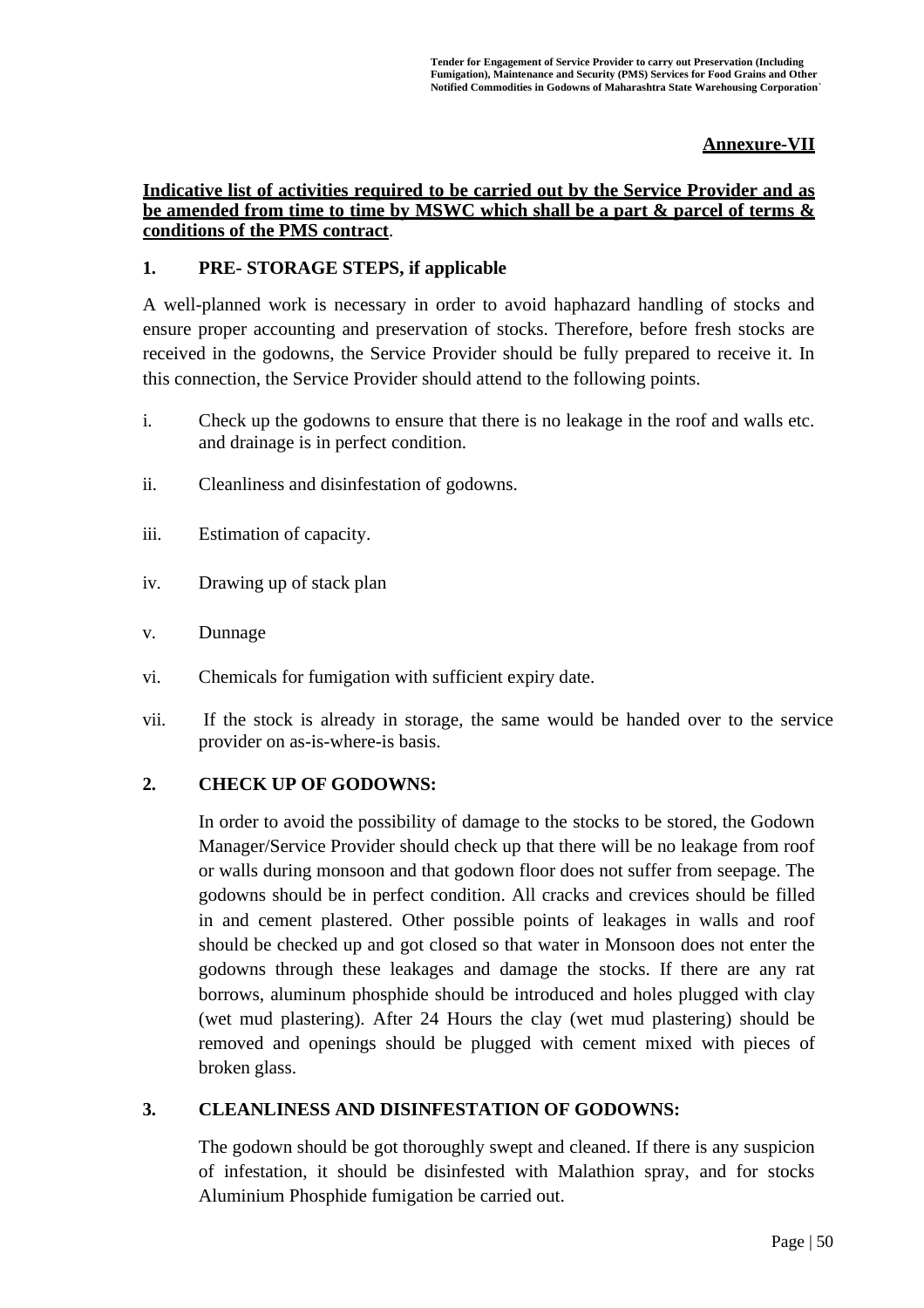**Annexure-VII**

**Indicative list of activities required to be carried out by the Service Provider and as be amended from time to time by MSWC which shall be a part & parcel of terms & conditions of the PMS contract**.

## 1. PRE- STORAGE STEPS, if applicable

A well-planned work is necessary in order to avoid haphazard handling of stocks and ensure proper accounting and preservation of stocks. Therefore, before fresh stocks are received in the godowns, the Service Provider should be fully prepared to receive it. In this connection, the Service Provider should attend to the following points.

i. Check up the godowns to ensure that there is no leakage in the roof and walls etc. and drainage is in perfect condition.

ii. Cleanliness and disinfestation of godowns.

iii. Estimation of capacity.

iv. Drawing up of stack plan

v. Dunnage

vi. Chemicals for fumigation with sufficient expiry date.

vii. If the stock is already in storage, the same would be handed over to the service provider on as-is-where-is basis.

## 2. CHECK UP OF GODOWNS:

In order to avoid the possibility of damage to the stocks to be stored, the Godown Manager/Service Provider should check up that there will be no leakage from roof or walls during monsoon and that godown floor does not suffer from seepage. The godowns should be in perfect condition. All cracks and crevices should be filled in and cement plastered. Other possible points of leakages in walls and roof should be checked up and got closed so that water in Monsoon does not enter the godowns through these leakages and damage the stocks. If there are any rat borrows, aluminum phosphide should be introduced and holes plugged with clay (wet mud plastering). After 24 Hours the clay (wet mud plastering) should be removed and openings should be plugged with cement mixed with pieces of broken glass.

## 3. CLEANLINESS AND DISINFESTATION OF GODOWNS:

The godown should be got thoroughly swept and cleaned. If there is any suspicion of infestation, it should be disinfested with Malathion spray, and for stocks Aluminium Phosphide fumigation be carried out.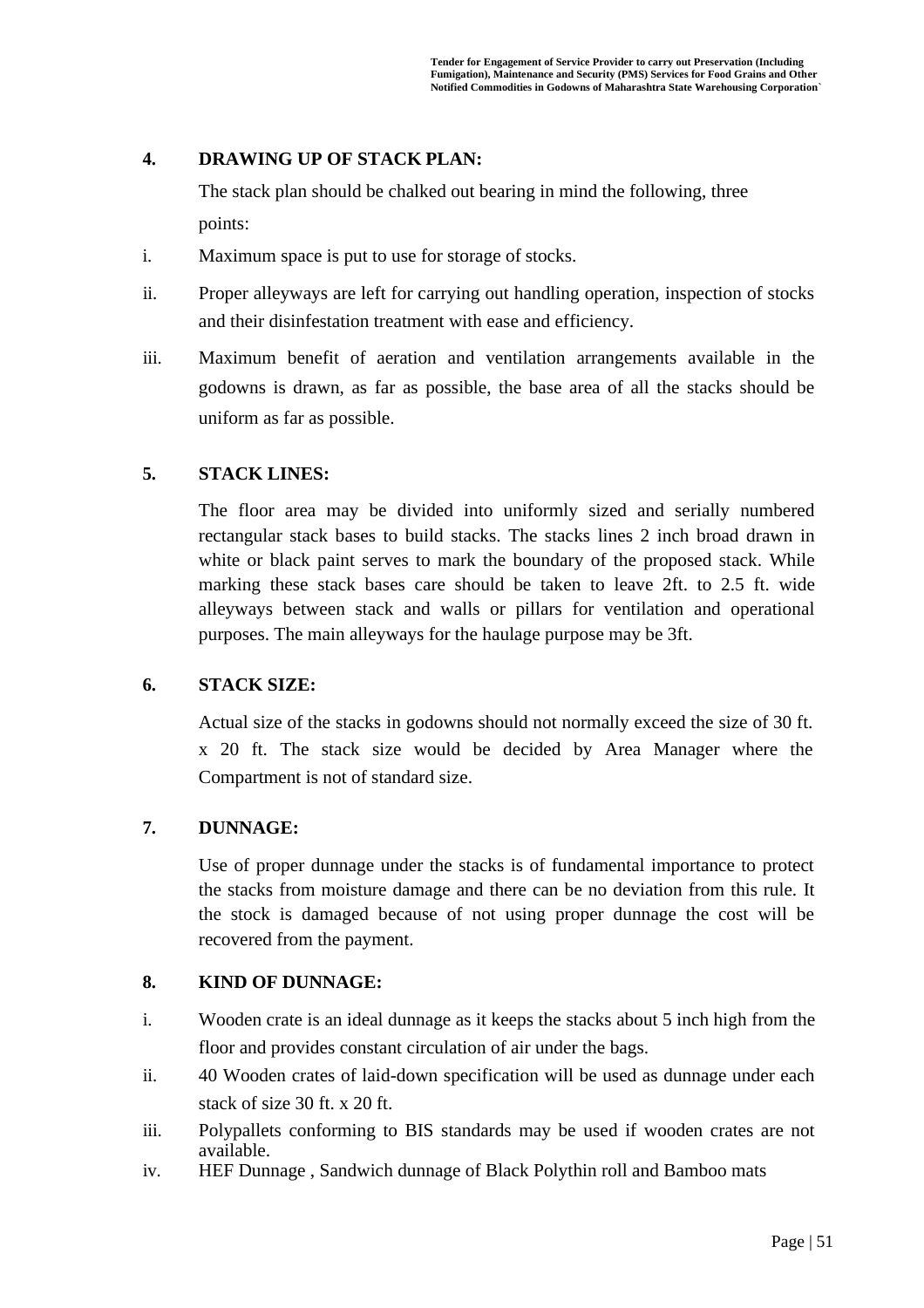## 4. DRAWING UP OF STACK PLAN:

The stack plan should be chalked out bearing in mind the following, three points:

i. Maximum space is put to use for storage of stocks.

ii. Proper alleyways are left for carrying out handling operation, inspection of stocks and their disinfestation treatment with ease and efficiency.

iii. Maximum benefit of aeration and ventilation arrangements available in the godowns is drawn, as far as possible, the base area of all the stacks should be uniform as far as possible.

## 5. STACK LINES:

The floor area may be divided into uniformly sized and serially numbered rectangular stack bases to build stacks. The stacks lines 2 inch broad drawn in white or black paint serves to mark the boundary of the proposed stack. While marking these stack bases care should be taken to leave 2ft. to 2.5 ft. wide alleyways between stack and walls or pillars for ventilation and operational purposes. The main alleyways for the haulage purpose may be 3ft.

## 6. STACK SIZE:

Actual size of the stacks in godowns should not normally exceed the size of 30 ft. x 20 ft. The stack size would be decided by Area Manager where the Compartment is not of standard size.

## 7. DUNNAGE:

Use of proper dunnage under the stacks is of fundamental importance to protect the stacks from moisture damage and there can be no deviation from this rule. It the stock is damaged because of not using proper dunnage the cost will be recovered from the payment.

## 8. KIND OF DUNNAGE:

i. Wooden crate is an ideal dunnage as it keeps the stacks about 5 inch high from the floor and provides constant circulation of air under the bags.

ii. 40 Wooden crates of laid-down specification will be used as dunnage under each stack of size 30 ft. x 20 ft.

iii. Polypallets conforming to BIS standards may be used if wooden crates are not available.

iv. HEF Dunnage , Sandwich dunnage of Black Polythin roll and Bamboo mats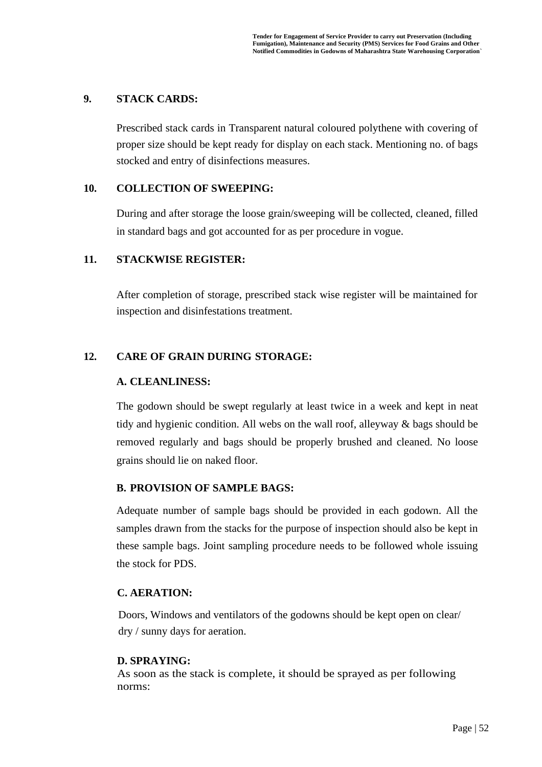## 9. STACK CARDS:

Prescribed stack cards in Transparent natural coloured polythene with covering of proper size should be kept ready for display on each stack. Mentioning no. of bags stocked and entry of disinfections measures.

## 10. COLLECTION OF SWEEPING:

During and after storage the loose grain/sweeping will be collected, cleaned, filled in standard bags and got accounted for as per procedure in vogue.

## 11. STACKWISE REGISTER:

After completion of storage, prescribed stack wise register will be maintained for inspection and disinfestations treatment.

## 12. CARE OF GRAIN DURING STORAGE:

### A. CLEANLINESS:

The godown should be swept regularly at least twice in a week and kept in neat tidy and hygienic condition. All webs on the wall roof, alleyway & bags should be removed regularly and bags should be properly brushed and cleaned. No loose grains should lie on naked floor.

### B. PROVISION OF SAMPLE BAGS:

Adequate number of sample bags should be provided in each godown. All the samples drawn from the stacks for the purpose of inspection should also be kept in these sample bags. Joint sampling procedure needs to be followed whole issuing the stock for PDS.

### C. AERATION:

Doors, Windows and ventilators of the godowns should be kept open on clear/ dry / sunny days for aeration.

### D. SPRAYING:

As soon as the stack is complete, it should be sprayed as per following norms: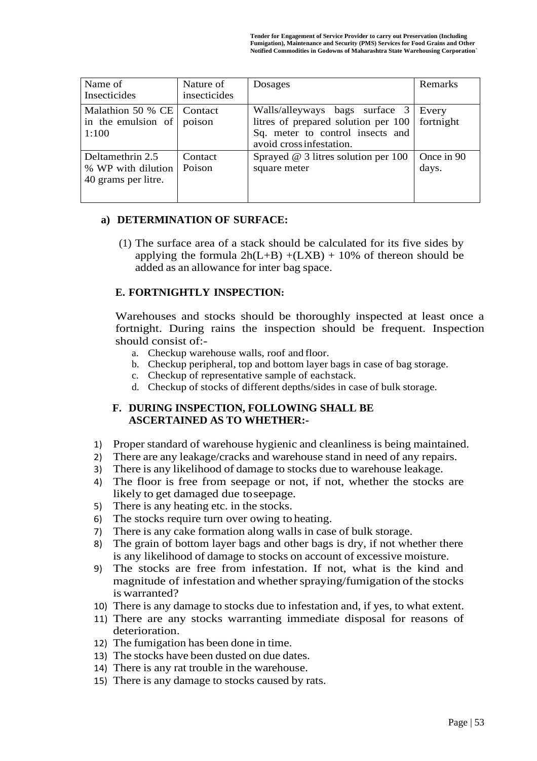| Name of Insecticides | Nature of insecticides | Dosages | Remarks |
|---|---|---|---|
| Malathion 50 % CE in the emulsion of 1:100 | Contact poison | Walls/alleyways bags surface 3 litres of prepared solution per 100 Sq. meter to control insects and avoid cross infestation. | Every fortnight |
| Deltamethrin 2.5 % WP with dilution 40 grams per litre. | Contact Poison | Sprayed @ 3 litres solution per 100 square meter | Once in 90 days. |

**a) DETERMINATION OF SURFACE:**

(1) The surface area of a stack should be calculated for its five sides by applying the formula $2h(L+B) + (LXB)$ + 10% of thereon should be added as an allowance for inter bag space.

## E. FORTNIGHTLY INSPECTION:

Warehouses and stocks should be thoroughly inspected at least once a fortnight. During rains the inspection should be frequent. Inspection should consist of:-

a. Checkup warehouse walls, roof and floor.
b. Checkup peripheral, top and bottom layer bags in case of bag storage.
c. Checkup of representative sample of each stack.
d. Checkup of stocks of different depths/sides in case of bulk storage.

## F. DURING INSPECTION, FOLLOWING SHALL BE ASCERTAINED AS TO WHETHER:-

1) Proper standard of warehouse hygienic and cleanliness is being maintained.
2) There are any leakage/cracks and warehouse stand in need of any repairs.
3) There is any likelihood of damage to stocks due to warehouse leakage.
4) The floor is free from seepage or not, if not, whether the stocks are likely to get damaged due to seepage.
5) There is any heating etc. in the stocks.
6) The stocks require turn over owing to heating.
7) There is any cake formation along walls in case of bulk storage.
8) The grain of bottom layer bags and other bags is dry, if not whether there is any likelihood of damage to stocks on account of excessive moisture.
9) The stocks are free from infestation. If not, what is the kind and magnitude of infestation and whether spraying/fumigation of the stocks is warranted?
10) There is any damage to stocks due to infestation and, if yes, to what extent.
11) There are any stocks warranting immediate disposal for reasons of deterioration.
12) The fumigation has been done in time.
13) The stocks have been dusted on due dates.
14) There is any rat trouble in the warehouse.
15) There is any damage to stocks caused by rats.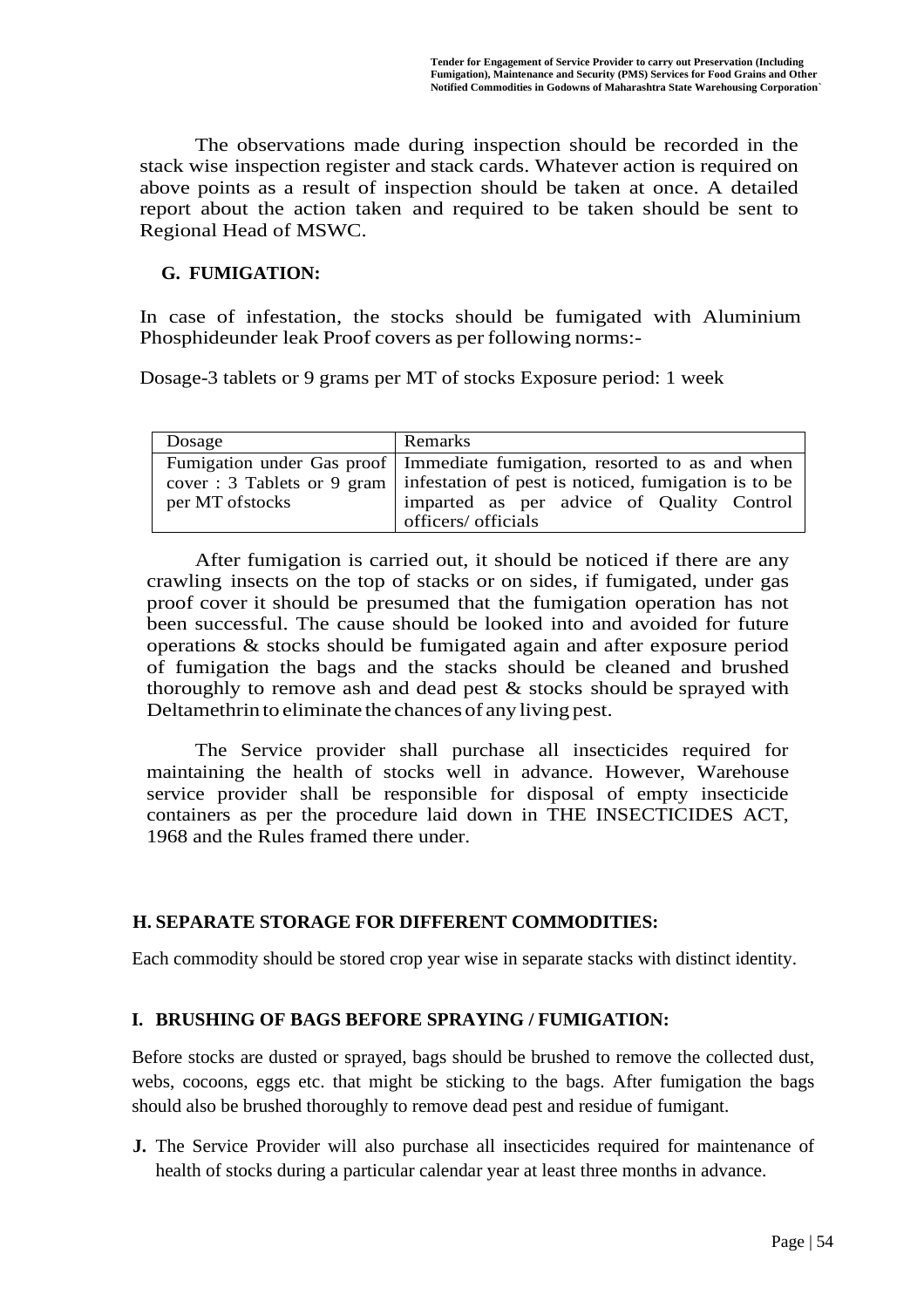The observations made during inspection should be recorded in the stack wise inspection register and stack cards. Whatever action is required on above points as a result of inspection should be taken at once. A detailed report about the action taken and required to be taken should be sent to Regional Head of MSWC.

### G. FUMIGATION:

In case of infestation, the stocks should be fumigated with Aluminium Phosphideunder leak Proof covers as per following norms:-

Dosage-3 tablets or 9 grams per MT of stocks Exposure period: 1 week

| Dosage | Remarks |
|---|---|
| Fumigation under Gas proof cover : 3 Tablets or 9 gram per MT ofstocks | Immediate fumigation, resorted to as and when infestation of pest is noticed, fumigation is to be imparted as per advice of Quality Control officers/ officials |

After fumigation is carried out, it should be noticed if there are any crawling insects on the top of stacks or on sides, if fumigated, under gas proof cover it should be presumed that the fumigation operation has not been successful. The cause should be looked into and avoided for future operations & stocks should be fumigated again and after exposure period of fumigation the bags and the stacks should be cleaned and brushed thoroughly to remove ash and dead pest & stocks should be sprayed with Deltamethrin to eliminate the chances of any living pest.

The Service provider shall purchase all insecticides required for maintaining the health of stocks well in advance. However, Warehouse service provider shall be responsible for disposal of empty insecticide containers as per the procedure laid down in THE INSECTICIDES ACT, 1968 and the Rules framed there under.

### H. SEPARATE STORAGE FOR DIFFERENT COMMODITIES:

Each commodity should be stored crop year wise in separate stacks with distinct identity.

### I. BRUSHING OF BAGS BEFORE SPRAYING / FUMIGATION:

Before stocks are dusted or sprayed, bags should be brushed to remove the collected dust, webs, cocoons, eggs etc. that might be sticking to the bags. After fumigation the bags should also be brushed thoroughly to remove dead pest and residue of fumigant.

**J.** The Service Provider will also purchase all insecticides required for maintenance of health of stocks during a particular calendar year at least three months in advance.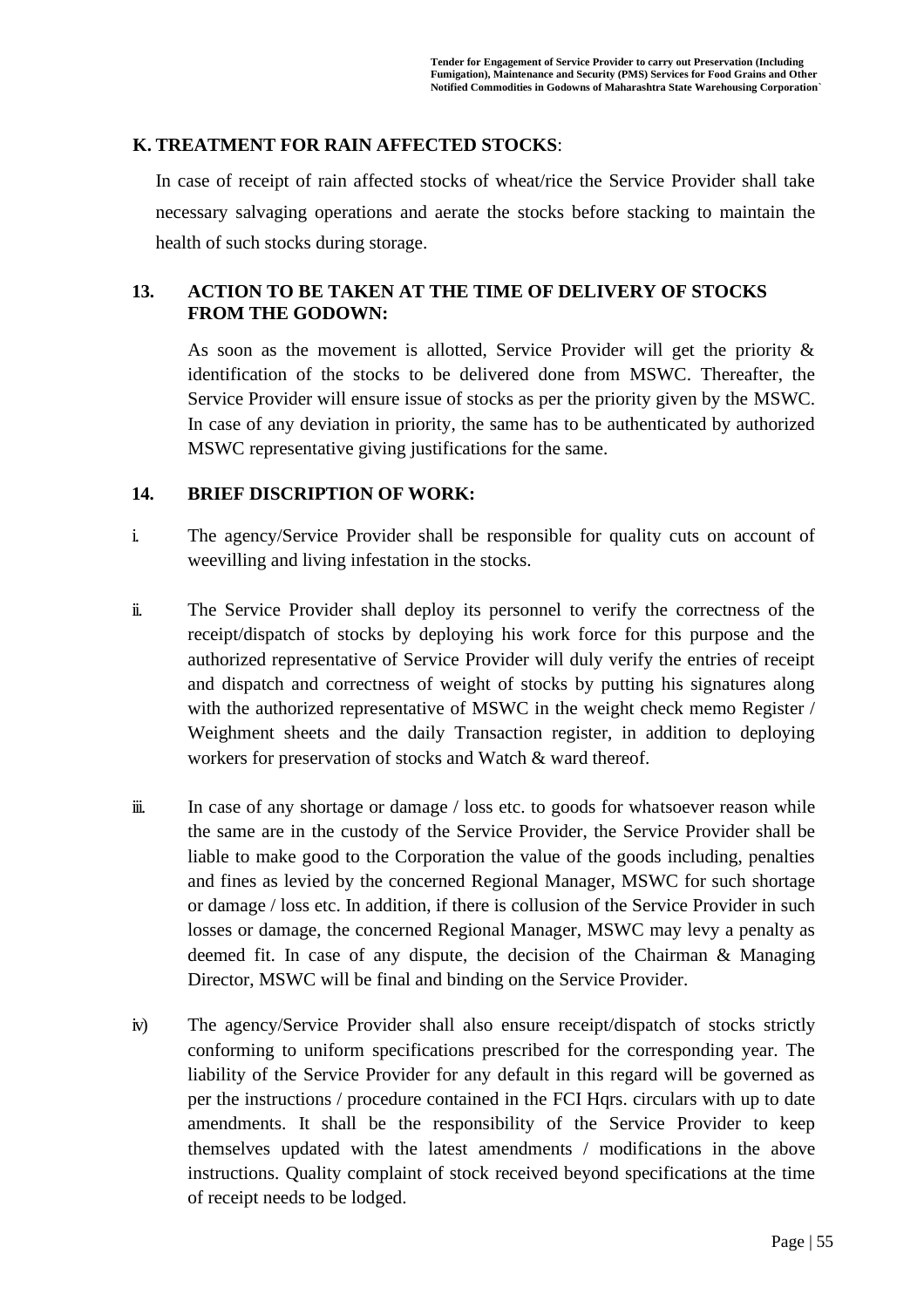**K. TREATMENT FOR RAIN AFFECTED STOCKS**:

In case of receipt of rain affected stocks of wheat/rice the Service Provider shall take necessary salvaging operations and aerate the stocks before stacking to maintain the health of such stocks during storage.

**13. ACTION TO BE TAKEN AT THE TIME OF DELIVERY OF STOCKS FROM THE GODOWN:**

As soon as the movement is allotted, Service Provider will get the priority & identification of the stocks to be delivered done from MSWC. Thereafter, the Service Provider will ensure issue of stocks as per the priority given by the MSWC. In case of any deviation in priority, the same has to be authenticated by authorized MSWC representative giving justifications for the same.

**14. BRIEF DISCRIPTION OF WORK:**

i. The agency/Service Provider shall be responsible for quality cuts on account of weevilling and living infestation in the stocks.

ii. The Service Provider shall deploy its personnel to verify the correctness of the receipt/dispatch of stocks by deploying his work force for this purpose and the authorized representative of Service Provider will duly verify the entries of receipt and dispatch and correctness of weight of stocks by putting his signatures along with the authorized representative of MSWC in the weight check memo Register / Weighment sheets and the daily Transaction register, in addition to deploying workers for preservation of stocks and Watch & ward thereof.

iii. In case of any shortage or damage / loss etc. to goods for whatsoever reason while the same are in the custody of the Service Provider, the Service Provider shall be liable to make good to the Corporation the value of the goods including, penalties and fines as levied by the concerned Regional Manager, MSWC for such shortage or damage / loss etc. In addition, if there is collusion of the Service Provider in such losses or damage, the concerned Regional Manager, MSWC may levy a penalty as deemed fit. In case of any dispute, the decision of the Chairman & Managing Director, MSWC will be final and binding on the Service Provider.

iv) The agency/Service Provider shall also ensure receipt/dispatch of stocks strictly conforming to uniform specifications prescribed for the corresponding year. The liability of the Service Provider for any default in this regard will be governed as per the instructions / procedure contained in the FCI Hqrs. circulars with up to date amendments. It shall be the responsibility of the Service Provider to keep themselves updated with the latest amendments / modifications in the above instructions. Quality complaint of stock received beyond specifications at the time of receipt needs to be lodged.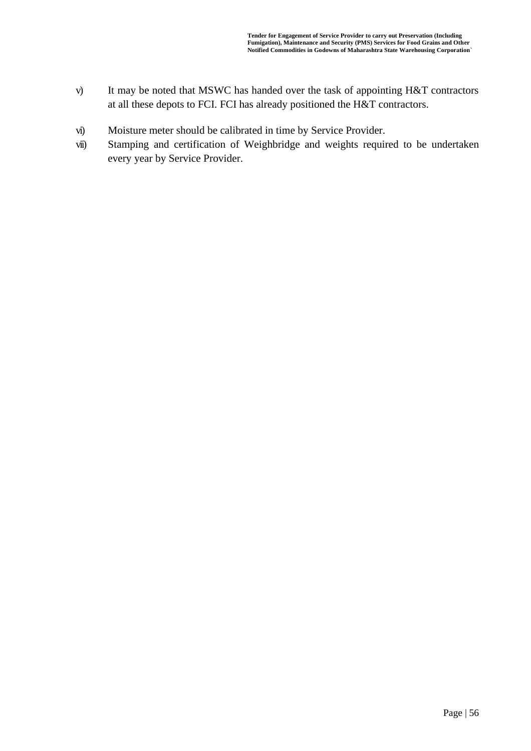v) It may be noted that MSWC has handed over the task of appointing H&T contractors at all these depots to FCI. FCI has already positioned the H&T contractors.

vi) Moisture meter should be calibrated in time by Service Provider.

vii) Stamping and certification of Weighbridge and weights required to be undertaken every year by Service Provider.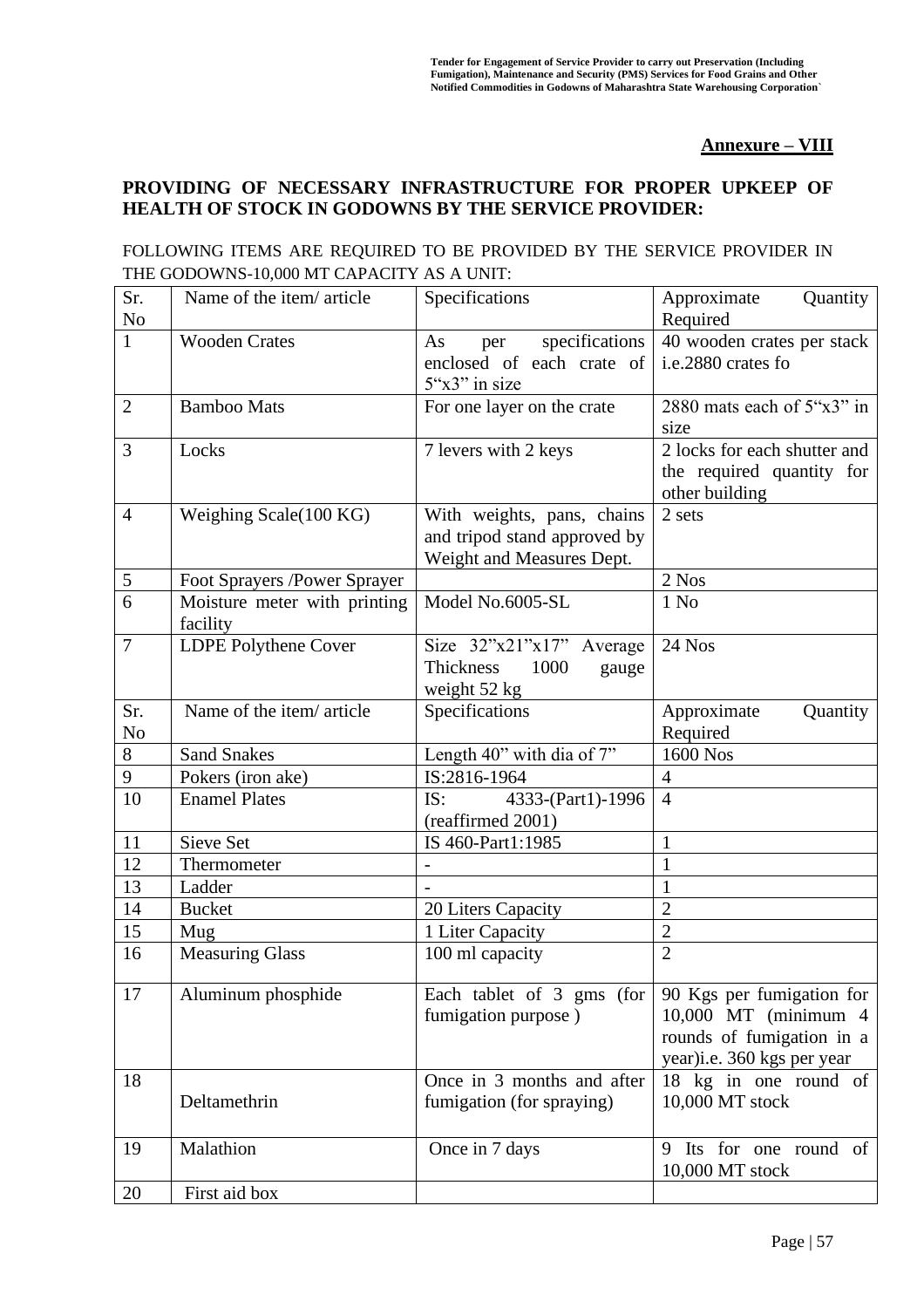**Annexure – VIII**

## PROVIDING OF NECESSARY INFRASTRUCTURE FOR PROPER UPKEEP OF HEALTH OF STOCK IN GODOWNS BY THE SERVICE PROVIDER:

FOLLOWING ITEMS ARE REQUIRED TO BE PROVIDED BY THE SERVICE PROVIDER IN THE GODOWNS-10,000 MT CAPACITY AS A UNIT:

| Sr. No | Name of the item/ article | Specifications | Approximate Quantity Required |
|---|---|---|---|
| 1 | Wooden Crates | As per specifications enclosed of each crate of 5"x3" in size | 40 wooden crates per stack i.e.2880 crates fo |
| 2 | Bamboo Mats | For one layer on the crate | 2880 mats each of 5"x3" in size |
| 3 | Locks | 7 levers with 2 keys | 2 locks for each shutter and the required quantity for other building |
| 4 | Weighing Scale(100 KG) | With weights, pans, chains and tripod stand approved by Weight and Measures Dept. | 2 sets |
| 5 | Foot Sprayers /Power Sprayer | | 2 Nos |
| 6 | Moisture meter with printing facility | Model No.6005-SL | 1 No |
| 7 | LDPE Polythene Cover | Size 32"x21"x17" Average Thickness 1000 gauge weight 52 kg | 24 Nos |
| Sr. No | Name of the item/ article | Specifications | Approximate Quantity Required |
| 8 | Sand Snakes | Length 40" with dia of 7" | 1600 Nos |
| 9 | Pokers (iron ake) | IS:2816-1964 | 4 |
| 10 | Enamel Plates | IS: 4333-(Part1)-1996 (reaffirmed 2001) | 4 |
| 11 | Sieve Set | IS 460-Part1:1985 | 1 |
| 12 | Thermometer | - | 1 |
| 13 | Ladder | - | 1 |
| 14 | Bucket | 20 Liters Capacity | 2 |
| 15 | Mug | 1 Liter Capacity | 2 |
| 16 | Measuring Glass | 100 ml capacity | 2 |
| 17 | Aluminum phosphide | Each tablet of 3 gms (for fumigation purpose ) | 90 Kgs per fumigation for 10,000 MT (minimum 4 rounds of fumigation in a year)i.e. 360 kgs per year |
| 18 | Deltamethrin | Once in 3 months and after fumigation (for spraying) | 18 kg in one round of 10,000 MT stock |
| 19 | Malathion | Once in 7 days | 9 Its for one round of 10,000 MT stock |
| 20 | First aid box | | |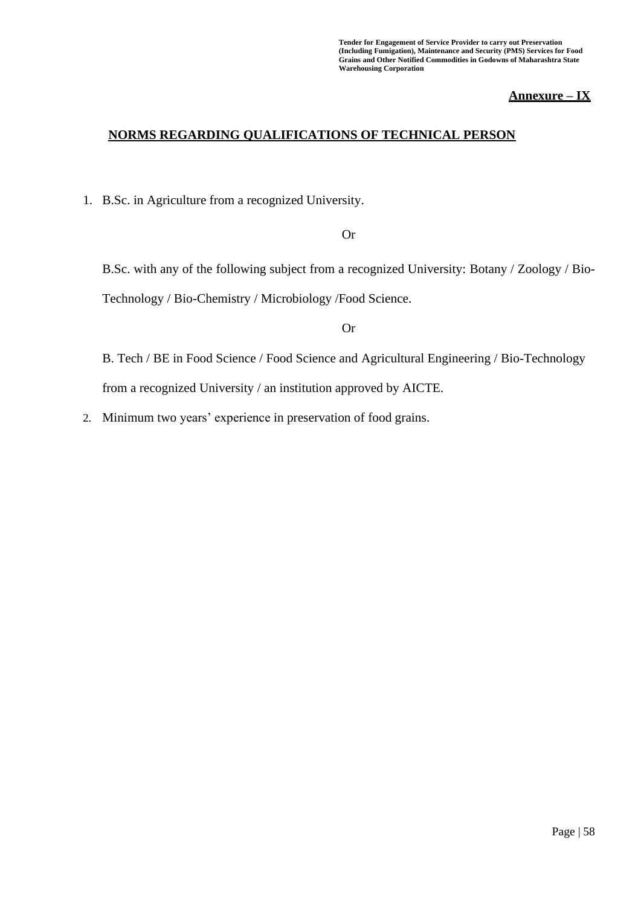**Annexure – IX**

## NORMS REGARDING QUALIFICATIONS OF TECHNICAL PERSON

1. B.Sc. in Agriculture from a recognized University.

   Or

   B.Sc. with any of the following subject from a recognized University: Botany / Zoology / Bio-Technology / Bio-Chemistry / Microbiology /Food Science.

   Or

   B. Tech / BE in Food Science / Food Science and Agricultural Engineering / Bio-Technology from a recognized University / an institution approved by AICTE.

2. Minimum two years' experience in preservation of food grains.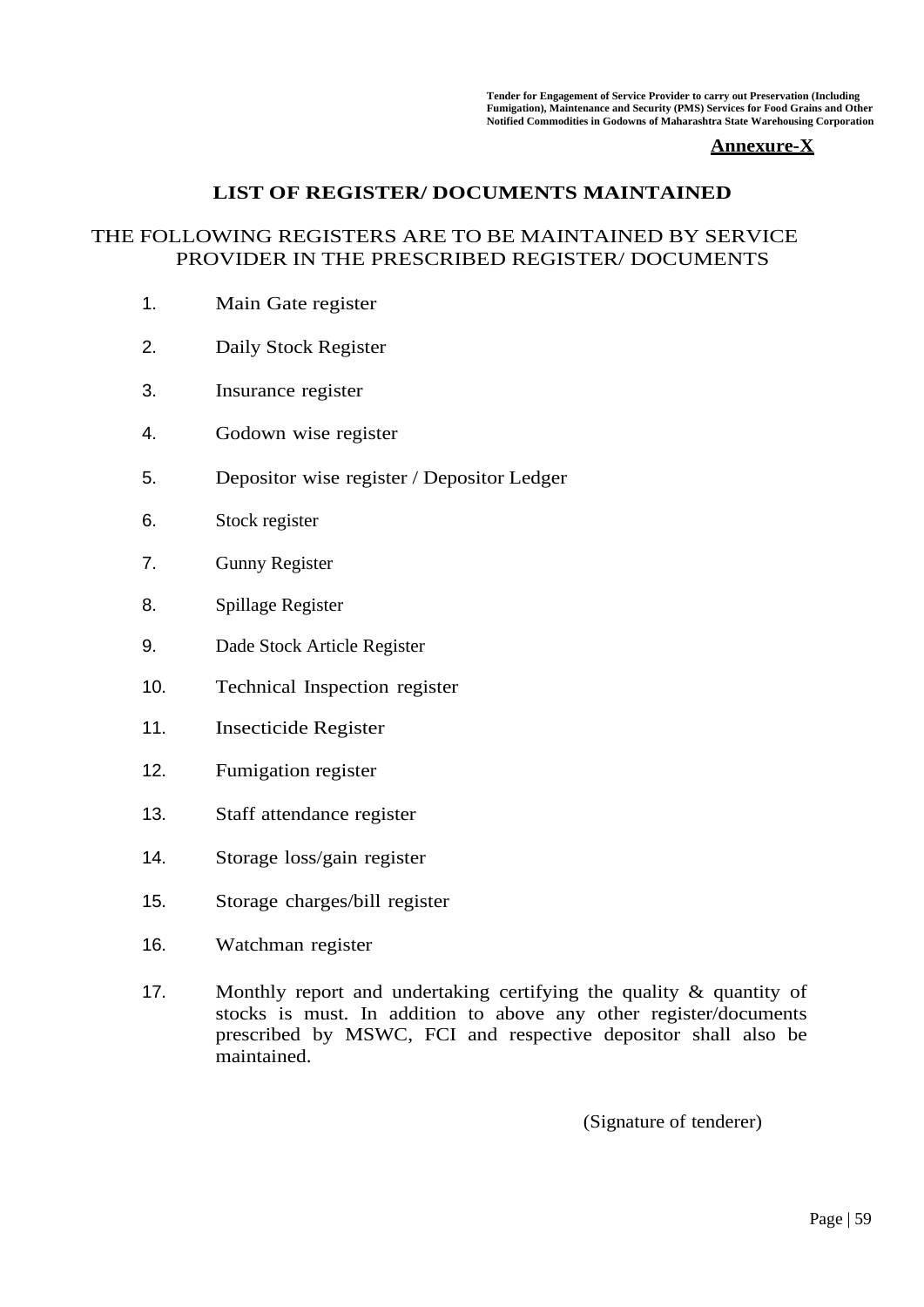**Annexure-X**

## LIST OF REGISTER/ DOCUMENTS MAINTAINED

THE FOLLOWING REGISTERS ARE TO BE MAINTAINED BY SERVICE PROVIDER IN THE PRESCRIBED REGISTER/ DOCUMENTS

1. Main Gate register
2. Daily Stock Register
3. Insurance register
4. Godown wise register
5. Depositor wise register / Depositor Ledger
6. Stock register
7. Gunny Register
8. Spillage Register
9. Dade Stock Article Register
10. Technical Inspection register
11. Insecticide Register
12. Fumigation register
13. Staff attendance register
14. Storage loss/gain register
15. Storage charges/bill register
16. Watchman register
17. Monthly report and undertaking certifying the quality & quantity of stocks is must. In addition to above any other register/documents prescribed by MSWC, FCI and respective depositor shall also be maintained.

(Signature of tenderer)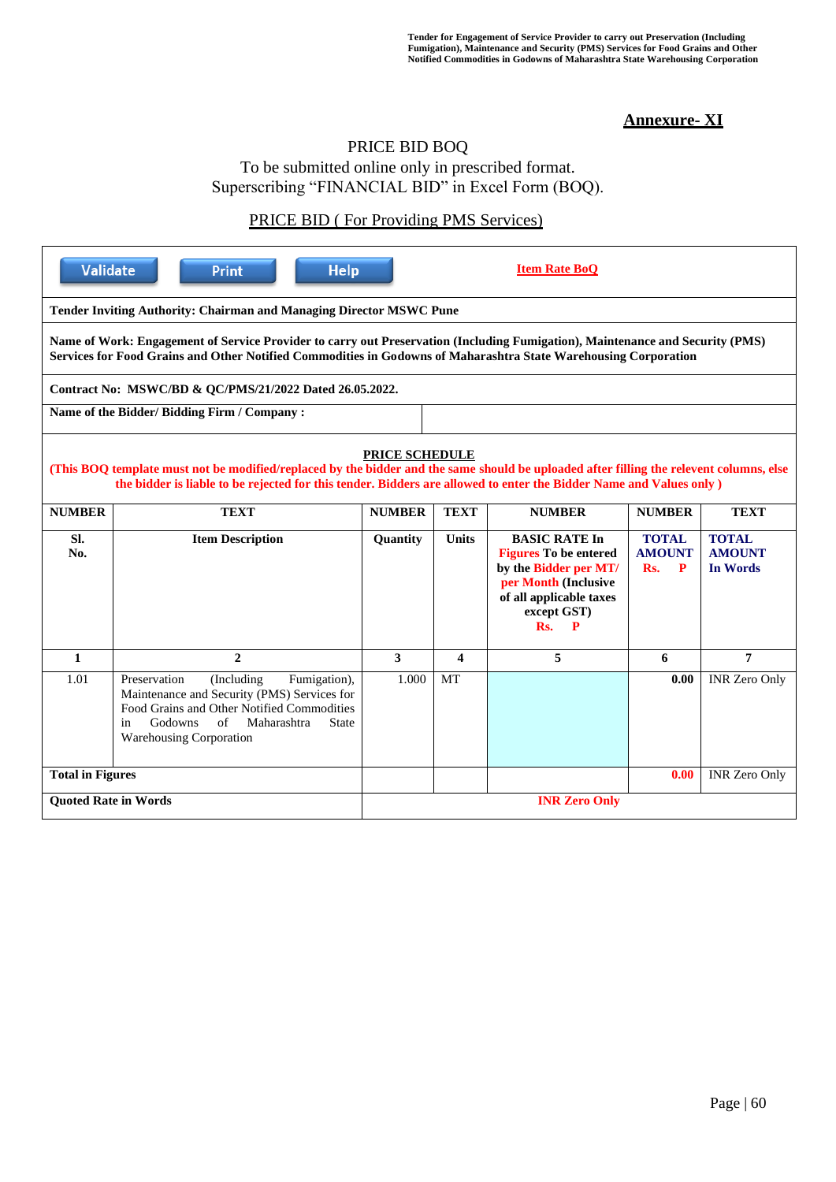## Annexure- XI

PRICE BID BOQ

To be submitted online only in prescribed format.

Superscribing “FINANCIAL BID” in Excel Form (BOQ).

PRICE BID ( For Providing PMS Services)

Validate | Print | Help | **Item Rate BoQ**

**Tender Inviting Authority: Chairman and Managing Director MSWC Pune**

**Name of Work: Engagement of Service Provider to carry out Preservation (Including Fumigation), Maintenance and Security (PMS) Services for Food Grains and Other Notified Commodities in Godowns of Maharashtra State Warehousing Corporation**

**Contract No: MSWC/BD & QC/PMS/21/2022 Dated 26.05.2022.**

**Name of the Bidder/ Bidding Firm / Company :**

**PRICE SCHEDULE**

**(This BOQ template must not be modified/replaced by the bidder and the same should be uploaded after filling the relevent columns, else the bidder is liable to be rejected for this tender. Bidders are allowed to enter the Bidder Name and Values only )**

| NUMBER | TEXT | NUMBER | TEXT | NUMBER | NUMBER | TEXT |
|---|---|---|---|---|---|---|
| **Sl. No.** | **Item Description** | **Quantity** | **Units** | **BASIC RATE In Figures To be entered by the Bidder per MT/ per Month (Inclusive of all applicable taxes except GST) Rs. P** | **TOTAL AMOUNT Rs. P** | **TOTAL AMOUNT In Words** |
| **1** | **2** | **3** | **4** | **5** | **6** | **7** |
| 1.01 | Preservation (Including Fumigation), Maintenance and Security (PMS) Services for Food Grains and Other Notified Commodities in Godowns of Maharashtra State Warehousing Corporation | 1.000 | MT | | **0.00** | INR Zero Only |
| **Total in Figures** | | | | | **0.00** | INR Zero Only |
| **Quoted Rate in Words** | | **INR Zero Only** | | | | |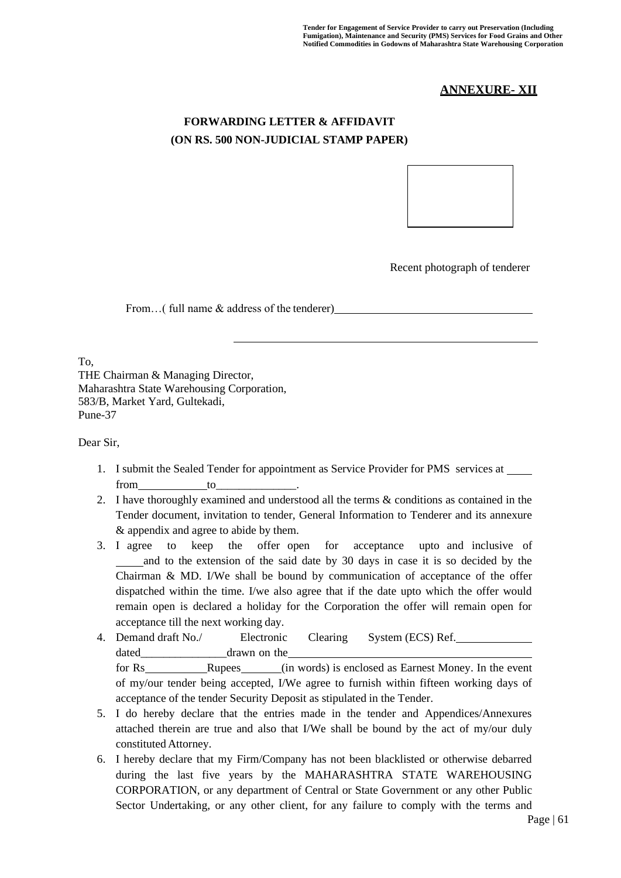## ANNEXURE- XII

### FORWARDING LETTER & AFFIDAVIT
### (ON RS. 500 NON-JUDICIAL STAMP PAPER)

Recent photograph of tenderer

From…( full name & address of the tenderer)\_\_\_\_\_\_\_\_\_\_\_\_\_\_\_\_\_\_\_\_\_\_\_\_\_\_\_\_\_\_\_\_\_\_\_\_

\_\_\_\_\_\_\_\_\_\_\_\_\_\_\_\_\_\_\_\_\_\_\_\_\_\_\_\_\_\_\_\_\_\_\_\_\_\_\_\_\_\_\_\_\_\_\_\_\_\_\_\_

To,
THE Chairman & Managing Director,
Maharashtra State Warehousing Corporation,
583/B, Market Yard, Gultekadi,
Pune-37

Dear Sir,

1. I submit the Sealed Tender for appointment as Service Provider for PMS services at \_\_\_\_ from\_\_\_\_\_\_\_\_\_\_\_\_to\_\_\_\_\_\_\_\_\_\_\_\_\_\_.
2. I have thoroughly examined and understood all the terms & conditions as contained in the Tender document, invitation to tender, General Information to Tenderer and its annexure & appendix and agree to abide by them.
3. I agree to keep the offer open for acceptance upto and inclusive of \_\_\_\_\_and to the extension of the said date by 30 days in case it is so decided by the Chairman & MD. I/We shall be bound by communication of acceptance of the offer dispatched within the time. I/we also agree that if the date upto which the offer would remain open is declared a holiday for the Corporation the offer will remain open for acceptance till the next working day.
4. Demand draft No./ Electronic Clearing System (ECS) Ref.\_\_\_\_\_\_\_\_\_\_\_\_\_ dated\_\_\_\_\_\_\_\_\_\_\_\_\_\_\_drawn on the\_\_\_\_\_\_\_\_\_\_\_\_\_\_\_\_\_\_\_\_\_\_\_\_\_\_\_\_\_\_\_\_\_\_\_\_\_\_\_\_\_\_ for Rs\_\_\_\_\_\_\_\_\_\_\_Rupees\_\_\_\_\_\_\_(in words) is enclosed as Earnest Money. In the event of my/our tender being accepted, I/We agree to furnish within fifteen working days of acceptance of the tender Security Deposit as stipulated in the Tender.
5. I do hereby declare that the entries made in the tender and Appendices/Annexures attached therein are true and also that I/We shall be bound by the act of my/our duly constituted Attorney.
6. I hereby declare that my Firm/Company has not been blacklisted or otherwise debarred during the last five years by the MAHARASHTRA STATE WAREHOUSING CORPORATION, or any department of Central or State Government or any other Public Sector Undertaking, or any other client, for any failure to comply with the terms and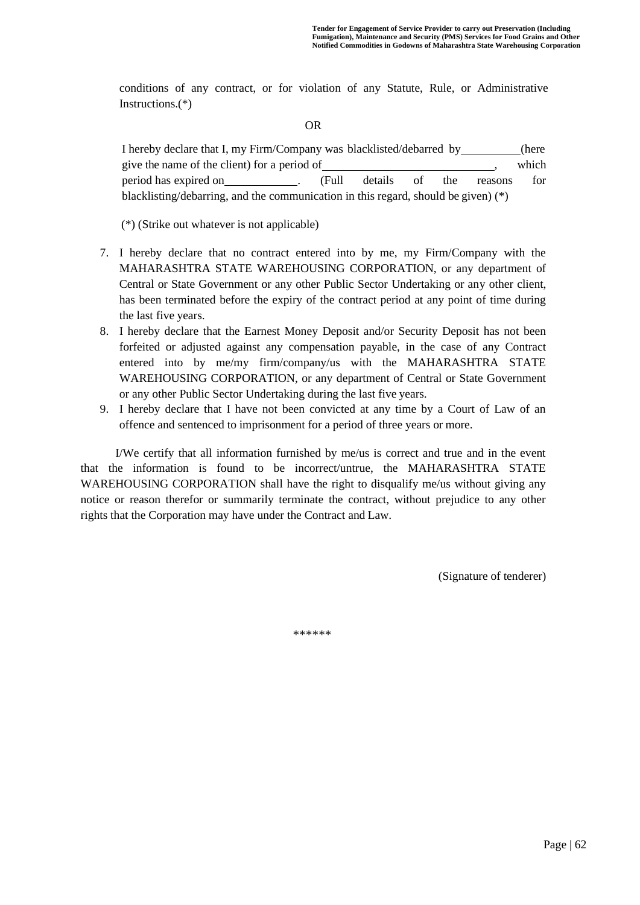conditions of any contract, or for violation of any Statute, Rule, or Administrative Instructions.(*)

OR

I hereby declare that I, my Firm/Company was blacklisted/debarred by__________(here give the name of the client) for a period of_____________________________, which period has expired on____________. (Full details of the reasons for blacklisting/debarring, and the communication in this regard, should be given) (*)

(*) (Strike out whatever is not applicable)

7. I hereby declare that no contract entered into by me, my Firm/Company with the MAHARASHTRA STATE WAREHOUSING CORPORATION, or any department of Central or State Government or any other Public Sector Undertaking or any other client, has been terminated before the expiry of the contract period at any point of time during the last five years.
8. I hereby declare that the Earnest Money Deposit and/or Security Deposit has not been forfeited or adjusted against any compensation payable, in the case of any Contract entered into by me/my firm/company/us with the MAHARASHTRA STATE WAREHOUSING CORPORATION, or any department of Central or State Government or any other Public Sector Undertaking during the last five years.
9. I hereby declare that I have not been convicted at any time by a Court of Law of an offence and sentenced to imprisonment for a period of three years or more.

I/We certify that all information furnished by me/us is correct and true and in the event that the information is found to be incorrect/untrue, the MAHARASHTRA STATE WAREHOUSING CORPORATION shall have the right to disqualify me/us without giving any notice or reason therefor or summarily terminate the contract, without prejudice to any other rights that the Corporation may have under the Contract and Law.

(Signature of tenderer)

******